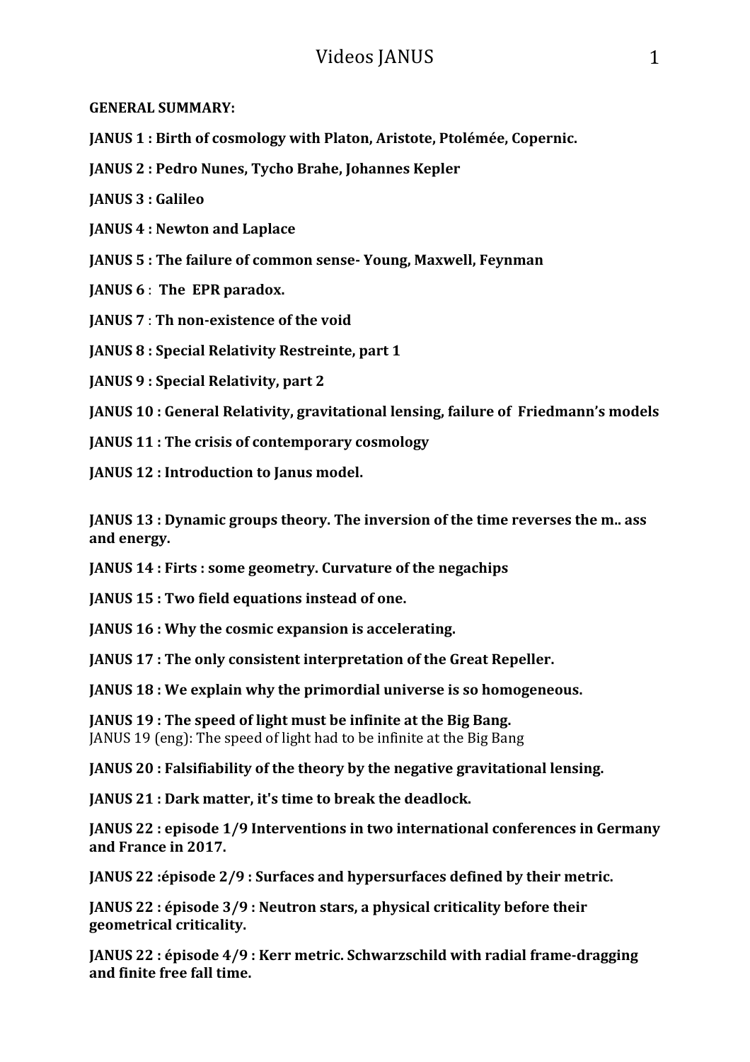**GENERAL SUMMARY:**

**JANUS 1 : Birth of cosmology with Platon, Aristote, Ptolémée, Copernic.**

**JANUS 2 : Pedro Nunes, Tycho Brahe, Johannes Kepler**

**JANUS 3 : Galileo**

**JANUS 4 : Newton and Laplace**

**JANUS 5 : The failure of common sense- Young, Maxwell, Feynman**

**JANUS 6 : The EPR paradox.**

**JANUS 7 : Th non-existence of the void**

**JANUS 8 : Special Relativity Restreinte, part 1**

**JANUS 9 : Special Relativity, part 2**

**JANUS 10 : General Relativity, gravitational lensing, failure of Friedmann's models**

**JANUS 11 : The crisis of contemporary cosmology**

**JANUS 12 : Introduction to Janus model.**

**JANUS 13 : Dynamic groups theory. The inversion of the time reverses the m.. ass and energy.**

**JANUS 14 : Firts : some geometry. Curvature of the negachips**

**JANUS 15 : Two field equations instead of one.**

**JANUS 16 : Why the cosmic expansion is accelerating.**

**JANUS 17 : The only consistent interpretation of the Great Repeller.**

**JANUS 18 : We explain why the primordial universe is so homogeneous.**

**JANUS 19 : The speed of light must be infinite at the Big Bang.**
JANUS 19 (eng): The speed of light had to be infinite at the Big Bang

**JANUS 20 : Falsifiability of the theory by the negative gravitational lensing.**

**JANUS 21 : Dark matter, it's time to break the deadlock.**

**JANUS 22 : episode 1/9 Interventions in two international conferences in Germany and France in 2017.**

**JANUS 22 :épisode 2/9 : Surfaces and hypersurfaces defined by their metric.**

**JANUS 22 : épisode 3/9 : Neutron stars, a physical criticality before their geometrical criticality.**

**JANUS 22 : épisode 4/9 : Kerr metric. Schwarzschild with radial frame-dragging and finite free fall time.**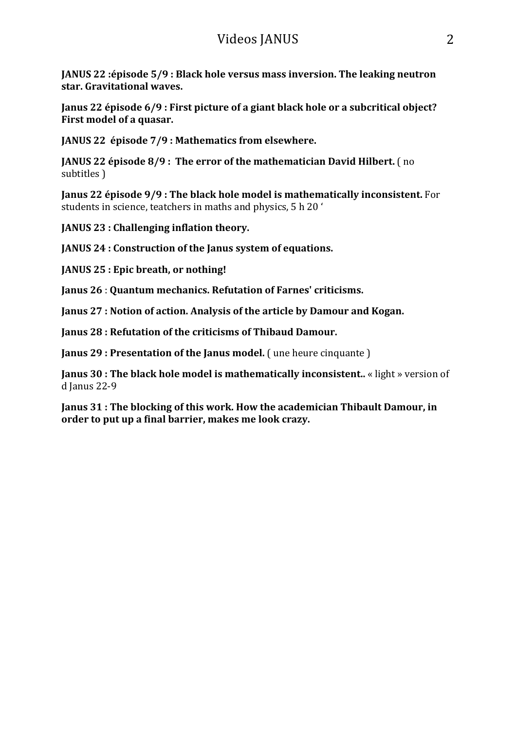**JANUS 22 :épisode 5/9 : Black hole versus mass inversion. The leaking neutron star. Gravitational waves.**

**Janus 22 épisode 6/9 : First picture of a giant black hole or a subcritical object? First model of a quasar.**

**JANUS 22  épisode 7/9 : Mathematics from elsewhere.**

**JANUS 22 épisode 8/9 :  The error of the mathematician David Hilbert.** ( no subtitles )

**Janus 22 épisode 9/9 : The black hole model is mathematically inconsistent.** For students in science, teatchers in maths and physics, 5 h 20 '

**JANUS 23 : Challenging inflation theory.**

**JANUS 24 : Construction of the Janus system of equations.**

**JANUS 25 : Epic breath, or nothing!**

**Janus 26** : **Quantum mechanics. Refutation of Farnes' criticisms.**

**Janus 27 : Notion of action. Analysis of the article by Damour and Kogan.**

**Janus 28 : Refutation of the criticisms of Thibaud Damour.**

**Janus 29 : Presentation of the Janus model.** ( une heure cinquante )

**Janus 30 : The black hole model is mathematically inconsistent..** « light » version of d Janus 22-9

**Janus 31 : The blocking of this work. How the academician Thibault Damour, in order to put up a final barrier, makes me look crazy.**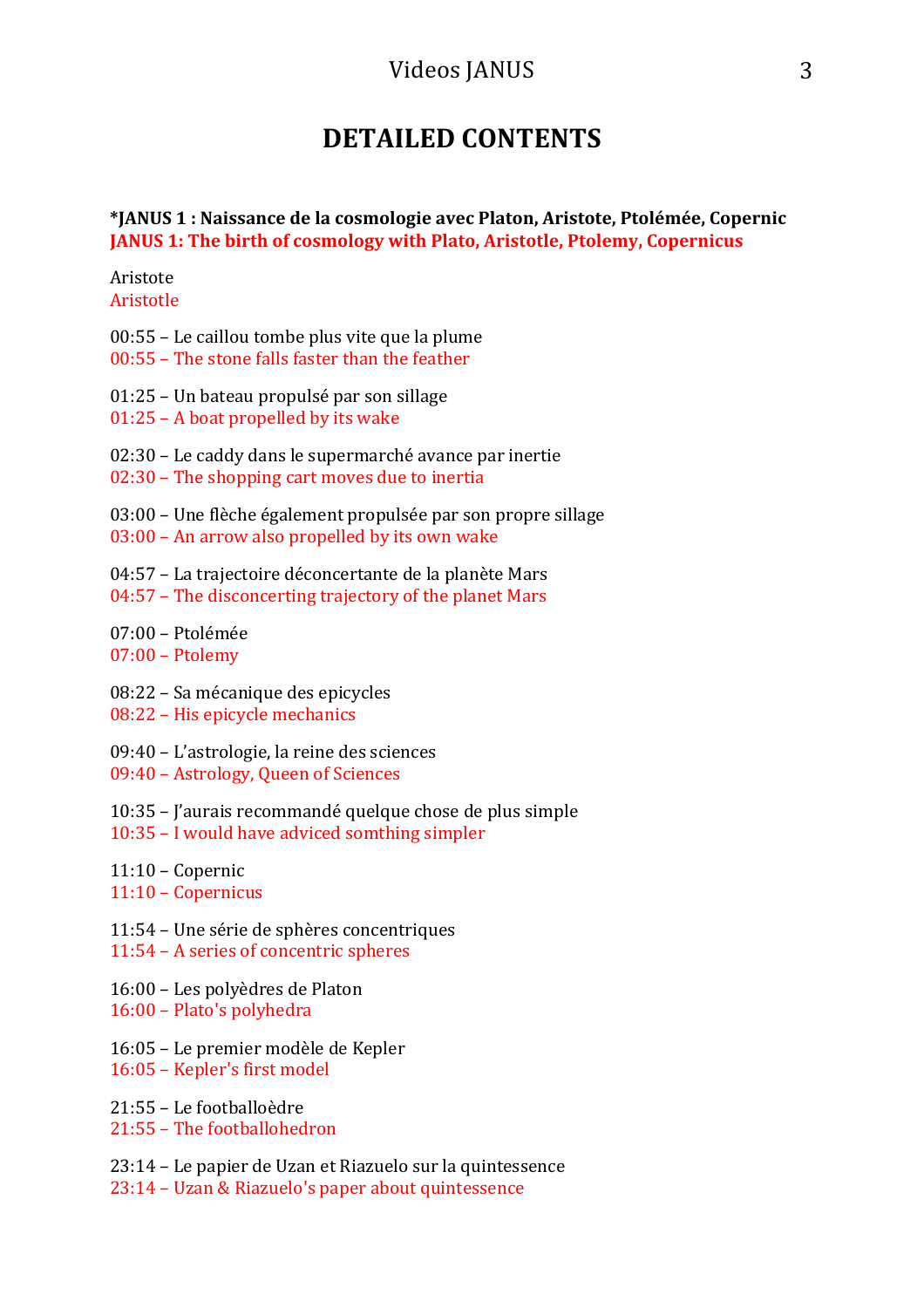# DETAILED CONTENTS

**\*JANUS 1 : Naissance de la cosmologie avec Platon, Aristote, Ptolémée, Copernic**
**JANUS 1: The birth of cosmology with Plato, Aristotle, Ptolemy, Copernicus**

Aristote
Aristotle

00:55 – Le caillou tombe plus vite que la plume
00:55 – The stone falls faster than the feather

01:25 – Un bateau propulsé par son sillage
01:25 – A boat propelled by its wake

02:30 – Le caddy dans le supermarché avance par inertie
02:30 – The shopping cart moves due to inertia

03:00 – Une flèche également propulsée par son propre sillage
03:00 – An arrow also propelled by its own wake

04:57 – La trajectoire déconcertante de la planète Mars
04:57 – The disconcerting trajectory of the planet Mars

07:00 – Ptolémée
07:00 – Ptolemy

08:22 – Sa mécanique des epicycles
08:22 – His epicycle mechanics

09:40 – L'astrologie, la reine des sciences
09:40 – Astrology, Queen of Sciences

10:35 – J'aurais recommandé quelque chose de plus simple
10:35 – I would have adviced somthing simpler

11:10 – Copernic
11:10 – Copernicus

11:54 – Une série de sphères concentriques
11:54 – A series of concentric spheres

16:00 – Les polyèdres de Platon
16:00 – Plato's polyhedra

16:05 – Le premier modèle de Kepler
16:05 – Kepler's first model

21:55 – Le footballoèdre
21:55 – The footballohedron

23:14 – Le papier de Uzan et Riazuelo sur la quintessence
23:14 – Uzan & Riazuelo's paper about quintessence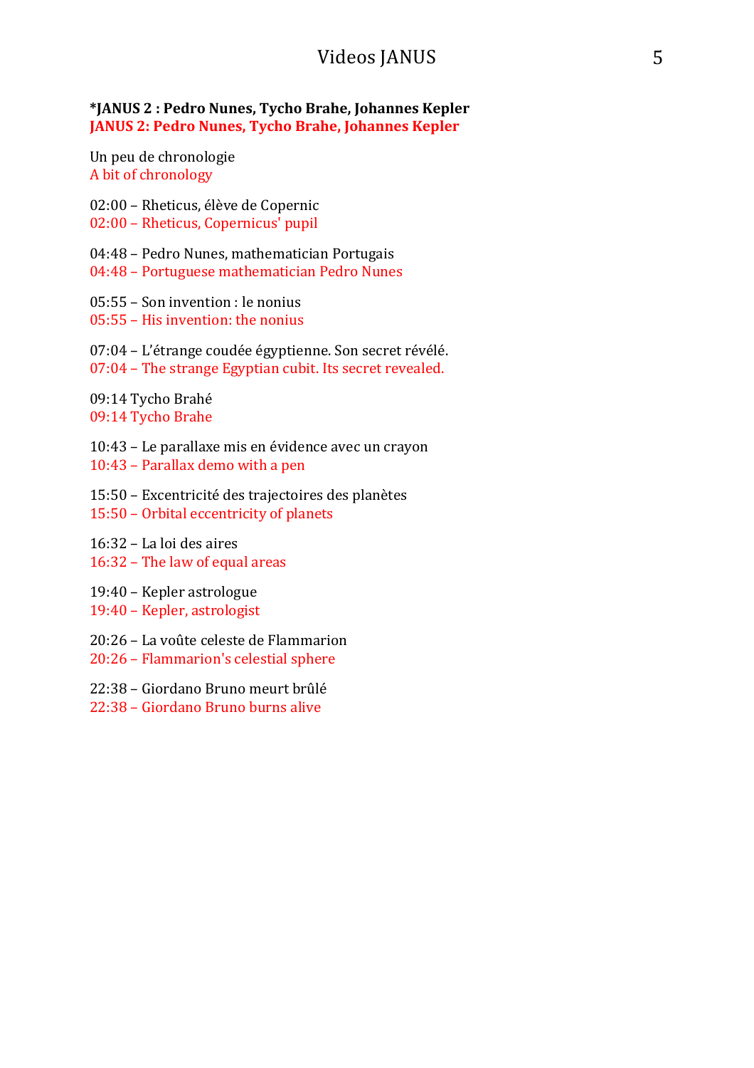**\*JANUS 2 : Pedro Nunes, Tycho Brahe, Johannes Kepler**
**JANUS 2: Pedro Nunes, Tycho Brahe, Johannes Kepler**

Un peu de chronologie
A bit of chronology

02:00 – Rheticus, élève de Copernic
02:00 – Rheticus, Copernicus' pupil

04:48 – Pedro Nunes, mathematician Portugais
04:48 – Portuguese mathematician Pedro Nunes

05:55 – Son invention : le nonius
05:55 – His invention: the nonius

07:04 – L'étrange coudée égyptienne. Son secret révélé.
07:04 – The strange Egyptian cubit. Its secret revealed.

09:14 Tycho Brahé
09:14 Tycho Brahe

10:43 – Le parallaxe mis en évidence avec un crayon
10:43 – Parallax demo with a pen

15:50 – Excentricité des trajectoires des planètes
15:50 – Orbital eccentricity of planets

16:32 – La loi des aires
16:32 – The law of equal areas

19:40 – Kepler astrologue
19:40 – Kepler, astrologist

20:26 – La voûte celeste de Flammarion
20:26 – Flammarion's celestial sphere

22:38 – Giordano Bruno meurt brûlé
22:38 – Giordano Bruno burns alive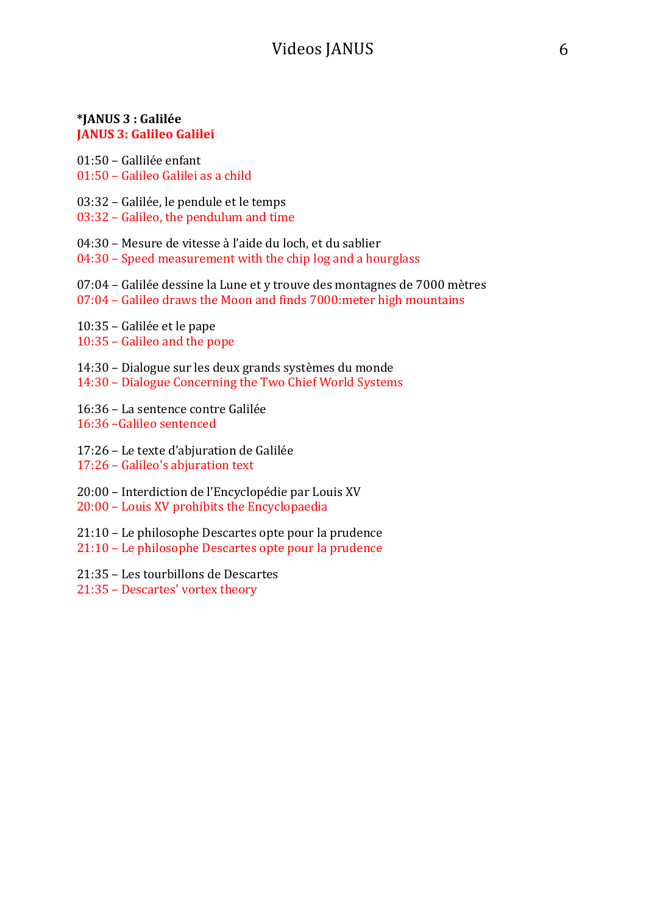**\*JANUS 3 : Galilée**
**JANUS 3: Galileo Galilei**

01:50 – Gallilée enfant
01:50 – Galileo Galilei as a child

03:32 – Galilée, le pendule et le temps
03:32 – Galileo, the pendulum and time

04:30 – Mesure de vitesse à l'aide du loch, et du sablier
04:30 – Speed measurement with the chip log and a hourglass

07:04 – Galilée dessine la Lune et y trouve des montagnes de 7000 mètres
07:04 – Galileo draws the Moon and finds 7000:meter high mountains

10:35 – Galilée et le pape
10:35 – Galileo and the pope

14:30 – Dialogue sur les deux grands systèmes du monde
14:30 – Dialogue Concerning the Two Chief World Systems

16:36 – La sentence contre Galilée
16:36 –Galileo sentenced

17:26 – Le texte d'abjuration de Galilée
17:26 – Galileo's abjuration text

20:00 – Interdiction de l'Encyclopédie par Louis XV
20:00 – Louis XV prohibits the Encyclopaedia

21:10 – Le philosophe Descartes opte pour la prudence
21:10 – Le philosophe Descartes opte pour la prudence

21:35 – Les tourbillons de Descartes
21:35 – Descartes' vortex theory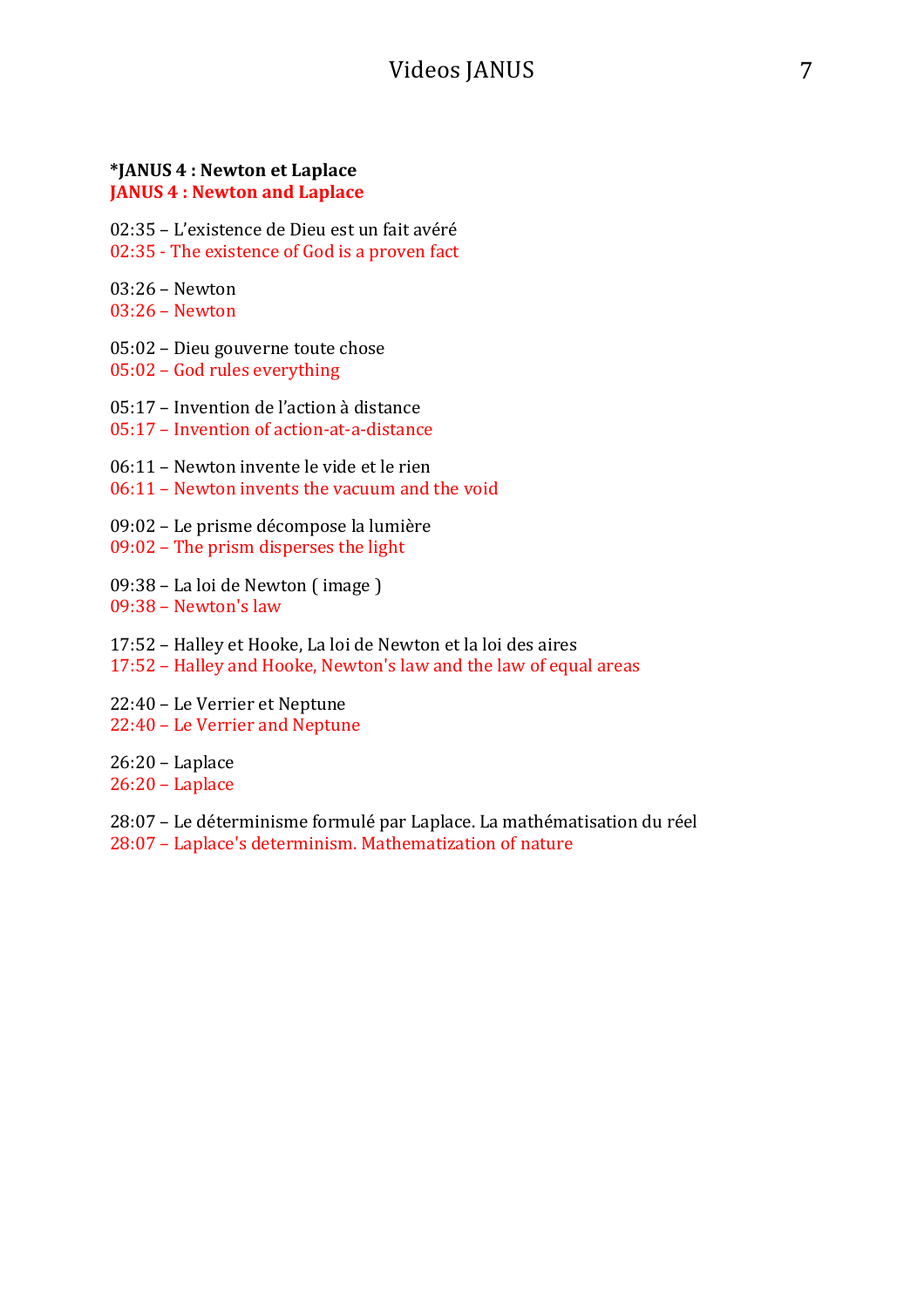**\*JANUS 4 : Newton et Laplace**
**JANUS 4 : Newton and Laplace**

02:35 – L'existence de Dieu est un fait avéré
02:35 - The existence of God is a proven fact

03:26 – Newton
03:26 – Newton

05:02 – Dieu gouverne toute chose
05:02 – God rules everything

05:17 – Invention de l'action à distance
05:17 – Invention of action-at-a-distance

06:11 – Newton invente le vide et le rien
06:11 – Newton invents the vacuum and the void

09:02 – Le prisme décompose la lumière
09:02 – The prism disperses the light

09:38 – La loi de Newton ( image )
09:38 – Newton's law

17:52 – Halley et Hooke, La loi de Newton et la loi des aires
17:52 – Halley and Hooke, Newton's law and the law of equal areas

22:40 – Le Verrier et Neptune
22:40 – Le Verrier and Neptune

26:20 – Laplace
26:20 – Laplace

28:07 – Le déterminisme formulé par Laplace. La mathématisation du réel
28:07 – Laplace's determinism. Mathematization of nature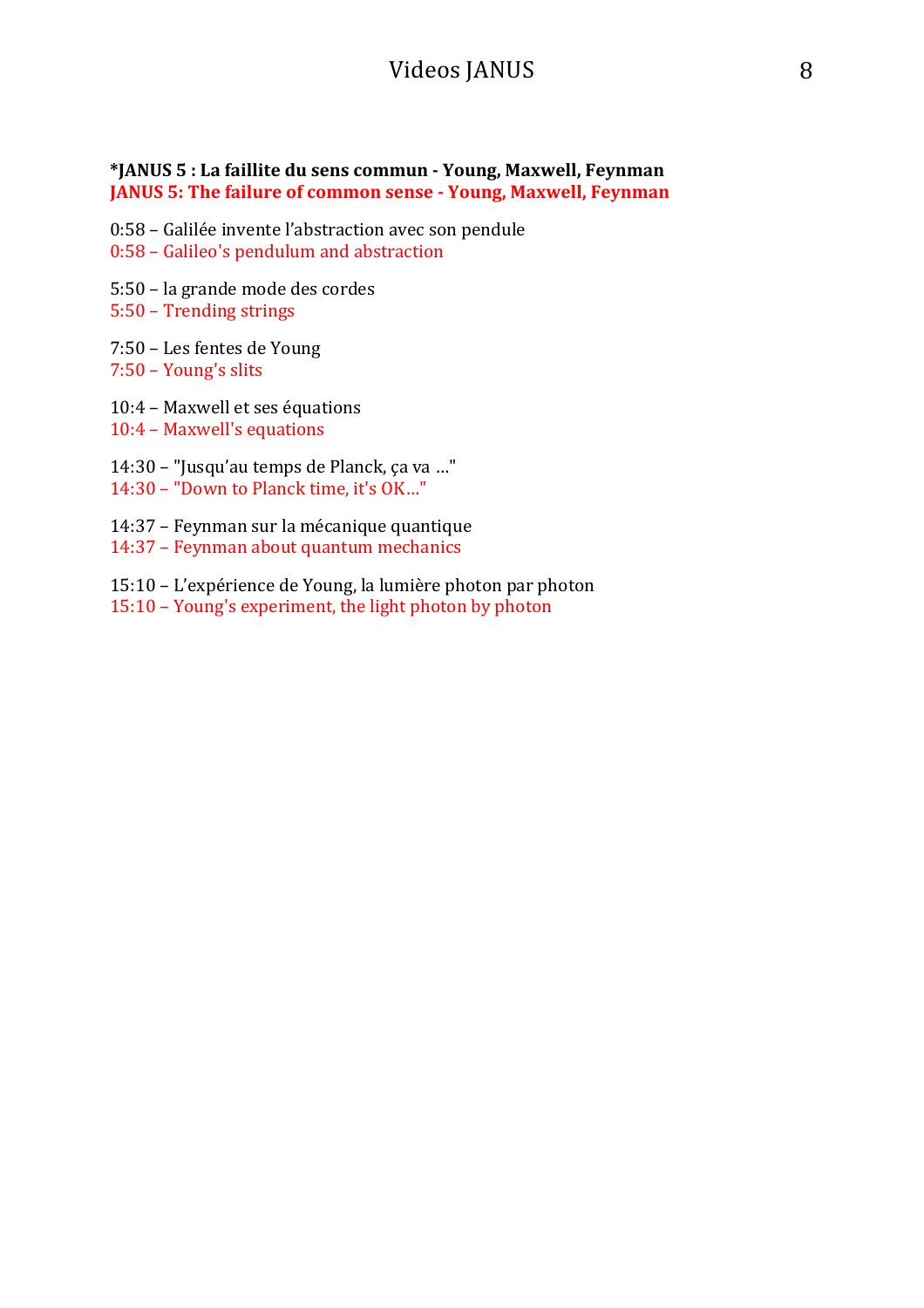**\*JANUS 5 : La faillite du sens commun - Young, Maxwell, Feynman**
**JANUS 5: The failure of common sense - Young, Maxwell, Feynman**

0:58 – Galilée invente l'abstraction avec son pendule
0:58 – Galileo's pendulum and abstraction

5:50 – la grande mode des cordes
5:50 – Trending strings

7:50 – Les fentes de Young
7:50 – Young's slits

10:4 – Maxwell et ses équations
10:4 – Maxwell's equations

14:30 – "Jusqu'au temps de Planck, ça va …"
14:30 – "Down to Planck time, it's OK…"

14:37 – Feynman sur la mécanique quantique
14:37 – Feynman about quantum mechanics

15:10 – L'expérience de Young, la lumière photon par photon
15:10 – Young's experiment, the light photon by photon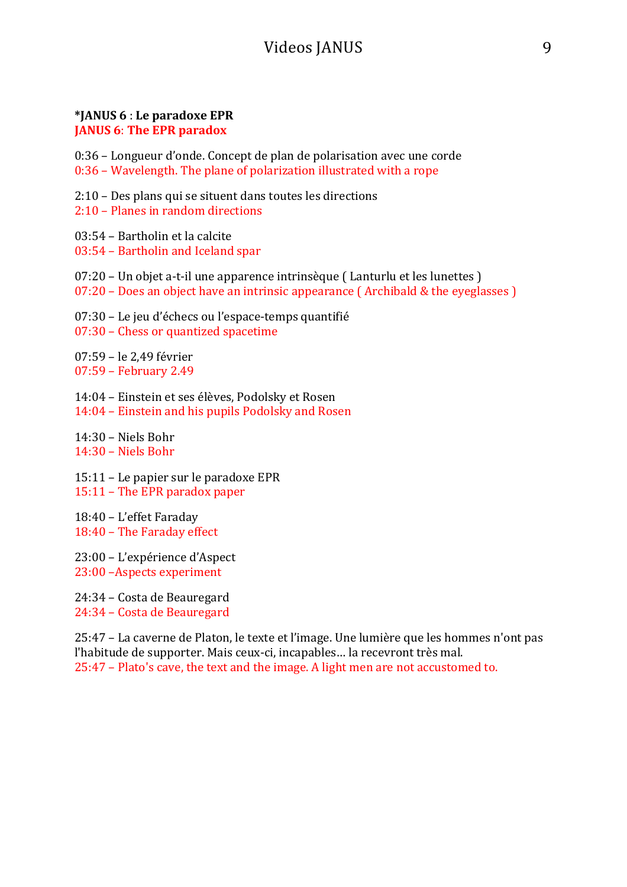**\*JANUS 6 : Le paradoxe EPR**
**JANUS 6: The EPR paradox**

0:36 – Longueur d'onde. Concept de plan de polarisation avec une corde
0:36 – Wavelength. The plane of polarization illustrated with a rope

2:10 – Des plans qui se situent dans toutes les directions
2:10 – Planes in random directions

03:54 – Bartholin et la calcite
03:54 – Bartholin and Iceland spar

07:20 – Un objet a-t-il une apparence intrinsèque ( Lanturlu et les lunettes )
07:20 – Does an object have an intrinsic appearance ( Archibald & the eyeglasses )

07:30 – Le jeu d'échecs ou l'espace-temps quantifié
07:30 – Chess or quantized spacetime

07:59 – le 2,49 février
07:59 – February 2.49

14:04 – Einstein et ses élèves, Podolsky et Rosen
14:04 – Einstein and his pupils Podolsky and Rosen

14:30 – Niels Bohr
14:30 – Niels Bohr

15:11 – Le papier sur le paradoxe EPR
15:11 – The EPR paradox paper

18:40 – L'effet Faraday
18:40 – The Faraday effect

23:00 – L'expérience d'Aspect
23:00 –Aspects experiment

24:34 – Costa de Beauregard
24:34 – Costa de Beauregard

25:47 – La caverne de Platon, le texte et l'image. Une lumière que les hommes n'ont pas l'habitude de supporter. Mais ceux-ci, incapables… la recevront très mal.
25:47 – Plato's cave, the text and the image. A light men are not accustomed to.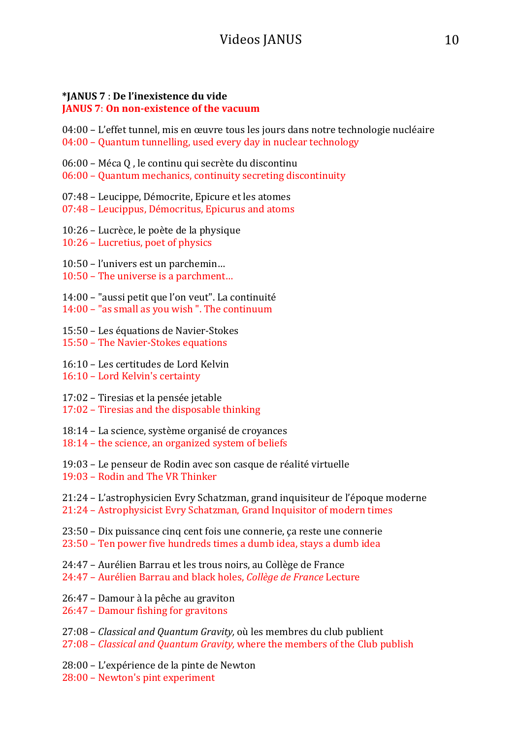**\*JANUS 7** : **De l'inexistence du vide**
**JANUS 7: On non-existence of the vacuum**

04:00 – L'effet tunnel, mis en œuvre tous les jours dans notre technologie nucléaire
04:00 – Quantum tunnelling, used every day in nuclear technology

06:00 – Méca Q , le continu qui secrète du discontinu
06:00 – Quantum mechanics, continuity secreting discontinuity

07:48 – Leucippe, Démocrite, Epicure et les atomes
07:48 – Leucippus, Démocritus, Epicurus and atoms

10:26 – Lucrèce, le poète de la physique
10:26 – Lucretius, poet of physics

10:50 – l'univers est un parchemin…
10:50 – The universe is a parchment…

14:00 – "aussi petit que l'on veut". La continuité
14:00 – "as small as you wish ". The continuum

15:50 – Les équations de Navier-Stokes
15:50 – The Navier-Stokes equations

16:10 – Les certitudes de Lord Kelvin
16:10 – Lord Kelvin's certainty

17:02 – Tiresias et la pensée jetable
17:02 – Tiresias and the disposable thinking

18:14 – La science, système organisé de croyances
18:14 – the science, an organized system of beliefs

19:03 – Le penseur de Rodin avec son casque de réalité virtuelle
19:03 – Rodin and The VR Thinker

21:24 – L'astrophysicien Evry Schatzman, grand inquisiteur de l'époque moderne
21:24 – Astrophysicist Evry Schatzman, Grand Inquisitor of modern times

23:50 – Dix puissance cinq cent fois une connerie, ça reste une connerie
23:50 – Ten power five hundreds times a dumb idea, stays a dumb idea

24:47 – Aurélien Barrau et les trous noirs, au Collège de France
24:47 – Aurélien Barrau and black holes, *Collège de France* Lecture

26:47 – Damour à la pêche au graviton
26:47 – Damour fishing for gravitons

27:08 – *Classical and Quantum Gravity,* où les membres du club publient
27:08 – *Classical and Quantum Gravity,* where the members of the Club publish

28:00 – L'expérience de la pinte de Newton
28:00 – Newton's pint experiment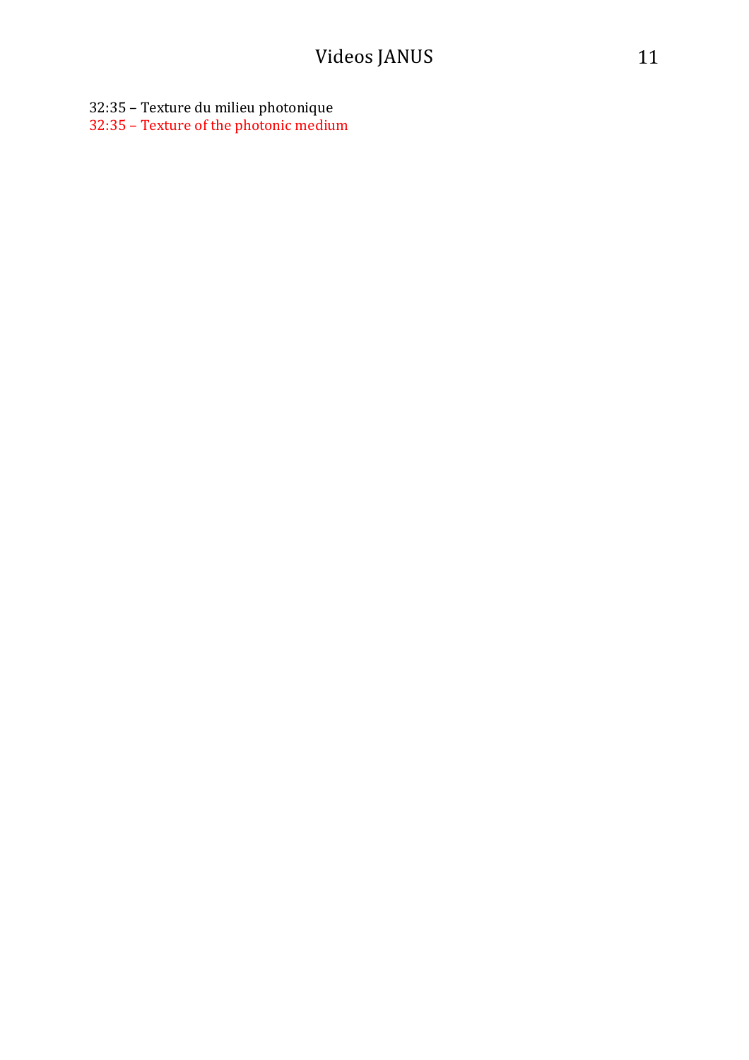32:35 – Texture du milieu photonique

32:35 – Texture of the photonic medium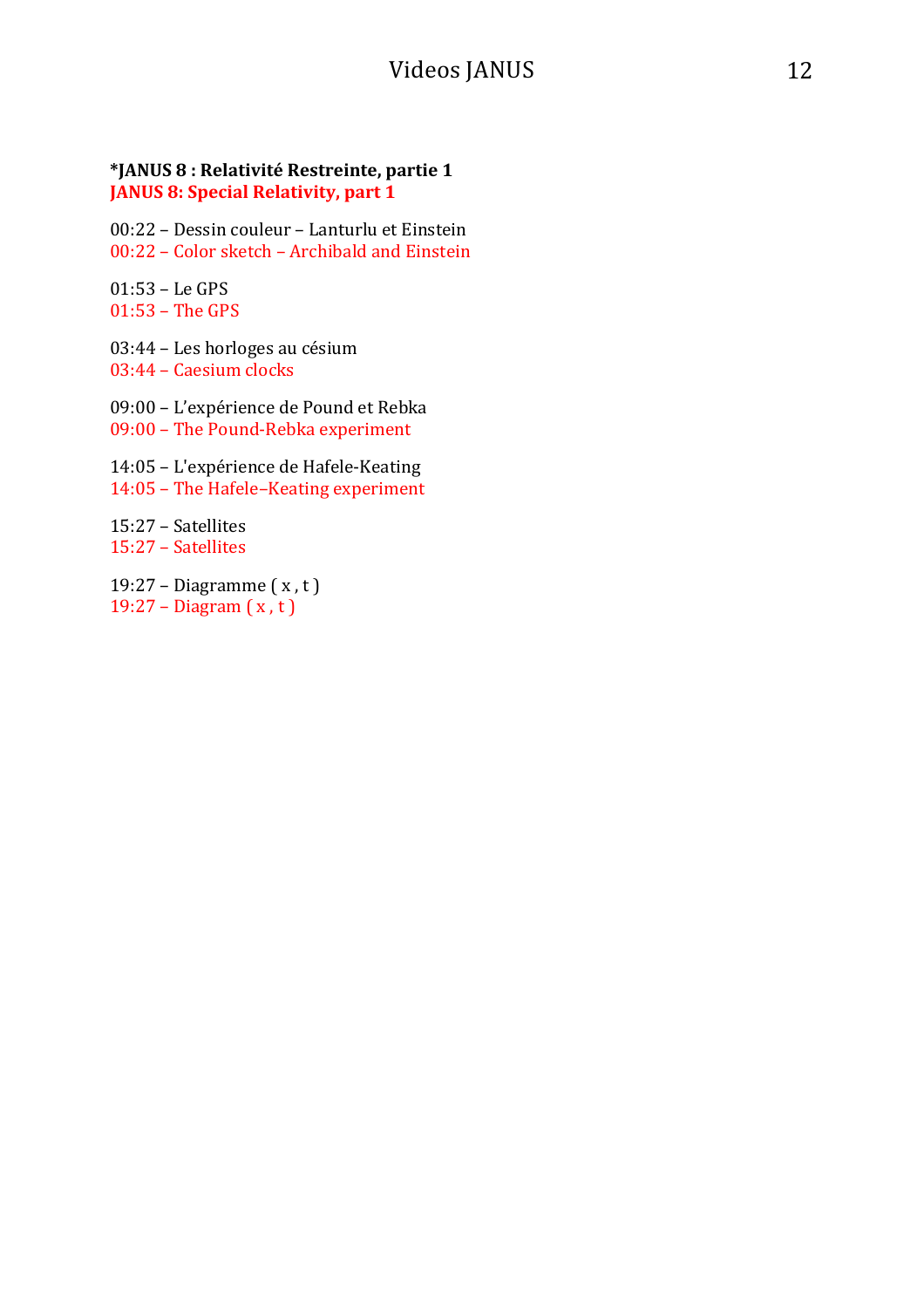**\*JANUS 8 : Relativité Restreinte, partie 1**
**JANUS 8: Special Relativity, part 1**

00:22 – Dessin couleur – Lanturlu et Einstein
00:22 – Color sketch – Archibald and Einstein

01:53 – Le GPS
01:53 – The GPS

03:44 – Les horloges au césium
03:44 – Caesium clocks

09:00 – L'expérience de Pound et Rebka
09:00 – The Pound-Rebka experiment

14:05 – L'expérience de Hafele-Keating
14:05 – The Hafele–Keating experiment

15:27 – Satellites
15:27 – Satellites

19:27 – Diagramme ( x , t )
19:27 – Diagram ( x , t )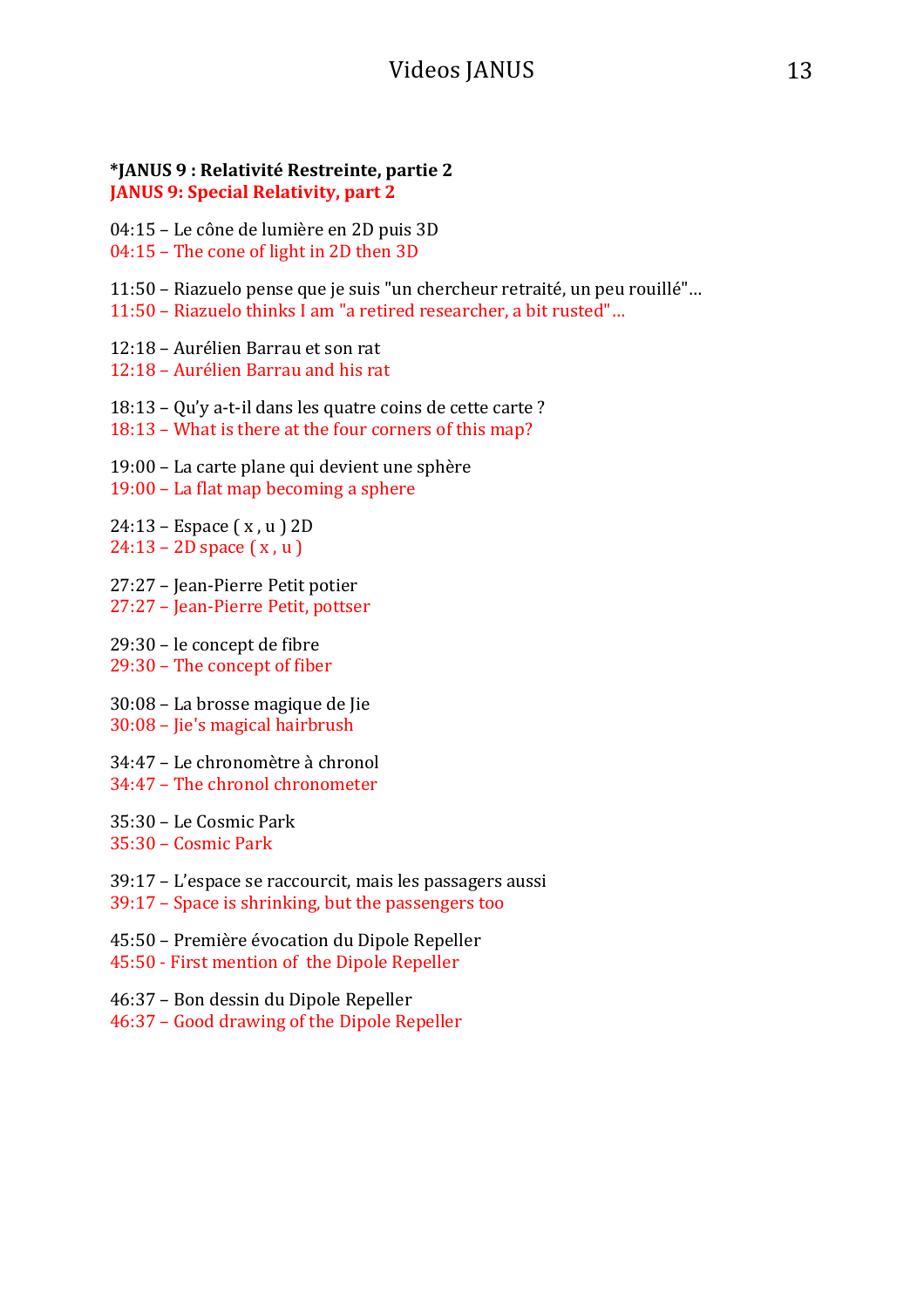**\*JANUS 9 : Relativité Restreinte, partie 2**
**JANUS 9: Special Relativity, part 2**

04:15 – Le cône de lumière en 2D puis 3D
04:15 – The cone of light in 2D then 3D

11:50 – Riazuelo pense que je suis "un chercheur retraité, un peu rouillé"...
11:50 – Riazuelo thinks I am "a retired researcher, a bit rusted"...

12:18 – Aurélien Barrau et son rat
12:18 – Aurélien Barrau and his rat

18:13 – Qu'y a-t-il dans les quatre coins de cette carte ?
18:13 – What is there at the four corners of this map?

19:00 – La carte plane qui devient une sphère
19:00 – La flat map becoming a sphere

24:13 – Espace ( x , u ) 2D
24:13 – 2D space ( x , u )

27:27 – Jean-Pierre Petit potier
27:27 – Jean-Pierre Petit, pottser

29:30 – le concept de fibre
29:30 – The concept of fiber

30:08 – La brosse magique de Jie
30:08 – Jie's magical hairbrush

34:47 – Le chronomètre à chronol
34:47 – The chronol chronometer

35:30 – Le Cosmic Park
35:30 – Cosmic Park

39:17 – L'espace se raccourcit, mais les passagers aussi
39:17 – Space is shrinking, but the passengers too

45:50 – Première évocation du Dipole Repeller
45:50 - First mention of the Dipole Repeller

46:37 – Bon dessin du Dipole Repeller
46:37 – Good drawing of the Dipole Repeller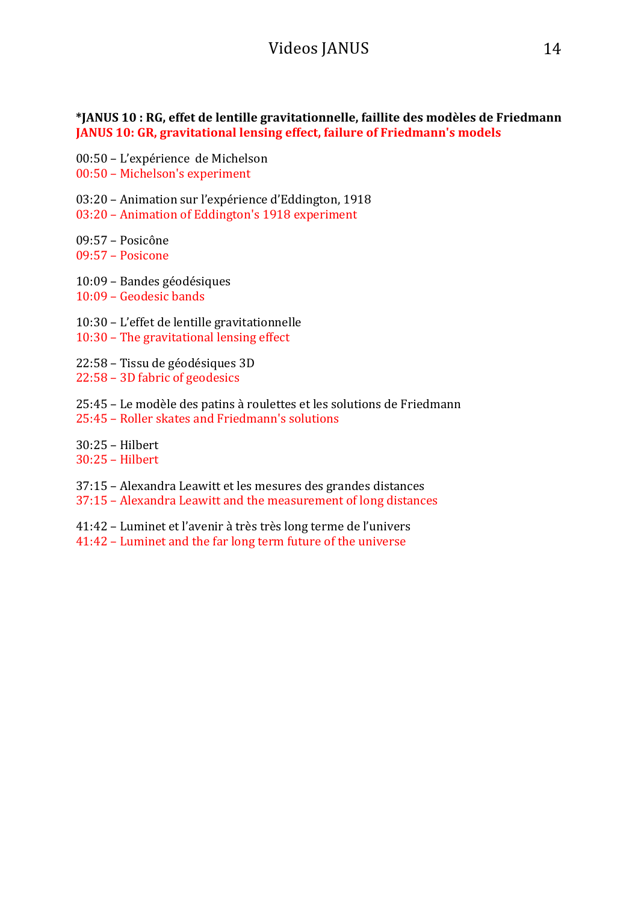**\*JANUS 10 : RG, effet de lentille gravitationnelle, faillite des modèles de Friedmann**
**JANUS 10: GR, gravitational lensing effect, failure of Friedmann's models**

00:50 – L'expérience de Michelson
00:50 – Michelson's experiment

03:20 – Animation sur l'expérience d'Eddington, 1918
03:20 – Animation of Eddington's 1918 experiment

09:57 – Posicône
09:57 – Posicone

10:09 – Bandes géodésiques
10:09 – Geodesic bands

10:30 – L'effet de lentille gravitationnelle
10:30 – The gravitational lensing effect

22:58 – Tissu de géodésiques 3D
22:58 – 3D fabric of geodesics

25:45 – Le modèle des patins à roulettes et les solutions de Friedmann
25:45 – Roller skates and Friedmann's solutions

30:25 – Hilbert
30:25 – Hilbert

37:15 – Alexandra Leawitt et les mesures des grandes distances
37:15 – Alexandra Leawitt and the measurement of long distances

41:42 – Luminet et l'avenir à très très long terme de l'univers
41:42 – Luminet and the far long term future of the universe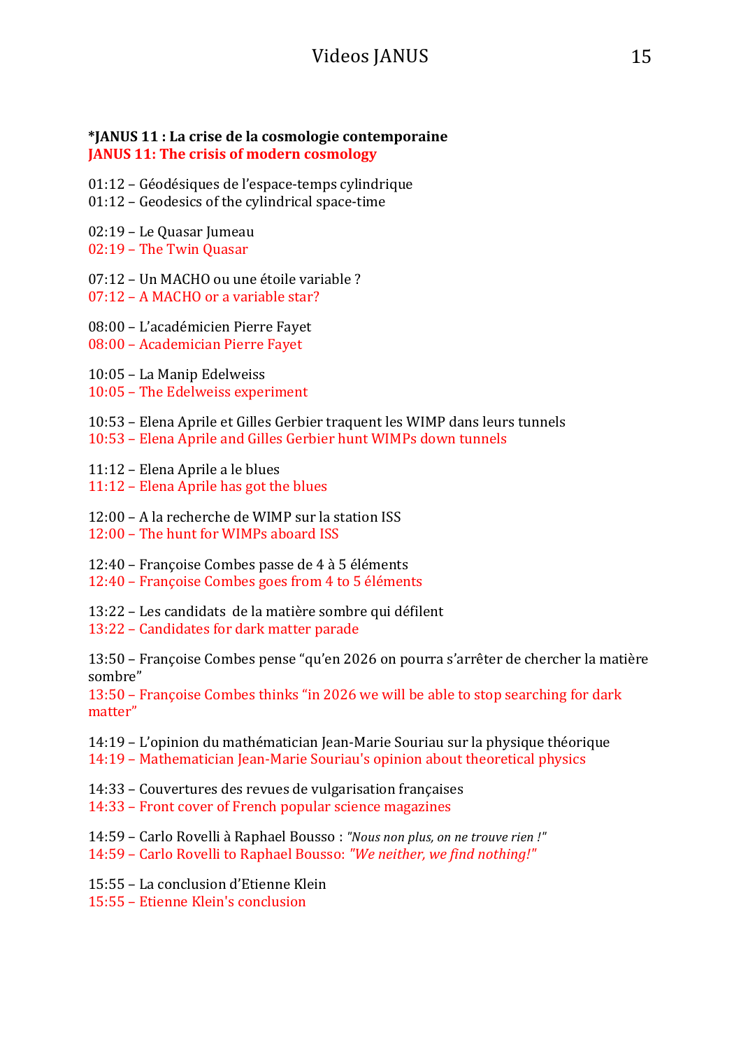**\*JANUS 11 : La crise de la cosmologie contemporaine**
**JANUS 11: The crisis of modern cosmology**

01:12 – Géodésiques de l'espace-temps cylindrique
01:12 – Geodesics of the cylindrical space-time

02:19 – Le Quasar Jumeau
02:19 – The Twin Quasar

07:12 – Un MACHO ou une étoile variable ?
07:12 – A MACHO or a variable star?

08:00 – L'académicien Pierre Fayet
08:00 – Academician Pierre Fayet

10:05 – La Manip Edelweiss
10:05 – The Edelweiss experiment

10:53 – Elena Aprile et Gilles Gerbier traquent les WIMP dans leurs tunnels
10:53 – Elena Aprile and Gilles Gerbier hunt WIMPs down tunnels

11:12 – Elena Aprile a le blues
11:12 – Elena Aprile has got the blues

12:00 – A la recherche de WIMP sur la station ISS
12:00 – The hunt for WIMPs aboard ISS

12:40 – Françoise Combes passe de 4 à 5 éléments
12:40 – Françoise Combes goes from 4 to 5 éléments

13:22 – Les candidats de la matière sombre qui défilent
13:22 – Candidates for dark matter parade

13:50 – Françoise Combes pense "qu'en 2026 on pourra s'arrêter de chercher la matière sombre"
13:50 – Françoise Combes thinks "in 2026 we will be able to stop searching for dark matter"

14:19 – L'opinion du mathématician Jean-Marie Souriau sur la physique théorique
14:19 – Mathematician Jean-Marie Souriau's opinion about theoretical physics

14:33 – Couvertures des revues de vulgarisation françaises
14:33 – Front cover of French popular science magazines

14:59 – Carlo Rovelli à Raphael Bousso : *"Nous non plus, on ne trouve rien !"*
14:59 – Carlo Rovelli to Raphael Bousso: *"We neither, we find nothing!"*

15:55 – La conclusion d'Etienne Klein
15:55 – Etienne Klein's conclusion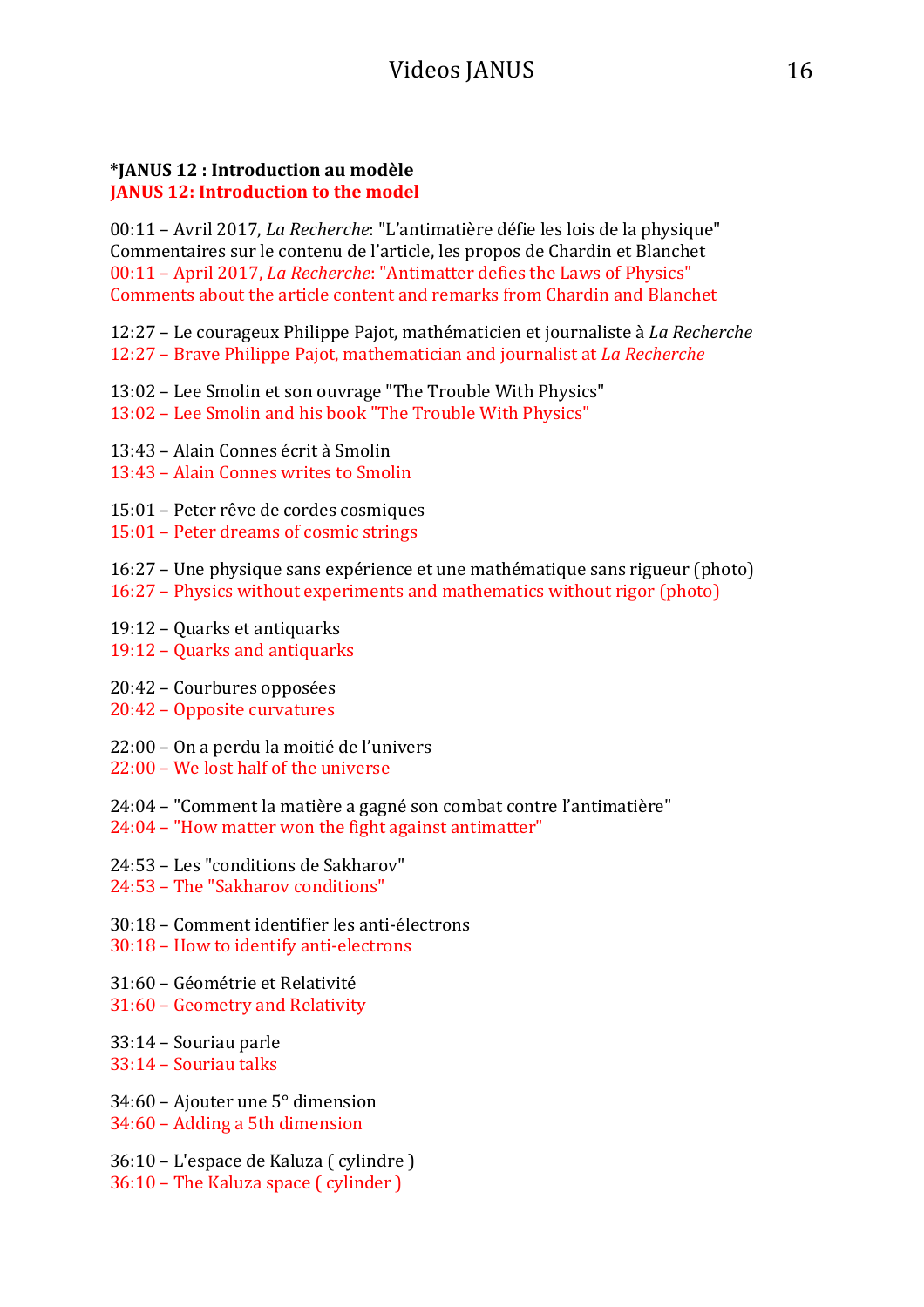**\*JANUS 12 : Introduction au modèle**
**JANUS 12: Introduction to the model**

00:11 – Avril 2017, *La Recherche*: "L'antimatière défie les lois de la physique"
Commentaires sur le contenu de l'article, les propos de Chardin et Blanchet
00:11 – April 2017, *La Recherche*: "Antimatter defies the Laws of Physics"
Comments about the article content and remarks from Chardin and Blanchet

12:27 – Le courageux Philippe Pajot, mathématicien et journaliste à *La Recherche*
12:27 – Brave Philippe Pajot, mathematician and journalist at *La Recherche*

13:02 – Lee Smolin et son ouvrage "The Trouble With Physics"
13:02 – Lee Smolin and his book "The Trouble With Physics"

13:43 – Alain Connes écrit à Smolin
13:43 – Alain Connes writes to Smolin

15:01 – Peter rêve de cordes cosmiques
15:01 – Peter dreams of cosmic strings

16:27 – Une physique sans expérience et une mathématique sans rigueur (photo)
16:27 – Physics without experiments and mathematics without rigor (photo)

19:12 – Quarks et antiquarks
19:12 – Quarks and antiquarks

20:42 – Courbures opposées
20:42 – Opposite curvatures

22:00 – On a perdu la moitié de l'univers
22:00 – We lost half of the universe

24:04 – "Comment la matière a gagné son combat contre l'antimatière"
24:04 – "How matter won the fight against antimatter"

24:53 – Les "conditions de Sakharov"
24:53 – The "Sakharov conditions"

30:18 – Comment identifier les anti-électrons
30:18 – How to identify anti-electrons

31:60 – Géométrie et Relativité
31:60 – Geometry and Relativity

33:14 – Souriau parle
33:14 – Souriau talks

34:60 – Ajouter une 5° dimension
34:60 – Adding a 5th dimension

36:10 – L'espace de Kaluza ( cylindre )
36:10 – The Kaluza space ( cylinder )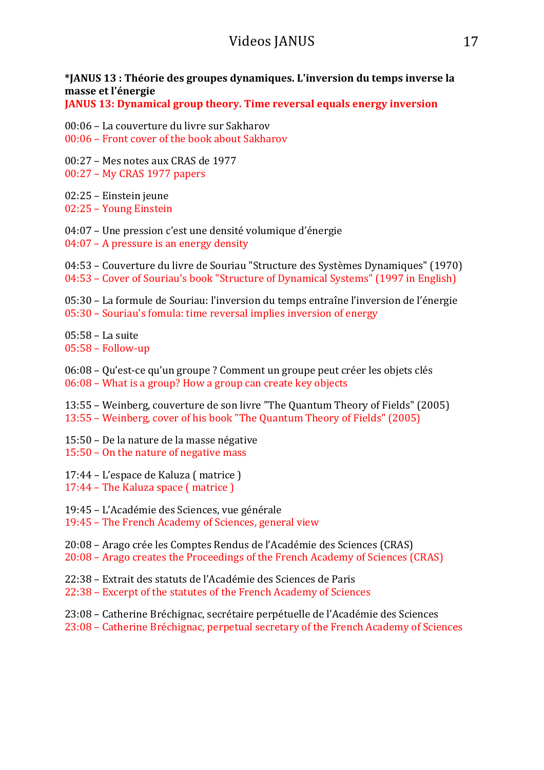**\*JANUS 13 : Théorie des groupes dynamiques. L'inversion du temps inverse la masse et l'énergie**

**JANUS 13: Dynamical group theory. Time reversal equals energy inversion**

00:06 – La couverture du livre sur Sakharov
00:06 – Front cover of the book about Sakharov

00:27 – Mes notes aux CRAS de 1977
00:27 – My CRAS 1977 papers

02:25 – Einstein jeune
02:25 – Young Einstein

04:07 – Une pression c'est une densité volumique d'énergie
04:07 – A pressure is an energy density

04:53 – Couverture du livre de Souriau "Structure des Systèmes Dynamiques" (1970)
04:53 – Cover of Souriau's book "Structure of Dynamical Systems" (1997 in English)

05:30 – La formule de Souriau: l'inversion du temps entraîne l'inversion de l'énergie
05:30 – Souriau's fomula: time reversal implies inversion of energy

05:58 – La suite
05:58 – Follow-up

06:08 – Qu'est-ce qu'un groupe ? Comment un groupe peut créer les objets clés
06:08 – What is a group? How a group can create key objects

13:55 – Weinberg, couverture de son livre "The Quantum Theory of Fields" (2005)
13:55 – Weinberg, cover of his book "The Quantum Theory of Fields" (2005)

15:50 – De la nature de la masse négative
15:50 – On the nature of negative mass

17:44 – L'espace de Kaluza ( matrice )
17:44 – The Kaluza space ( matrice )

19:45 – L'Académie des Sciences, vue générale
19:45 – The French Academy of Sciences, general view

20:08 – Arago crée les Comptes Rendus de l'Académie des Sciences (CRAS)
20:08 – Arago creates the Proceedings of the French Academy of Sciences (CRAS)

22:38 – Extrait des statuts de l'Académie des Sciences de Paris
22:38 – Excerpt of the statutes of the French Academy of Sciences

23:08 – Catherine Bréchignac, secrétaire perpétuelle de l'Académie des Sciences
23:08 – Catherine Bréchignac, perpetual secretary of the French Academy of Sciences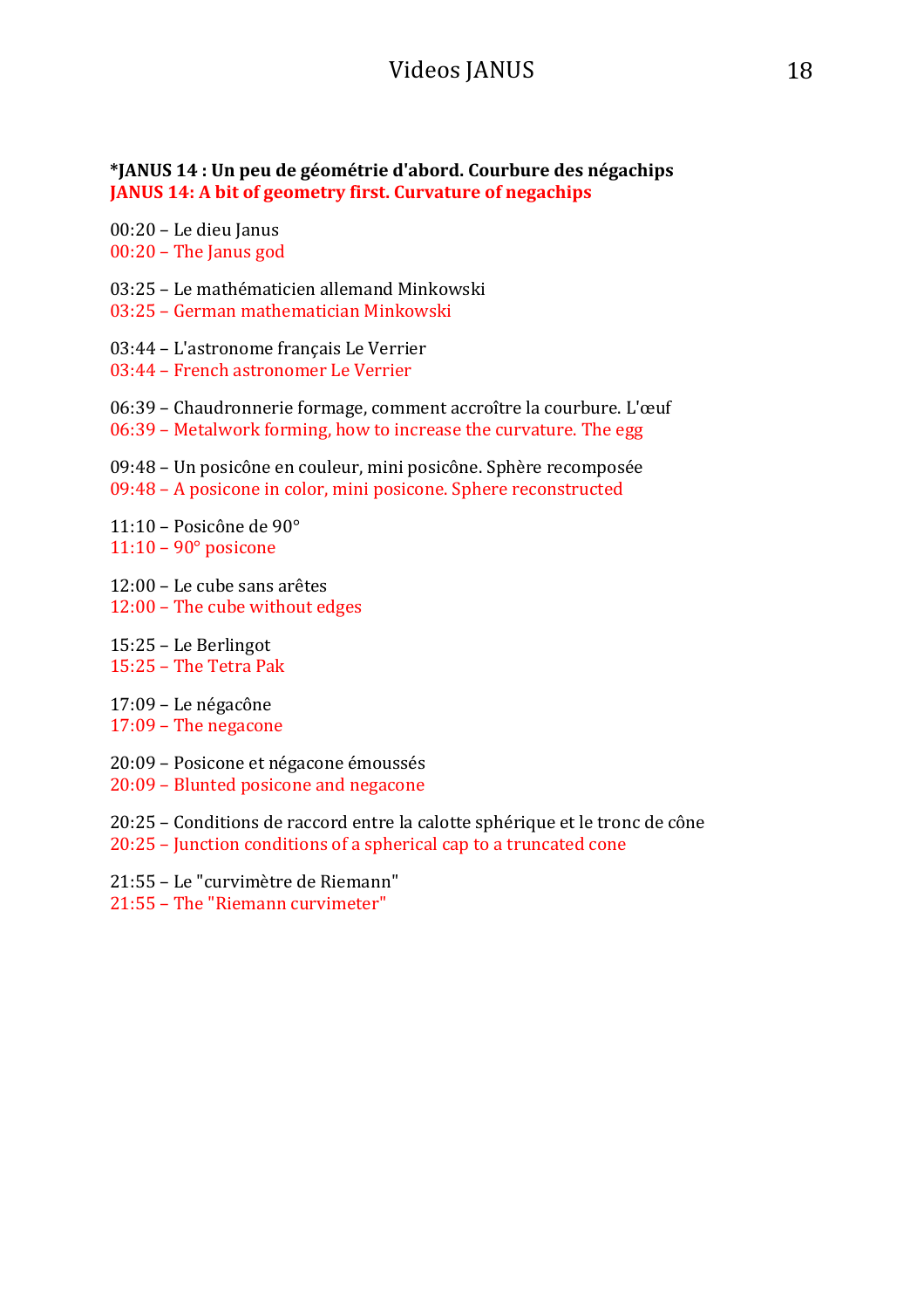**\*JANUS 14 : Un peu de géométrie d'abord. Courbure des négachips**
**JANUS 14: A bit of geometry first. Curvature of negachips**

00:20 – Le dieu Janus
00:20 – The Janus god

03:25 – Le mathématicien allemand Minkowski
03:25 – German mathematician Minkowski

03:44 – L'astronome français Le Verrier
03:44 – French astronomer Le Verrier

06:39 – Chaudronnerie formage, comment accroître la courbure. L'œuf
06:39 – Metalwork forming, how to increase the curvature. The egg

09:48 – Un posicône en couleur, mini posicône. Sphère recomposée
09:48 – A posicone in color, mini posicone. Sphere reconstructed

11:10 – Posicône de 90°
11:10 – 90° posicone

12:00 – Le cube sans arêtes
12:00 – The cube without edges

15:25 – Le Berlingot
15:25 – The Tetra Pak

17:09 – Le négacône
17:09 – The negacone

20:09 – Posicone et négacone émoussés
20:09 – Blunted posicone and negacone

20:25 – Conditions de raccord entre la calotte sphérique et le tronc de cône
20:25 – Junction conditions of a spherical cap to a truncated cone

21:55 – Le "curvimètre de Riemann"
21:55 – The "Riemann curvimeter"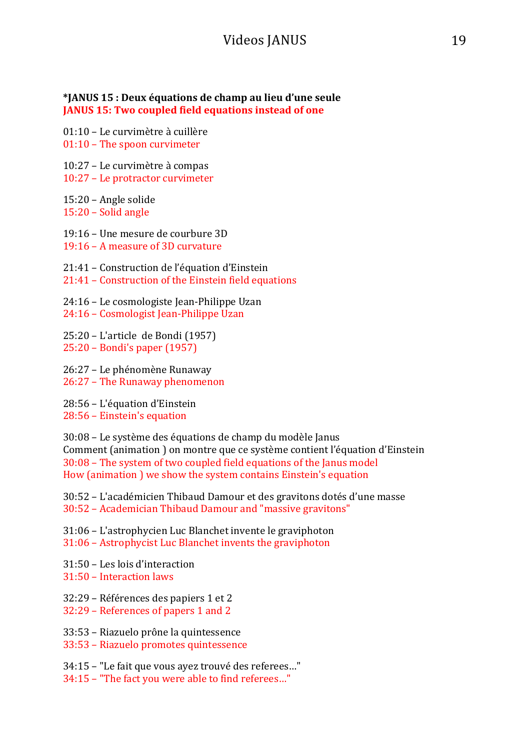**\*JANUS 15 : Deux équations de champ au lieu d'une seule**
**JANUS 15: Two coupled field equations instead of one**

01:10 – Le curvimètre à cuillère
01:10 – The spoon curvimeter

10:27 – Le curvimètre à compas
10:27 – Le protractor curvimeter

15:20 – Angle solide
15:20 – Solid angle

19:16 – Une mesure de courbure 3D
19:16 – A measure of 3D curvature

21:41 – Construction de l'équation d'Einstein
21:41 – Construction of the Einstein field equations

24:16 – Le cosmologiste Jean-Philippe Uzan
24:16 – Cosmologist Jean-Philippe Uzan

25:20 – L'article de Bondi (1957)
25:20 – Bondi's paper (1957)

26:27 – Le phénomène Runaway
26:27 – The Runaway phenomenon

28:56 – L'équation d'Einstein
28:56 – Einstein's equation

30:08 – Le système des équations de champ du modèle Janus
Comment (animation ) on montre que ce système contient l'équation d'Einstein
30:08 – The system of two coupled field equations of the Janus model
How (animation ) we show the system contains Einstein's equation

30:52 – L'académicien Thibaud Damour et des gravitons dotés d'une masse
30:52 – Academician Thibaud Damour and "massive gravitons"

31:06 – L'astrophycien Luc Blanchet invente le graviphoton
31:06 – Astrophycist Luc Blanchet invents the graviphoton

31:50 – Les lois d'interaction
31:50 – Interaction laws

32:29 – Références des papiers 1 et 2
32:29 – References of papers 1 and 2

33:53 – Riazuelo prône la quintessence
33:53 – Riazuelo promotes quintessence

34:15 – "Le fait que vous ayez trouvé des referees…"
34:15 – "The fact you were able to find referees…"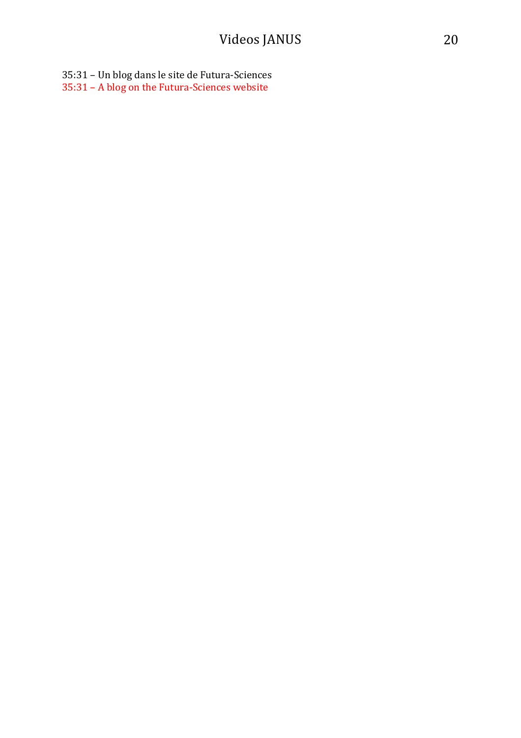35:31 – Un blog dans le site de Futura-Sciences
35:31 – A blog on the Futura-Sciences website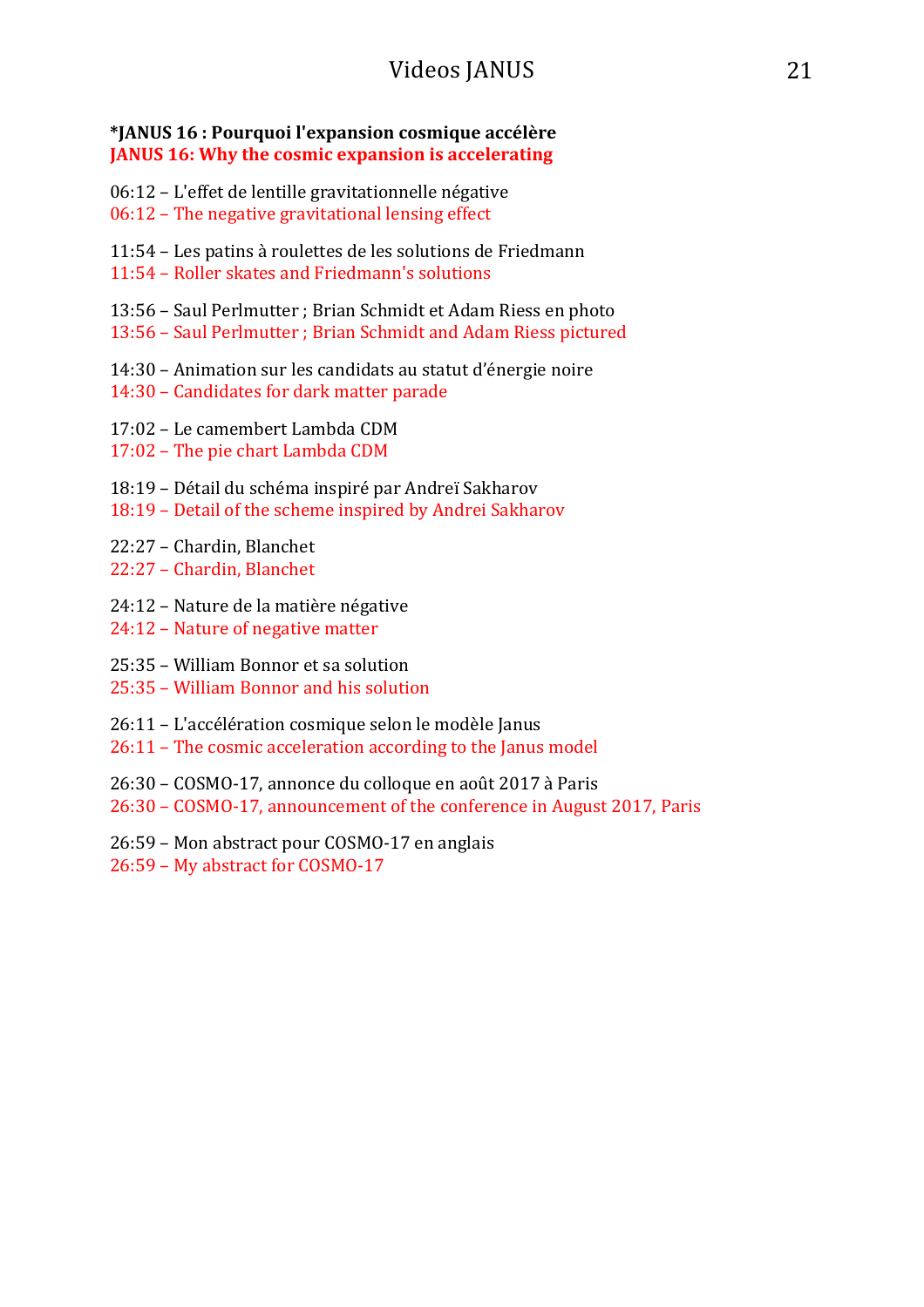**\*JANUS 16 : Pourquoi l'expansion cosmique accélère**
**JANUS 16: Why the cosmic expansion is accelerating**

06:12 – L'effet de lentille gravitationnelle négative
06:12 – The negative gravitational lensing effect

11:54 – Les patins à roulettes de les solutions de Friedmann
11:54 – Roller skates and Friedmann's solutions

13:56 – Saul Perlmutter ; Brian Schmidt et Adam Riess en photo
13:56 – Saul Perlmutter ; Brian Schmidt and Adam Riess pictured

14:30 – Animation sur les candidats au statut d'énergie noire
14:30 – Candidates for dark matter parade

17:02 – Le camembert Lambda CDM
17:02 – The pie chart Lambda CDM

18:19 – Détail du schéma inspiré par Andreï Sakharov
18:19 – Detail of the scheme inspired by Andrei Sakharov

22:27 – Chardin, Blanchet
22:27 – Chardin, Blanchet

24:12 – Nature de la matière négative
24:12 – Nature of negative matter

25:35 – William Bonnor et sa solution
25:35 – William Bonnor and his solution

26:11 – L'accélération cosmique selon le modèle Janus
26:11 – The cosmic acceleration according to the Janus model

26:30 – COSMO-17, annonce du colloque en août 2017 à Paris
26:30 – COSMO-17, announcement of the conference in August 2017, Paris

26:59 – Mon abstract pour COSMO-17 en anglais
26:59 – My abstract for COSMO-17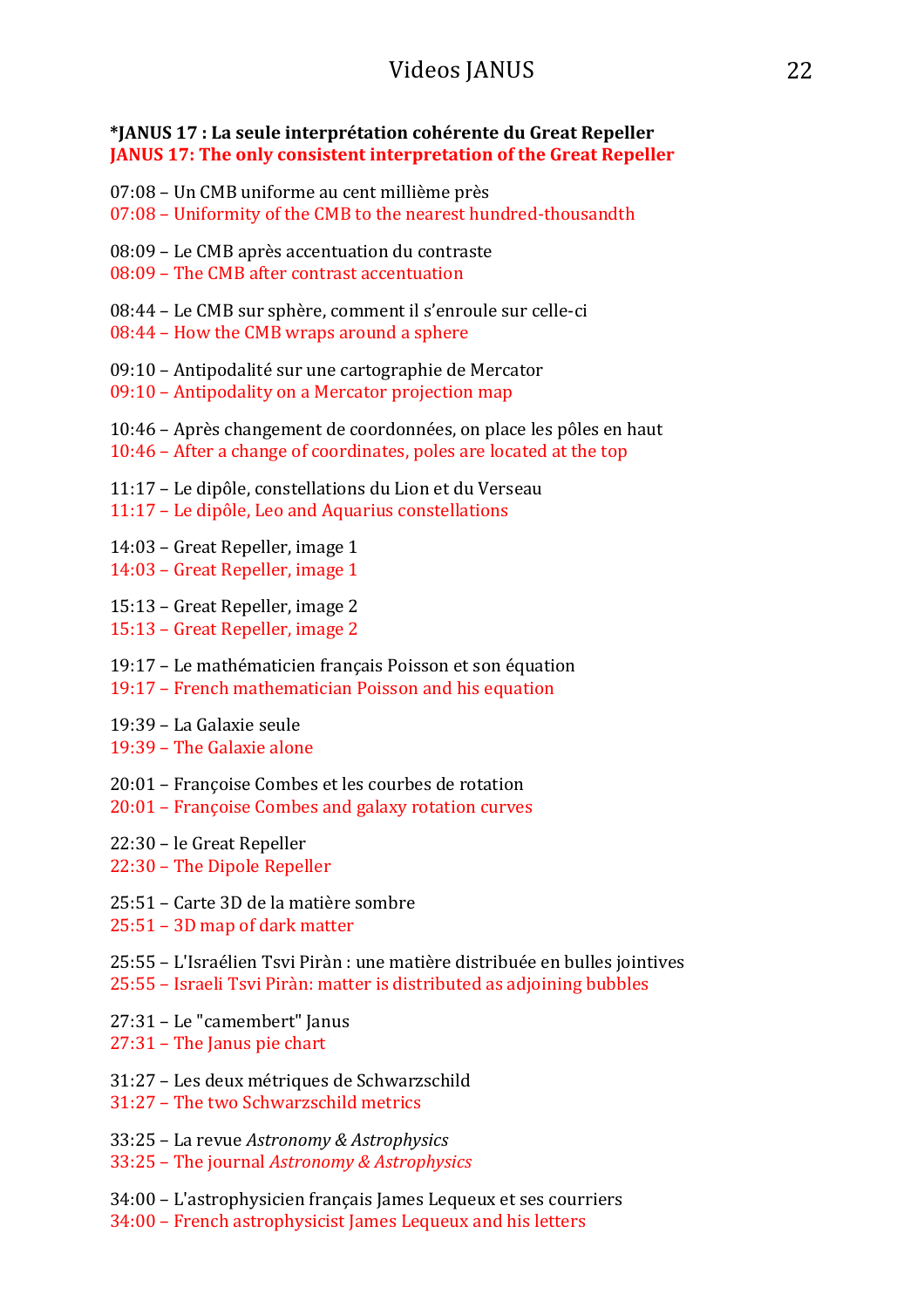**\*JANUS 17 : La seule interprétation cohérente du Great Repeller**
**JANUS 17: The only consistent interpretation of the Great Repeller**

07:08 – Un CMB uniforme au cent millième près
07:08 – Uniformity of the CMB to the nearest hundred-thousandth

08:09 – Le CMB après accentuation du contraste
08:09 – The CMB after contrast accentuation

08:44 – Le CMB sur sphère, comment il s'enroule sur celle-ci
08:44 – How the CMB wraps around a sphere

09:10 – Antipodalité sur une cartographie de Mercator
09:10 – Antipodality on a Mercator projection map

10:46 – Après changement de coordonnées, on place les pôles en haut
10:46 – After a change of coordinates, poles are located at the top

11:17 – Le dipôle, constellations du Lion et du Verseau
11:17 – Le dipôle, Leo and Aquarius constellations

14:03 – Great Repeller, image 1
14:03 – Great Repeller, image 1

15:13 – Great Repeller, image 2
15:13 – Great Repeller, image 2

19:17 – Le mathématicien français Poisson et son équation
19:17 – French mathematician Poisson and his equation

19:39 – La Galaxie seule
19:39 – The Galaxie alone

20:01 – Françoise Combes et les courbes de rotation
20:01 – Françoise Combes and galaxy rotation curves

22:30 – le Great Repeller
22:30 – The Dipole Repeller

25:51 – Carte 3D de la matière sombre
25:51 – 3D map of dark matter

25:55 – L'Israélien Tsvi Piràn : une matière distribuée en bulles jointives
25:55 – Israeli Tsvi Piràn: matter is distributed as adjoining bubbles

27:31 – Le "camembert" Janus
27:31 – The Janus pie chart

31:27 – Les deux métriques de Schwarzschild
31:27 – The two Schwarzschild metrics

33:25 – La revue *Astronomy & Astrophysics*
33:25 – The journal *Astronomy & Astrophysics*

34:00 – L'astrophysicien français James Lequeux et ses courriers
34:00 – French astrophysicist James Lequeux and his letters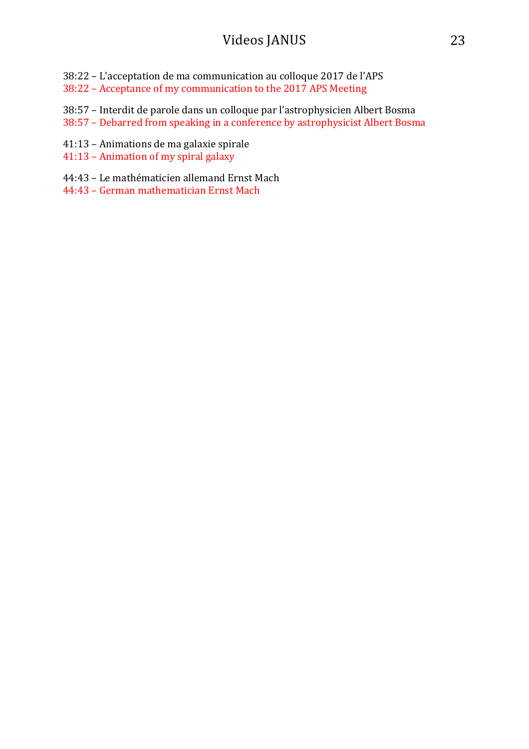38:22 – L'acceptation de ma communication au colloque 2017 de l'APS
38:22 – Acceptance of my communication to the 2017 APS Meeting

38:57 – Interdit de parole dans un colloque par l'astrophysicien Albert Bosma
38:57 – Debarred from speaking in a conference by astrophysicist Albert Bosma

41:13 – Animations de ma galaxie spirale
41:13 – Animation of my spiral galaxy

44:43 – Le mathématicien allemand Ernst Mach
44:43 – German mathematician Ernst Mach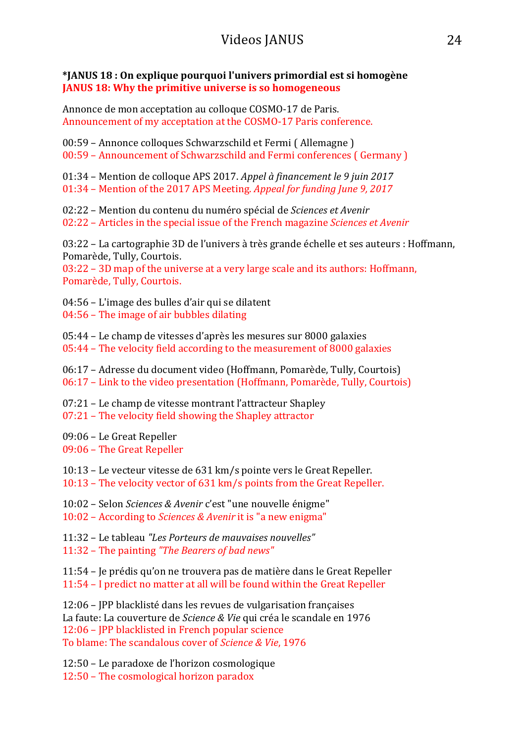**\*JANUS 18 : On explique pourquoi l'univers primordial est si homogène**
**JANUS 18: Why the primitive universe is so homogeneous**

Annonce de mon acceptation au colloque COSMO-17 de Paris.
Announcement of my acceptation at the COSMO-17 Paris conference.

00:59 – Annonce colloques Schwarzschild et Fermi ( Allemagne )
00:59 – Announcement of Schwarzschild and Fermi conferences ( Germany )

01:34 – Mention de colloque APS 2017. *Appel à financement le 9 juin 2017*
01:34 – Mention of the 2017 APS Meeting. *Appeal for funding June 9, 2017*

02:22 – Mention du contenu du numéro spécial de *Sciences et Avenir*
02:22 – Articles in the special issue of the French magazine *Sciences et Avenir*

03:22 – La cartographie 3D de l'univers à très grande échelle et ses auteurs : Hoffmann, Pomarède, Tully, Courtois.
03:22 – 3D map of the universe at a very large scale and its authors: Hoffmann, Pomarède, Tully, Courtois.

04:56 – L'image des bulles d'air qui se dilatent
04:56 – The image of air bubbles dilating

05:44 – Le champ de vitesses d'après les mesures sur 8000 galaxies
05:44 – The velocity field according to the measurement of 8000 galaxies

06:17 – Adresse du document video (Hoffmann, Pomarède, Tully, Courtois)
06:17 – Link to the video presentation (Hoffmann, Pomarède, Tully, Courtois)

07:21 – Le champ de vitesse montrant l'attracteur Shapley
07:21 – The velocity field showing the Shapley attractor

09:06 – Le Great Repeller
09:06 – The Great Repeller

10:13 – Le vecteur vitesse de 631 km/s pointe vers le Great Repeller.
10:13 – The velocity vector of 631 km/s points from the Great Repeller.

10:02 – Selon *Sciences & Avenir* c'est "une nouvelle énigme"
10:02 – According to *Sciences & Avenir* it is "a new enigma"

11:32 – Le tableau *"Les Porteurs de mauvaises nouvelles"*
11:32 – The painting *"The Bearers of bad news"*

11:54 – Je prédis qu'on ne trouvera pas de matière dans le Great Repeller
11:54 – I predict no matter at all will be found within the Great Repeller

12:06 – JPP blacklisté dans les revues de vulgarisation françaises
La faute: La couverture de *Science & Vie* qui créa le scandale en 1976
12:06 – JPP blacklisted in French popular science
To blame: The scandalous cover of *Science & Vie*, 1976

12:50 – Le paradoxe de l'horizon cosmologique
12:50 – The cosmological horizon paradox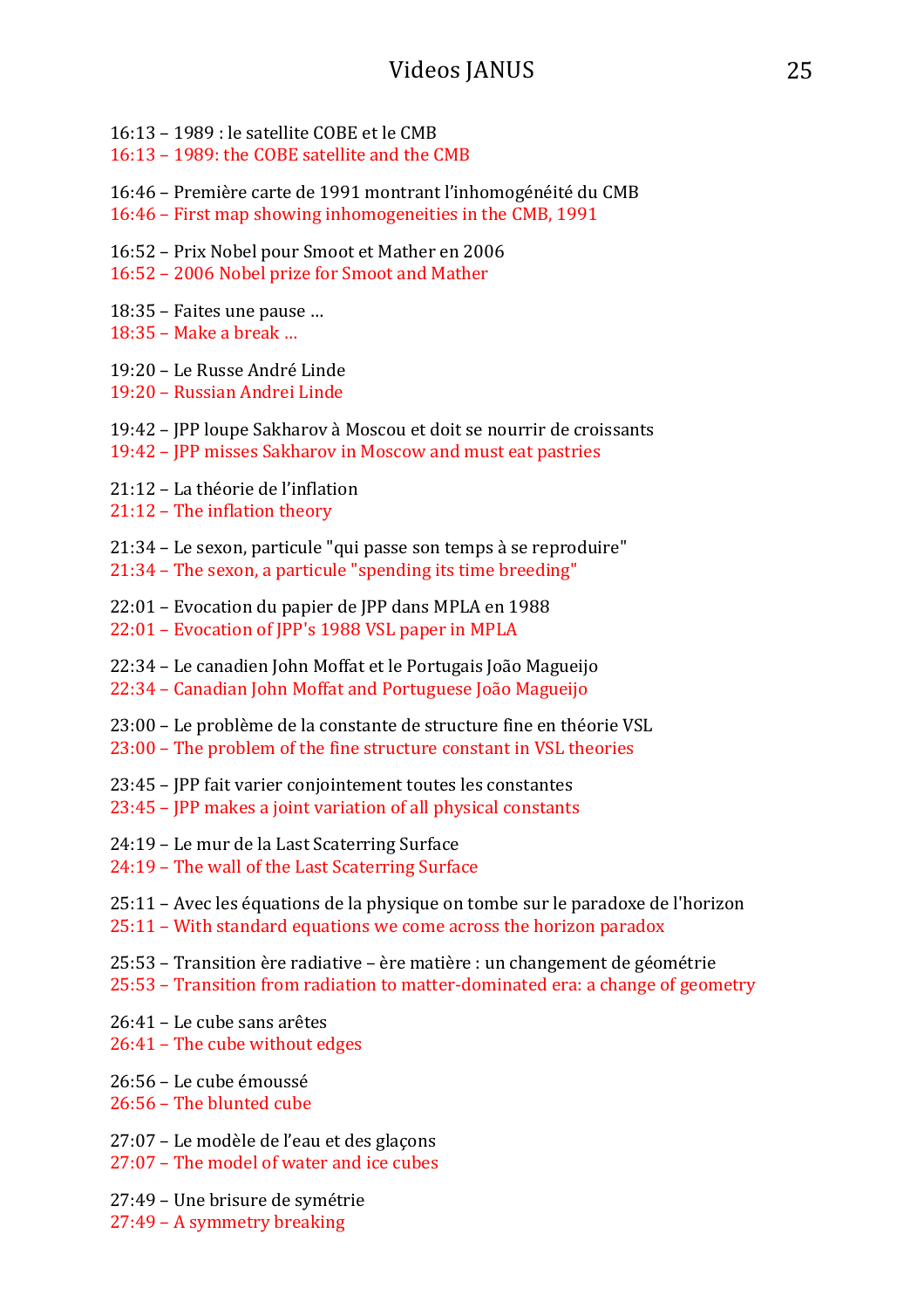16:13 – 1989 : le satellite COBE et le CMB
16:13 – 1989: the COBE satellite and the CMB

16:46 – Première carte de 1991 montrant l'inhomogénéité du CMB
16:46 – First map showing inhomogeneities in the CMB, 1991

16:52 – Prix Nobel pour Smoot et Mather en 2006
16:52 – 2006 Nobel prize for Smoot and Mather

18:35 – Faites une pause …
18:35 – Make a break …

19:20 – Le Russe André Linde
19:20 – Russian Andrei Linde

19:42 – JPP loupe Sakharov à Moscou et doit se nourrir de croissants
19:42 – JPP misses Sakharov in Moscow and must eat pastries

21:12 – La théorie de l'inflation
21:12 – The inflation theory

21:34 – Le sexon, particule "qui passe son temps à se reproduire"
21:34 – The sexon, a particule "spending its time breeding"

22:01 – Evocation du papier de JPP dans MPLA en 1988
22:01 – Evocation of JPP's 1988 VSL paper in MPLA

22:34 – Le canadien John Moffat et le Portugais João Magueijo
22:34 – Canadian John Moffat and Portuguese João Magueijo

23:00 – Le problème de la constante de structure fine en théorie VSL
23:00 – The problem of the fine structure constant in VSL theories

23:45 – JPP fait varier conjointement toutes les constantes
23:45 – JPP makes a joint variation of all physical constants

24:19 – Le mur de la Last Scaterring Surface
24:19 – The wall of the Last Scaterring Surface

25:11 – Avec les équations de la physique on tombe sur le paradoxe de l'horizon
25:11 – With standard equations we come across the horizon paradox

25:53 – Transition ère radiative – ère matière : un changement de géométrie
25:53 – Transition from radiation to matter-dominated era: a change of geometry

26:41 – Le cube sans arêtes
26:41 – The cube without edges

26:56 – Le cube émoussé
26:56 – The blunted cube

27:07 – Le modèle de l'eau et des glaçons
27:07 – The model of water and ice cubes

27:49 – Une brisure de symétrie
27:49 – A symmetry breaking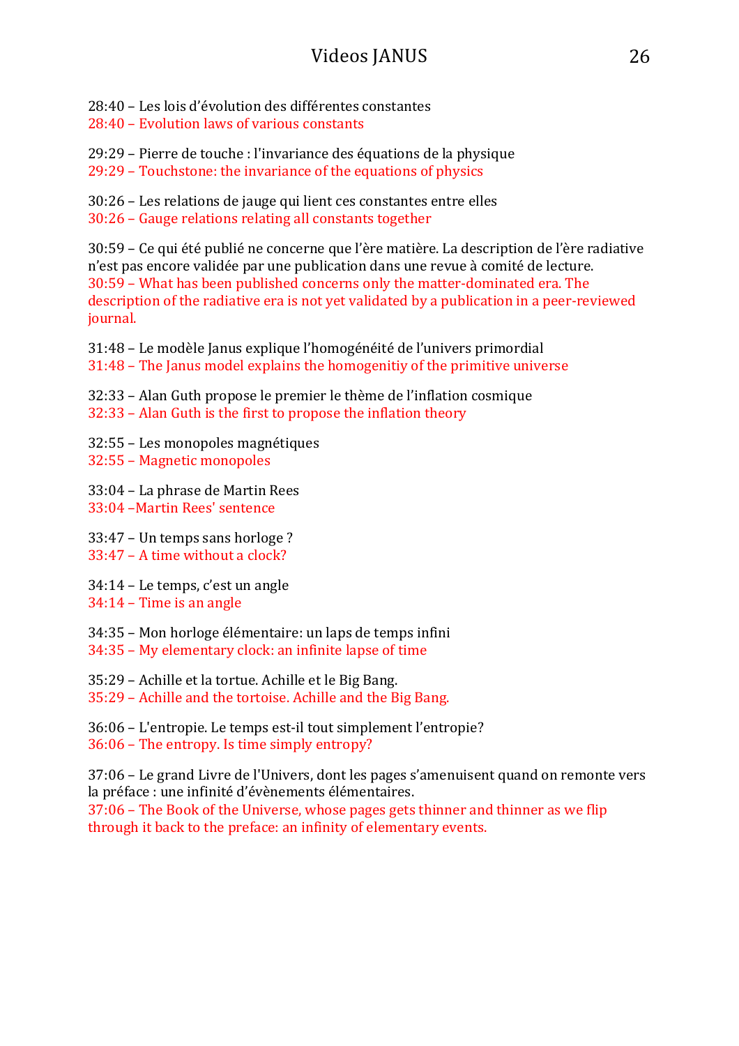28:40 – Les lois d’évolution des différentes constantes
28:40 – Evolution laws of various constants

29:29 – Pierre de touche : l'invariance des équations de la physique
29:29 – Touchstone: the invariance of the equations of physics

30:26 – Les relations de jauge qui lient ces constantes entre elles
30:26 – Gauge relations relating all constants together

30:59 – Ce qui été publié ne concerne que l’ère matière. La description de l’ère radiative n’est pas encore validée par une publication dans une revue à comité de lecture.
30:59 – What has been published concerns only the matter-dominated era. The description of the radiative era is not yet validated by a publication in a peer-reviewed journal.

31:48 – Le modèle Janus explique l’homogénéité de l’univers primordial
31:48 – The Janus model explains the homogenitiy of the primitive universe

32:33 – Alan Guth propose le premier le thème de l’inflation cosmique
32:33 – Alan Guth is the first to propose the inflation theory

32:55 – Les monopoles magnétiques
32:55 – Magnetic monopoles

33:04 – La phrase de Martin Rees
33:04 –Martin Rees' sentence

33:47 – Un temps sans horloge ?
33:47 – A time without a clock?

34:14 – Le temps, c’est un angle
34:14 – Time is an angle

34:35 – Mon horloge élémentaire: un laps de temps infini
34:35 – My elementary clock: an infinite lapse of time

35:29 – Achille et la tortue. Achille et le Big Bang.
35:29 – Achille and the tortoise. Achille and the Big Bang.

36:06 – L'entropie. Le temps est-il tout simplement l’entropie?
36:06 – The entropy. Is time simply entropy?

37:06 – Le grand Livre de l'Univers, dont les pages s’amenuisent quand on remonte vers la préface : une infinité d’évènements élémentaires.
37:06 – The Book of the Universe, whose pages gets thinner and thinner as we flip through it back to the preface: an infinity of elementary events.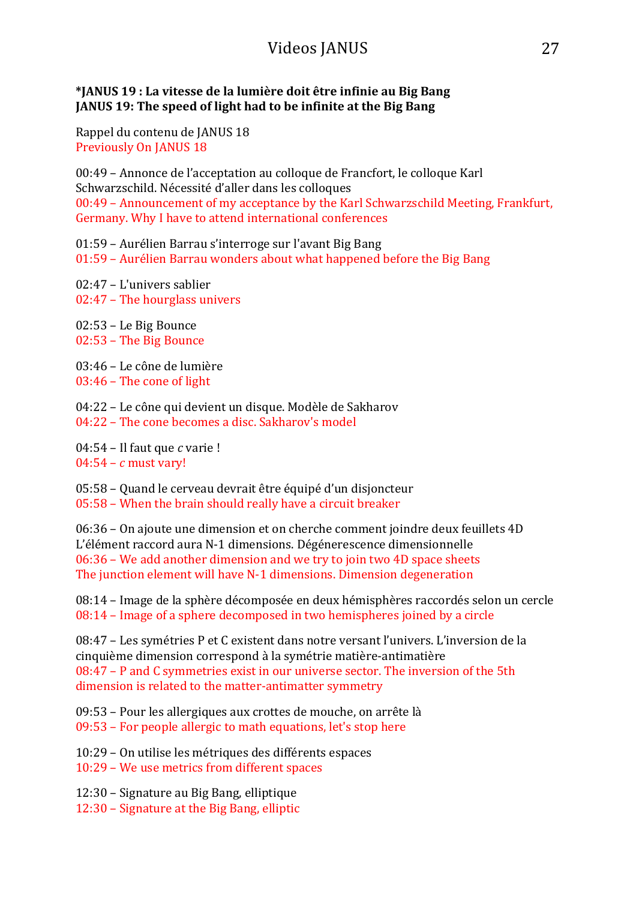**\*JANUS 19 : La vitesse de la lumière doit être infinie au Big Bang**
**JANUS 19: The speed of light had to be infinite at the Big Bang**

Rappel du contenu de JANUS 18
Previously On JANUS 18

00:49 – Annonce de l'acceptation au colloque de Francfort, le colloque Karl Schwarzschild. Nécessité d'aller dans les colloques
00:49 – Announcement of my acceptance by the Karl Schwarzschild Meeting, Frankfurt, Germany. Why I have to attend international conferences

01:59 – Aurélien Barrau s'interroge sur l'avant Big Bang
01:59 – Aurélien Barrau wonders about what happened before the Big Bang

02:47 – L'univers sablier
02:47 – The hourglass univers

02:53 – Le Big Bounce
02:53 – The Big Bounce

03:46 – Le cône de lumière
03:46 – The cone of light

04:22 – Le cône qui devient un disque. Modèle de Sakharov
04:22 – The cone becomes a disc. Sakharov's model

04:54 – Il faut que *c* varie !
04:54 – *c* must vary!

05:58 – Quand le cerveau devrait être équipé d'un disjoncteur
05:58 – When the brain should really have a circuit breaker

06:36 – On ajoute une dimension et on cherche comment joindre deux feuillets 4D
L'élément raccord aura N-1 dimensions. Dégénerescence dimensionnelle
06:36 – We add another dimension and we try to join two 4D space sheets
The junction element will have N-1 dimensions. Dimension degeneration

08:14 – Image de la sphère décomposée en deux hémisphères raccordés selon un cercle
08:14 – Image of a sphere decomposed in two hemispheres joined by a circle

08:47 – Les symétries P et C existent dans notre versant l'univers. L'inversion de la cinquième dimension correspond à la symétrie matière-antimatière
08:47 – P and C symmetries exist in our universe sector. The inversion of the 5th dimension is related to the matter-antimatter symmetry

09:53 – Pour les allergiques aux crottes de mouche, on arrête là
09:53 – For people allergic to math equations, let's stop here

10:29 – On utilise les métriques des différents espaces
10:29 – We use metrics from different spaces

12:30 – Signature au Big Bang, elliptique
12:30 – Signature at the Big Bang, elliptic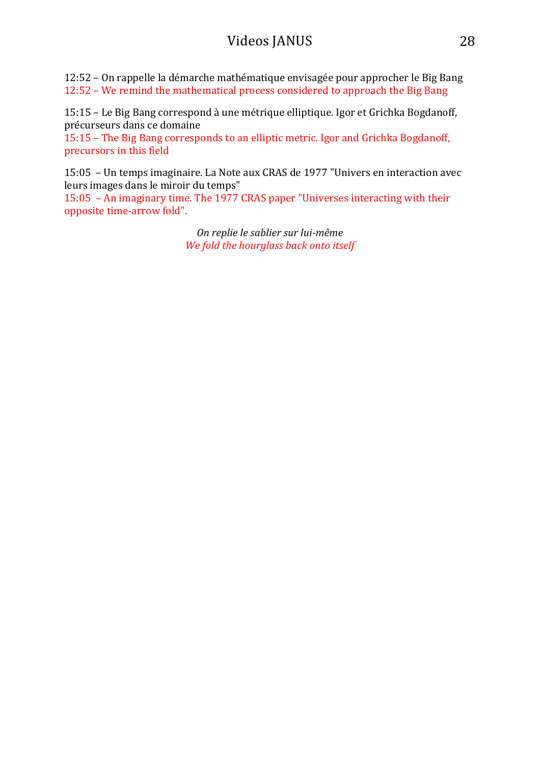12:52 – On rappelle la démarche mathématique envisagée pour approcher le Big Bang
12:52 – We remind the mathematical process considered to approach the Big Bang

15:15 – Le Big Bang correspond à une métrique elliptique. Igor et Grichka Bogdanoff, précurseurs dans ce domaine
15:15 – The Big Bang corresponds to an elliptic metric. Igor and Grichka Bogdanoff, precursors in this field

15:05 – Un temps imaginaire. La Note aux CRAS de 1977 "Univers en interaction avec leurs images dans le miroir du temps"
15:05 – An imaginary time. The 1977 CRAS paper "Universes interacting with their opposite time-arrow fold".

*On replie le sablier sur lui-même*
*We fold the hourglass back onto itself*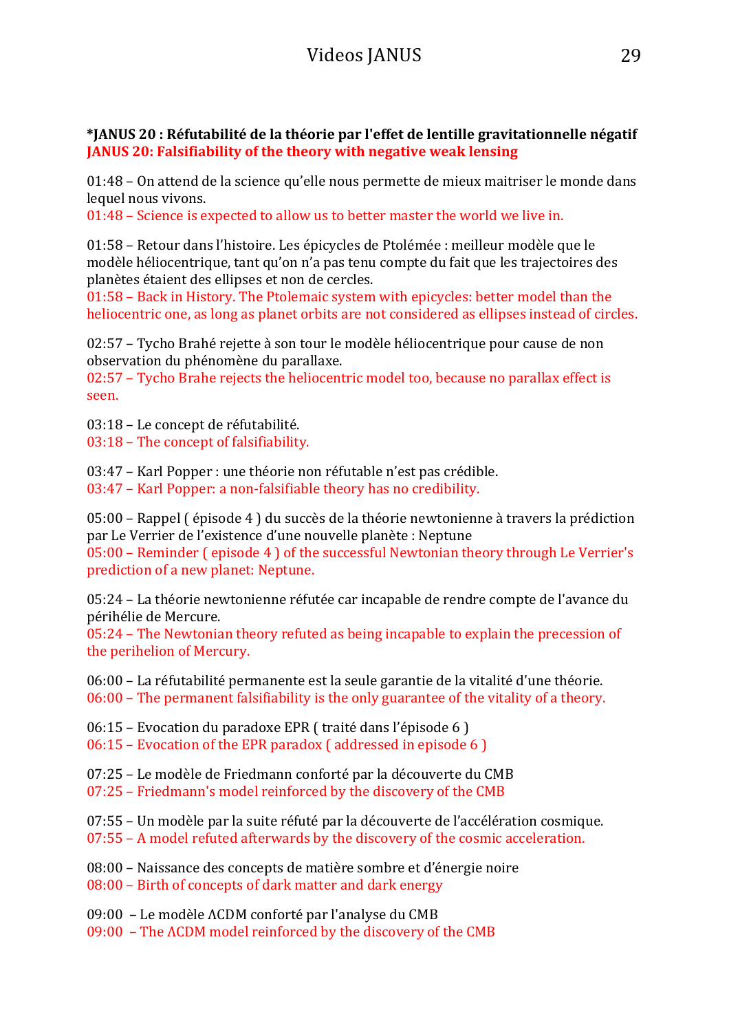**\*JANUS 20 : Réfutabilité de la théorie par l'effet de lentille gravitationnelle négatif**
**JANUS 20: Falsifiability of the theory with negative weak lensing**

01:48 – On attend de la science qu'elle nous permette de mieux maitriser le monde dans lequel nous vivons.
01:48 – Science is expected to allow us to better master the world we live in.

01:58 – Retour dans l'histoire. Les épicycles de Ptolémée : meilleur modèle que le modèle héliocentrique, tant qu'on n'a pas tenu compte du fait que les trajectoires des planètes étaient des ellipses et non de cercles.
01:58 – Back in History. The Ptolemaic system with epicycles: better model than the heliocentric one, as long as planet orbits are not considered as ellipses instead of circles.

02:57 – Tycho Brahé rejette à son tour le modèle héliocentrique pour cause de non observation du phénomène du parallaxe.
02:57 – Tycho Brahe rejects the heliocentric model too, because no parallax effect is seen.

03:18 – Le concept de réfutabilité.
03:18 – The concept of falsifiability.

03:47 – Karl Popper : une théorie non réfutable n'est pas crédible.
03:47 – Karl Popper: a non-falsifiable theory has no credibility.

05:00 – Rappel ( épisode 4 ) du succès de la théorie newtonienne à travers la prédiction par Le Verrier de l'existence d'une nouvelle planète : Neptune
05:00 – Reminder ( episode 4 ) of the successful Newtonian theory through Le Verrier's prediction of a new planet: Neptune.

05:24 – La théorie newtonienne réfutée car incapable de rendre compte de l'avance du périhélie de Mercure.
05:24 – The Newtonian theory refuted as being incapable to explain the precession of the perihelion of Mercury.

06:00 – La réfutabilité permanente est la seule garantie de la vitalité d'une théorie.
06:00 – The permanent falsifiability is the only guarantee of the vitality of a theory.

06:15 – Evocation du paradoxe EPR ( traité dans l'épisode 6 )
06:15 – Evocation of the EPR paradox ( addressed in episode 6 )

07:25 – Le modèle de Friedmann conforté par la découverte du CMB
07:25 – Friedmann's model reinforced by the discovery of the CMB

07:55 – Un modèle par la suite réfuté par la découverte de l'accélération cosmique.
07:55 – A model refuted afterwards by the discovery of the cosmic acceleration.

08:00 – Naissance des concepts de matière sombre et d'énergie noire
08:00 – Birth of concepts of dark matter and dark energy

09:00 – Le modèle ΛCDM conforté par l'analyse du CMB
09:00 – The ΛCDM model reinforced by the discovery of the CMB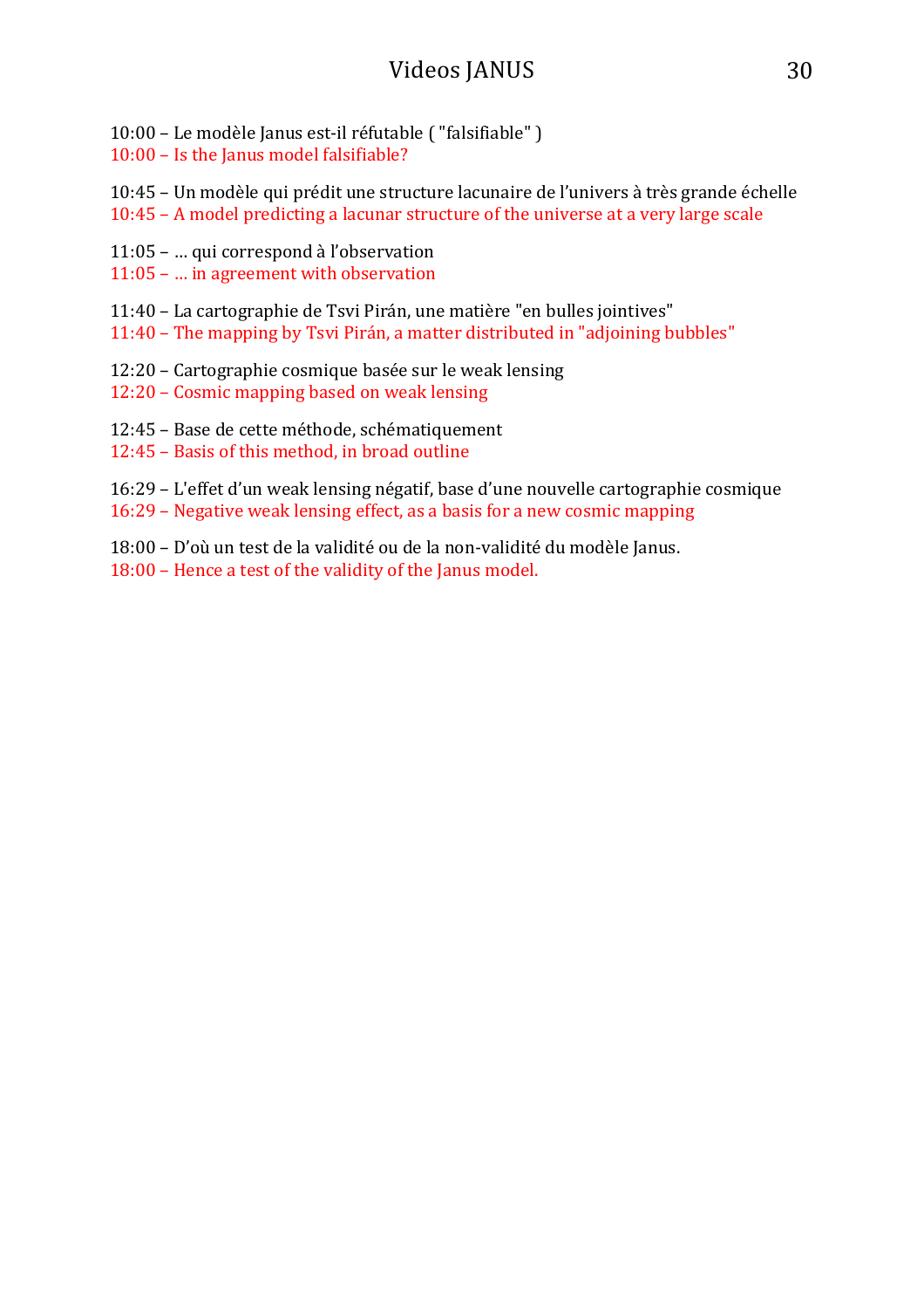10:00 – Le modèle Janus est-il réfutable ( "falsifiable" )
10:00 – Is the Janus model falsifiable?

10:45 – Un modèle qui prédit une structure lacunaire de l'univers à très grande échelle
10:45 – A model predicting a lacunar structure of the universe at a very large scale

11:05 – … qui correspond à l'observation
11:05 – … in agreement with observation

11:40 – La cartographie de Tsvi Pirán, une matière "en bulles jointives"
11:40 – The mapping by Tsvi Pirán, a matter distributed in "adjoining bubbles"

12:20 – Cartographie cosmique basée sur le weak lensing
12:20 – Cosmic mapping based on weak lensing

12:45 – Base de cette méthode, schématiquement
12:45 – Basis of this method, in broad outline

16:29 – L'effet d'un weak lensing négatif, base d'une nouvelle cartographie cosmique
16:29 – Negative weak lensing effect, as a basis for a new cosmic mapping

18:00 – D'où un test de la validité ou de la non-validité du modèle Janus.
18:00 – Hence a test of the validity of the Janus model.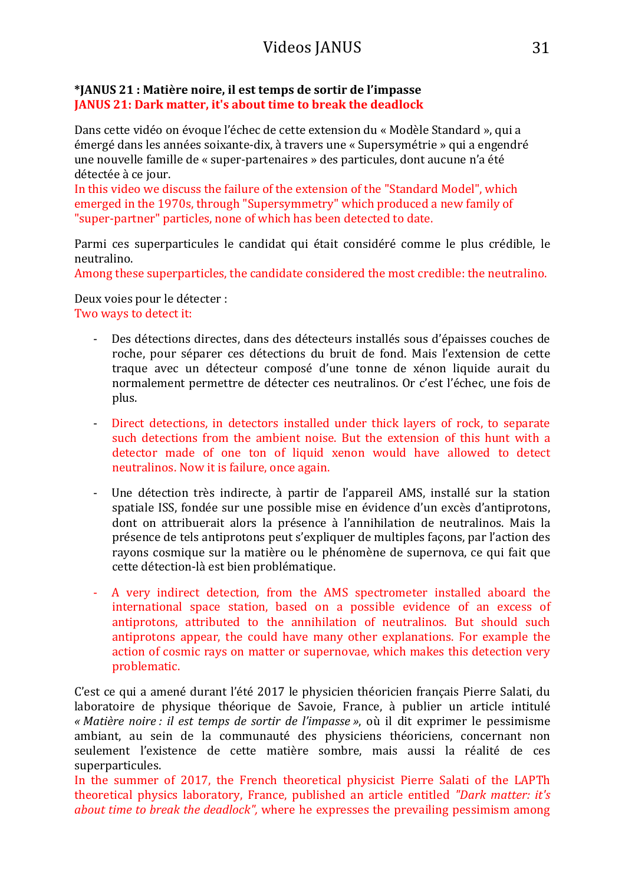**\*JANUS 21 : Matière noire, il est temps de sortir de l'impasse**
**JANUS 21: Dark matter, it's about time to break the deadlock**

Dans cette vidéo on évoque l'échec de cette extension du « Modèle Standard », qui a émergé dans les années soixante-dix, à travers une « Supersymétrie » qui a engendré une nouvelle famille de « super-partenaires » des particules, dont aucune n'a été détectée à ce jour.
In this video we discuss the failure of the extension of the "Standard Model", which emerged in the 1970s, through "Supersymmetry" which produced a new family of "super-partner" particles, none of which has been detected to date.

Parmi ces superparticules le candidat qui était considéré comme le plus crédible, le neutralino.
Among these superparticles, the candidate considered the most credible: the neutralino.

Deux voies pour le détecter :
Two ways to detect it:

- Des détections directes, dans des détecteurs installés sous d'épaisses couches de roche, pour séparer ces détections du bruit de fond. Mais l'extension de cette traque avec un détecteur composé d'une tonne de xénon liquide aurait du normalement permettre de détecter ces neutralinos. Or c'est l'échec, une fois de plus.

- Direct detections, in detectors installed under thick layers of rock, to separate such detections from the ambient noise. But the extension of this hunt with a detector made of one ton of liquid xenon would have allowed to detect neutralinos. Now it is failure, once again.

- Une détection très indirecte, à partir de l'appareil AMS, installé sur la station spatiale ISS, fondée sur une possible mise en évidence d'un excès d'antiprotons, dont on attribuerait alors la présence à l'annihilation de neutralinos. Mais la présence de tels antiprotons peut s'expliquer de multiples façons, par l'action des rayons cosmique sur la matière ou le phénomène de supernova, ce qui fait que cette détection-là est bien problématique.

- A very indirect detection, from the AMS spectrometer installed aboard the international space station, based on a possible evidence of an excess of antiprotons, attributed to the annihilation of neutralinos. But should such antiprotons appear, the could have many other explanations. For example the action of cosmic rays on matter or supernovae, which makes this detection very problematic.

C'est ce qui a amené durant l'été 2017 le physicien théoricien français Pierre Salati, du laboratoire de physique théorique de Savoie, France, à publier un article intitulé *« Matière noire : il est temps de sortir de l'impasse »*, où il dit exprimer le pessimisme ambiant, au sein de la communauté des physiciens théoriciens, concernant non seulement l'existence de cette matière sombre, mais aussi la réalité de ces superparticules.
In the summer of 2017, the French theoretical physicist Pierre Salati of the LAPTh theoretical physics laboratory, France, published an article entitled *"Dark matter: it's about time to break the deadlock",* where he expresses the prevailing pessimism among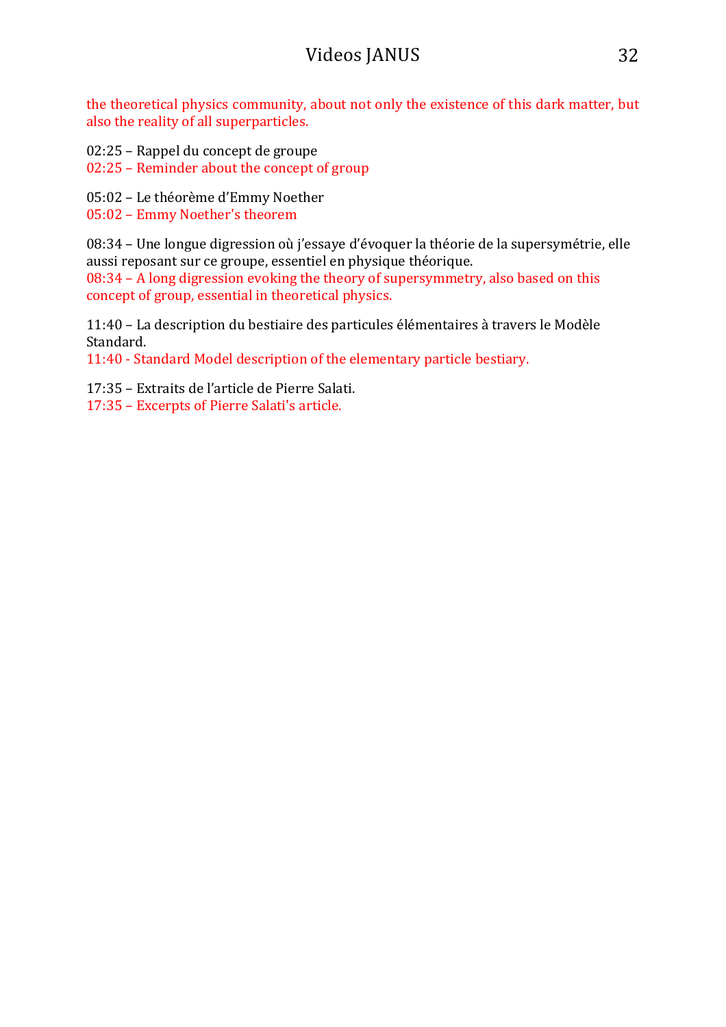the theoretical physics community, about not only the existence of this dark matter, but also the reality of all superparticles.

02:25 – Rappel du concept de groupe
02:25 – Reminder about the concept of group

05:02 – Le théorème d'Emmy Noether
05:02 – Emmy Noether's theorem

08:34 – Une longue digression où j'essaye d'évoquer la théorie de la supersymétrie, elle aussi reposant sur ce groupe, essentiel en physique théorique.
08:34 – A long digression evoking the theory of supersymmetry, also based on this concept of group, essential in theoretical physics.

11:40 – La description du bestiaire des particules élémentaires à travers le Modèle Standard.
11:40 - Standard Model description of the elementary particle bestiary.

17:35 – Extraits de l'article de Pierre Salati.
17:35 – Excerpts of Pierre Salati's article.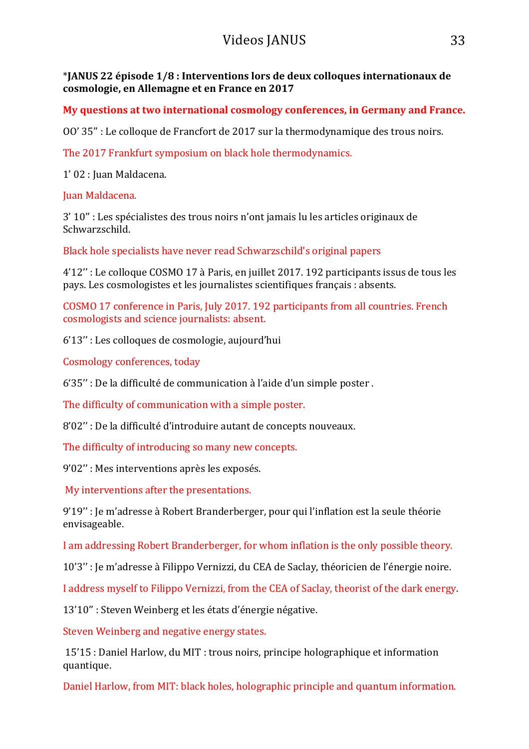*JANUS 22 épisode 1/8 : Interventions lors de deux colloques internationaux de cosmologie, en Allemagne et en France en 2017**

**My questions at two international cosmology conferences, in Germany and France.**

OO' 35" : Le colloque de Francfort de 2017 sur la thermodynamique des trous noirs.

The 2017 Frankfurt symposium on black hole thermodynamics.

1' 02 : Juan Maldacena.

Juan Maldacena.

3' 10" : Les spécialistes des trous noirs n'ont jamais lu les articles originaux de Schwarzschild.

Black hole specialists have never read Schwarzschild's original papers

4'12'' : Le colloque COSMO 17 à Paris, en juillet 2017. 192 participants issus de tous les pays. Les cosmologistes et les journalistes scientifiques français : absents.

COSMO 17 conference in Paris, July 2017. 192 participants from all countries. French cosmologists and science journalists: absent.

6'13'' : Les colloques de cosmologie, aujourd'hui

Cosmology conferences, today

6'35'' : De la difficulté de communication à l'aide d'un simple poster .

The difficulty of communication with a simple poster.

8'02'' : De la difficulté d'introduire autant de concepts nouveaux.

The difficulty of introducing so many new concepts.

9'02'' : Mes interventions après les exposés.

My interventions after the presentations.

9'19'' : Je m'adresse à Robert Branderberger, pour qui l'inflation est la seule théorie envisageable.

I am addressing Robert Branderberger, for whom inflation is the only possible theory.

10'3'' : Je m'adresse à Filippo Vernizzi, du CEA de Saclay, théoricien de l'énergie noire.

I address myself to Filippo Vernizzi, from the CEA of Saclay, theorist of the dark energy.

13'10" : Steven Weinberg et les états d'énergie négative.

Steven Weinberg and negative energy states.

15'15 : Daniel Harlow, du MIT : trous noirs, principe holographique et information quantique.

Daniel Harlow, from MIT: black holes, holographic principle and quantum information.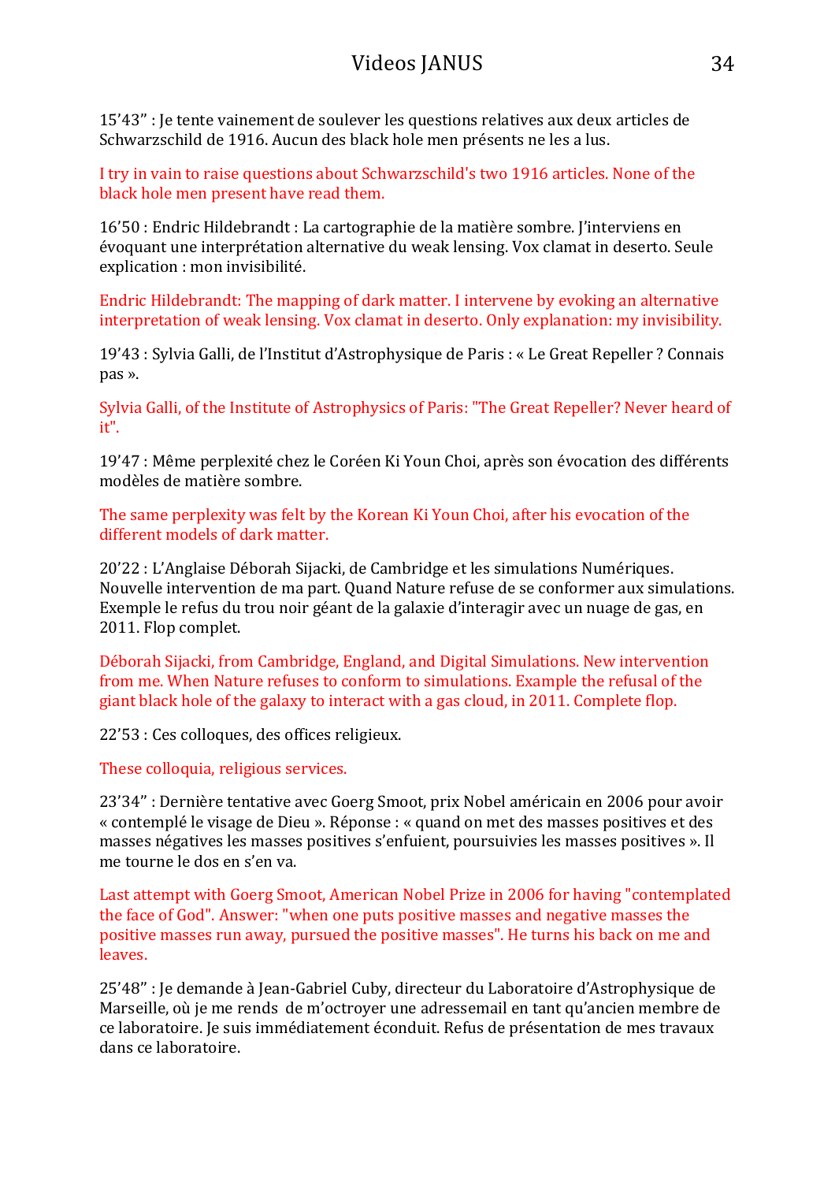15’43” : Je tente vainement de soulever les questions relatives aux deux articles de Schwarzschild de 1916. Aucun des black hole men présents ne les a lus.

I try in vain to raise questions about Schwarzschild's two 1916 articles. None of the black hole men present have read them.

16’50 : Endric Hildebrandt : La cartographie de la matière sombre. J’interviens en évoquant une interprétation alternative du weak lensing. Vox clamat in deserto. Seule explication : mon invisibilité.

Endric Hildebrandt: The mapping of dark matter. I intervene by evoking an alternative interpretation of weak lensing. Vox clamat in deserto. Only explanation: my invisibility.

19’43 : Sylvia Galli, de l’Institut d’Astrophysique de Paris : « Le Great Repeller ? Connais pas ».

Sylvia Galli, of the Institute of Astrophysics of Paris: "The Great Repeller? Never heard of it".

19’47 : Même perplexité chez le Coréen Ki Youn Choi, après son évocation des différents modèles de matière sombre.

The same perplexity was felt by the Korean Ki Youn Choi, after his evocation of the different models of dark matter.

20’22 : L’Anglaise Déborah Sijacki, de Cambridge et les simulations Numériques. Nouvelle intervention de ma part. Quand Nature refuse de se conformer aux simulations. Exemple le refus du trou noir géant de la galaxie d’interagir avec un nuage de gas, en 2011. Flop complet.

Déborah Sijacki, from Cambridge, England, and Digital Simulations. New intervention from me. When Nature refuses to conform to simulations. Example the refusal of the giant black hole of the galaxy to interact with a gas cloud, in 2011. Complete flop.

22’53 : Ces colloques, des offices religieux.

These colloquia, religious services.

23’34” : Dernière tentative avec Goerg Smoot, prix Nobel américain en 2006 pour avoir « contemplé le visage de Dieu ». Réponse : « quand on met des masses positives et des masses négatives les masses positives s’enfuient, poursuivies les masses positives ». Il me tourne le dos en s’en va.

Last attempt with Goerg Smoot, American Nobel Prize in 2006 for having "contemplated the face of God". Answer: "when one puts positive masses and negative masses the positive masses run away, pursued the positive masses". He turns his back on me and leaves.

25’48” : Je demande à Jean-Gabriel Cuby, directeur du Laboratoire d’Astrophysique de Marseille, où je me rends de m’octroyer une adressemail en tant qu’ancien membre de ce laboratoire. Je suis immédiatement éconduit. Refus de présentation de mes travaux dans ce laboratoire.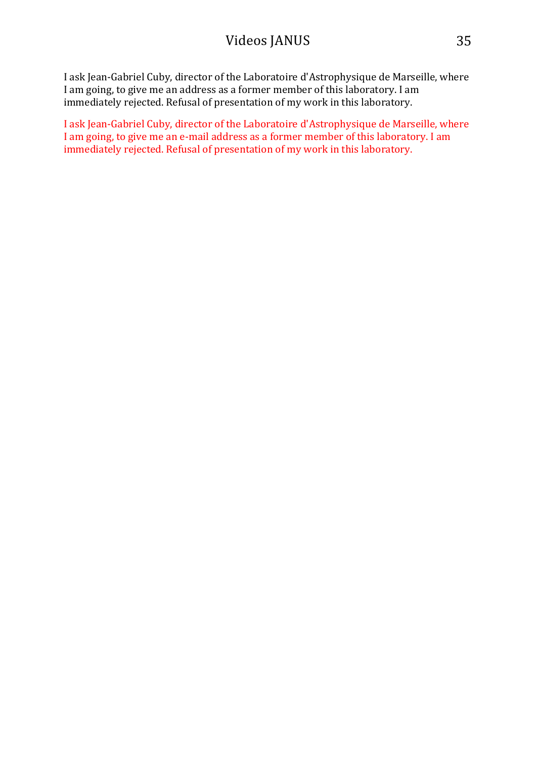I ask Jean-Gabriel Cuby, director of the Laboratoire d'Astrophysique de Marseille, where I am going, to give me an address as a former member of this laboratory. I am immediately rejected. Refusal of presentation of my work in this laboratory.

I ask Jean-Gabriel Cuby, director of the Laboratoire d'Astrophysique de Marseille, where I am going, to give me an e-mail address as a former member of this laboratory. I am immediately rejected. Refusal of presentation of my work in this laboratory.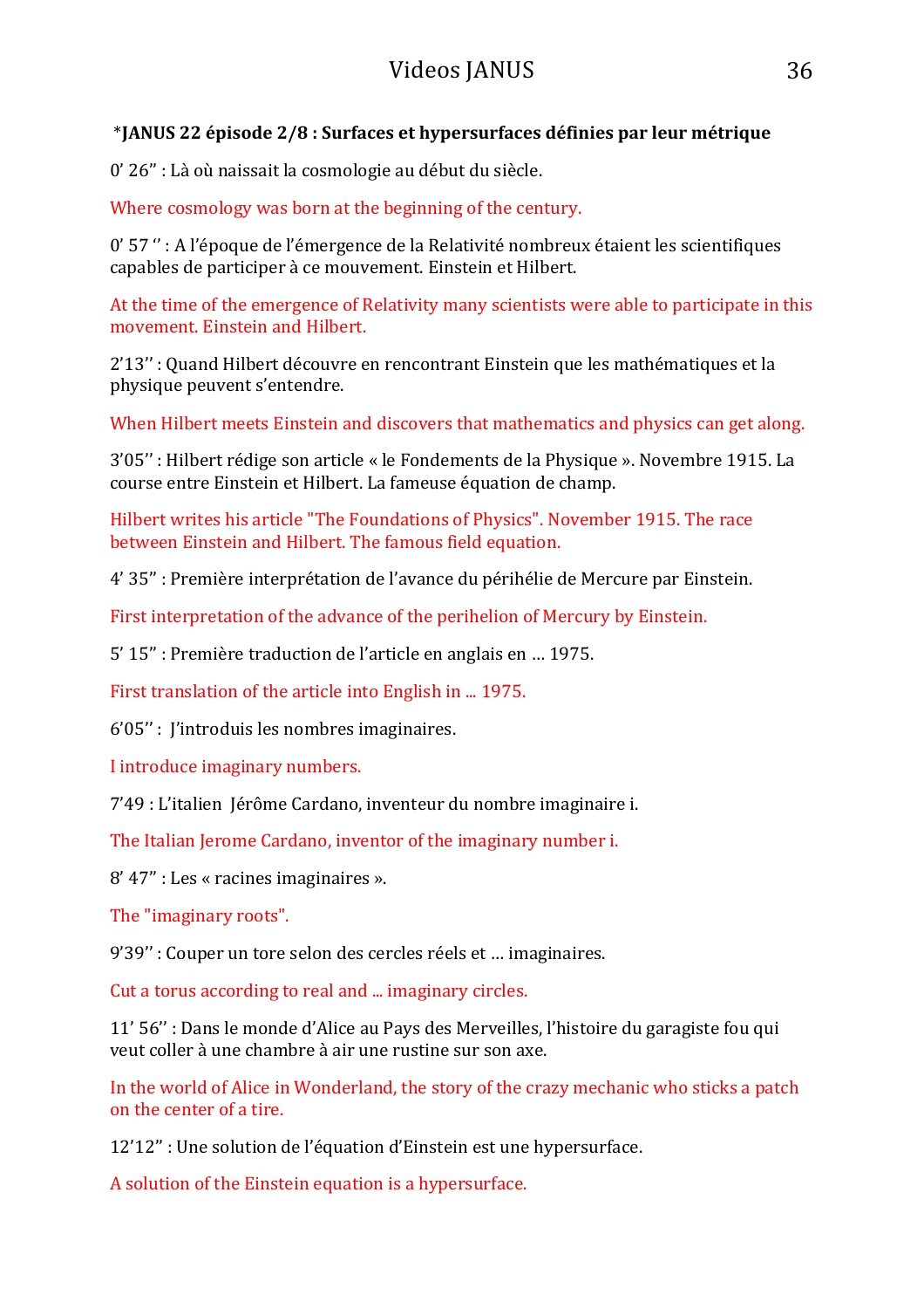**\*JANUS 22 épisode 2/8 : Surfaces et hypersurfaces définies par leur métrique**

0' 26" : Là où naissait la cosmologie au début du siècle.

Where cosmology was born at the beginning of the century.

0' 57 '' : A l'époque de l'émergence de la Relativité nombreux étaient les scientifiques capables de participer à ce mouvement. Einstein et Hilbert.

At the time of the emergence of Relativity many scientists were able to participate in this movement. Einstein and Hilbert.

2'13'' : Quand Hilbert découvre en rencontrant Einstein que les mathématiques et la physique peuvent s'entendre.

When Hilbert meets Einstein and discovers that mathematics and physics can get along.

3'05'' : Hilbert rédige son article « le Fondements de la Physique ». Novembre 1915. La course entre Einstein et Hilbert. La fameuse équation de champ.

Hilbert writes his article "The Foundations of Physics". November 1915. The race between Einstein and Hilbert. The famous field equation.

4' 35" : Première interprétation de l'avance du périhélie de Mercure par Einstein.

First interpretation of the advance of the perihelion of Mercury by Einstein.

5' 15" : Première traduction de l'article en anglais en … 1975.

First translation of the article into English in ... 1975.

6'05'' : J'introduis les nombres imaginaires.

I introduce imaginary numbers.

7'49 : L'italien Jérôme Cardano, inventeur du nombre imaginaire i.

The Italian Jerome Cardano, inventor of the imaginary number i.

8' 47" : Les « racines imaginaires ».

The "imaginary roots".

9'39'' : Couper un tore selon des cercles réels et … imaginaires.

Cut a torus according to real and ... imaginary circles.

11' 56'' : Dans le monde d'Alice au Pays des Merveilles, l'histoire du garagiste fou qui veut coller à une chambre à air une rustine sur son axe.

In the world of Alice in Wonderland, the story of the crazy mechanic who sticks a patch on the center of a tire.

12'12" : Une solution de l'équation d'Einstein est une hypersurface.

A solution of the Einstein equation is a hypersurface.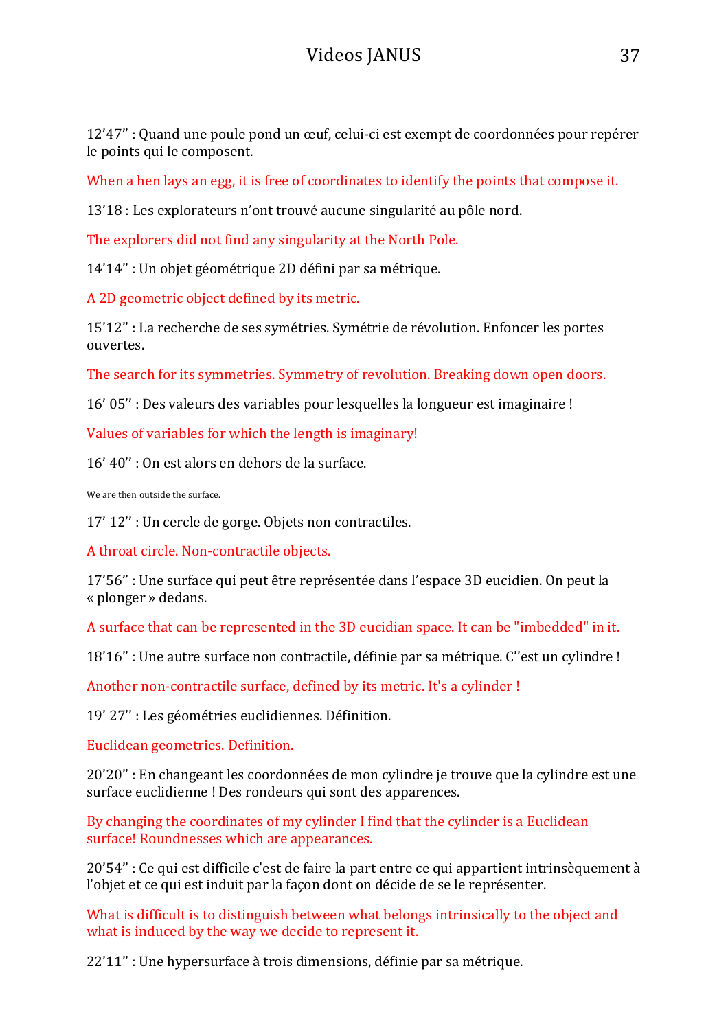12'47" : Quand une poule pond un œuf, celui-ci est exempt de coordonnées pour repérer le points qui le composent.

When a hen lays an egg, it is free of coordinates to identify the points that compose it.

13'18 : Les explorateurs n'ont trouvé aucune singularité au pôle nord.

The explorers did not find any singularity at the North Pole.

14'14" : Un objet géométrique 2D défini par sa métrique.

A 2D geometric object defined by its metric.

15'12" : La recherche de ses symétries. Symétrie de révolution. Enfoncer les portes ouvertes.

The search for its symmetries. Symmetry of revolution. Breaking down open doors.

16' 05'' : Des valeurs des variables pour lesquelles la longueur est imaginaire !

Values of variables for which the length is imaginary!

16' 40'' : On est alors en dehors de la surface.

We are then outside the surface.

17' 12'' : Un cercle de gorge. Objets non contractiles.

A throat circle. Non-contractile objects.

17'56" : Une surface qui peut être représentée dans l'espace 3D eucidien. On peut la « plonger » dedans.

A surface that can be represented in the 3D eucidian space. It can be "imbedded" in it.

18'16" : Une autre surface non contractile, définie par sa métrique. C''est un cylindre !

Another non-contractile surface, defined by its metric. It's a cylinder !

19' 27'' : Les géométries euclidiennes. Définition.

Euclidean geometries. Definition.

20'20" : En changeant les coordonnées de mon cylindre je trouve que la cylindre est une surface euclidienne ! Des rondeurs qui sont des apparences.

By changing the coordinates of my cylinder I find that the cylinder is a Euclidean surface! Roundnesses which are appearances.

20'54" : Ce qui est difficile c'est de faire la part entre ce qui appartient intrinsèquement à l'objet et ce qui est induit par la façon dont on décide de se le représenter.

What is difficult is to distinguish between what belongs intrinsically to the object and what is induced by the way we decide to represent it.

22'11" : Une hypersurface à trois dimensions, définie par sa métrique.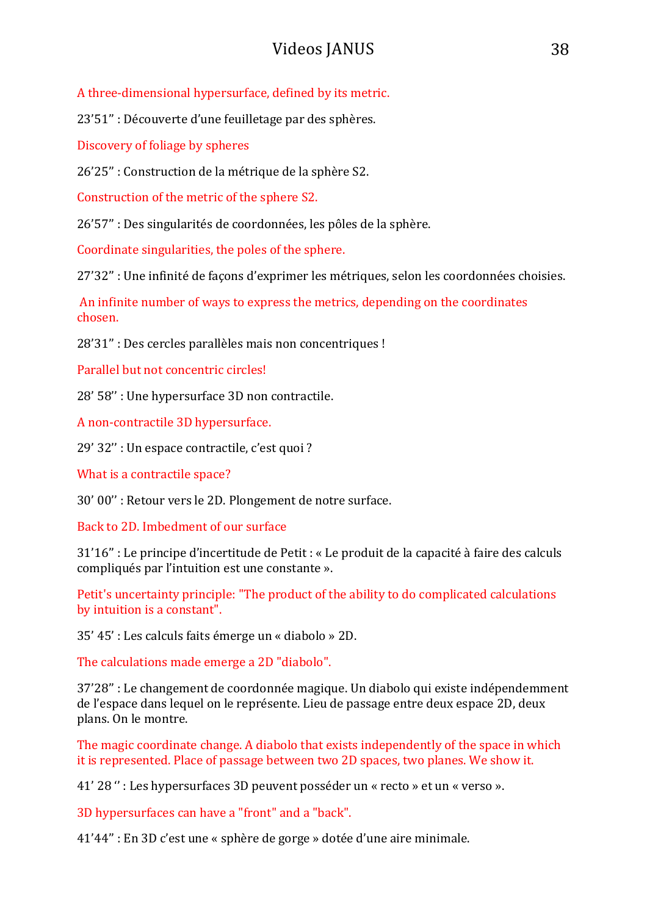A three-dimensional hypersurface, defined by its metric.

23’51” : Découverte d’une feuilletage par des sphères.

Discovery of foliage by spheres

26’25” : Construction de la métrique de la sphère S2.

Construction of the metric of the sphere S2.

26’57” : Des singularités de coordonnées, les pôles de la sphère.

Coordinate singularities, the poles of the sphere.

27’32” : Une infinité de façons d’exprimer les métriques, selon les coordonnées choisies.

An infinite number of ways to express the metrics, depending on the coordinates chosen.

28’31” : Des cercles parallèles mais non concentriques !

Parallel but not concentric circles!

28’ 58’’ : Une hypersurface 3D non contractile.

A non-contractile 3D hypersurface.

29’ 32’’ : Un espace contractile, c’est quoi ?

What is a contractile space?

30’ 00’’ : Retour vers le 2D. Plongement de notre surface.

Back to 2D. Imbedment of our surface

31’16” : Le principe d’incertitude de Petit : « Le produit de la capacité à faire des calculs compliqués par l’intuition est une constante ».

Petit's uncertainty principle: "The product of the ability to do complicated calculations by intuition is a constant".

35’ 45’ : Les calculs faits émerge un « diabolo » 2D.

The calculations made emerge a 2D "diabolo".

37’28” : Le changement de coordonnée magique. Un diabolo qui existe indépendemment de l’espace dans lequel on le représente. Lieu de passage entre deux espace 2D, deux plans. On le montre.

The magic coordinate change. A diabolo that exists independently of the space in which it is represented. Place of passage between two 2D spaces, two planes. We show it.

41’ 28 ‘’ : Les hypersurfaces 3D peuvent posséder un « recto » et un « verso ».

3D hypersurfaces can have a "front" and a "back".

41’44” : En 3D c’est une « sphère de gorge » dotée d’une aire minimale.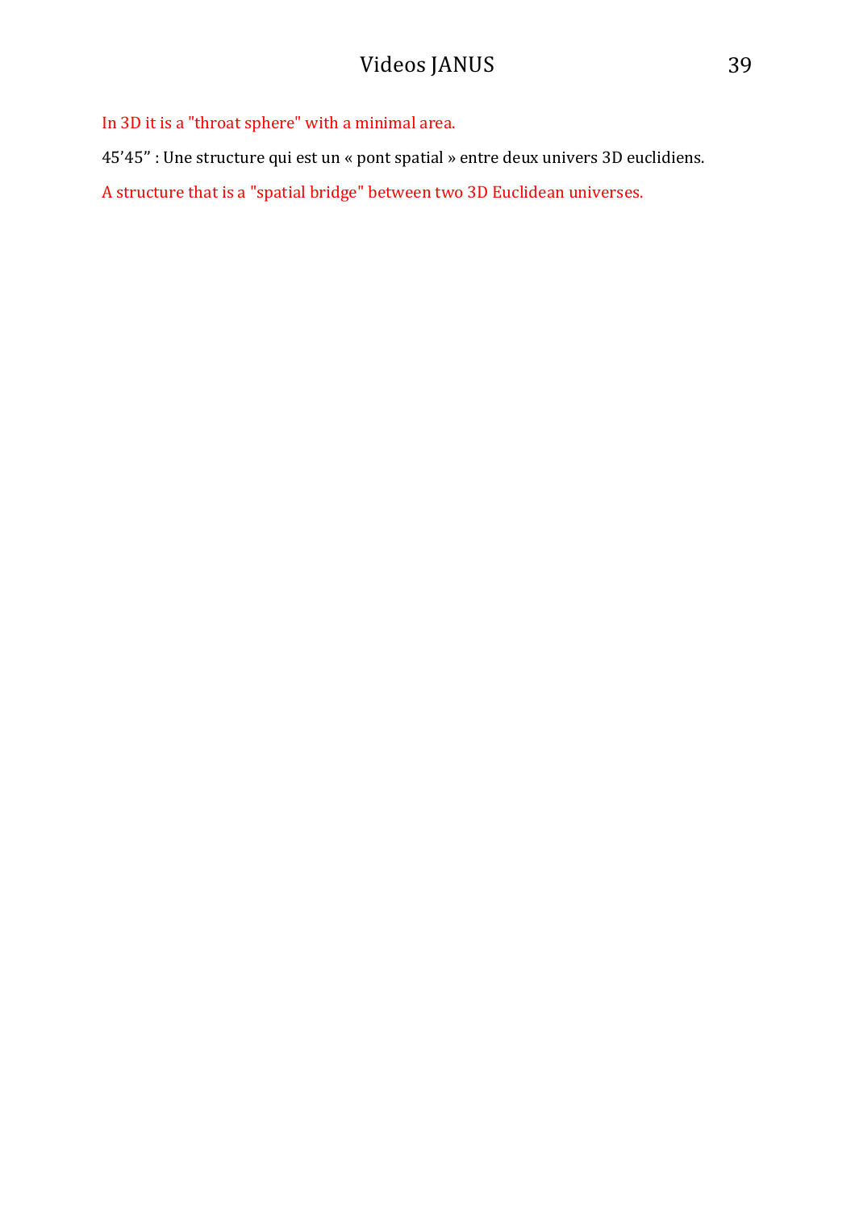In 3D it is a "throat sphere" with a minimal area.

45’45” : Une structure qui est un « pont spatial » entre deux univers 3D euclidiens.

A structure that is a "spatial bridge" between two 3D Euclidean universes.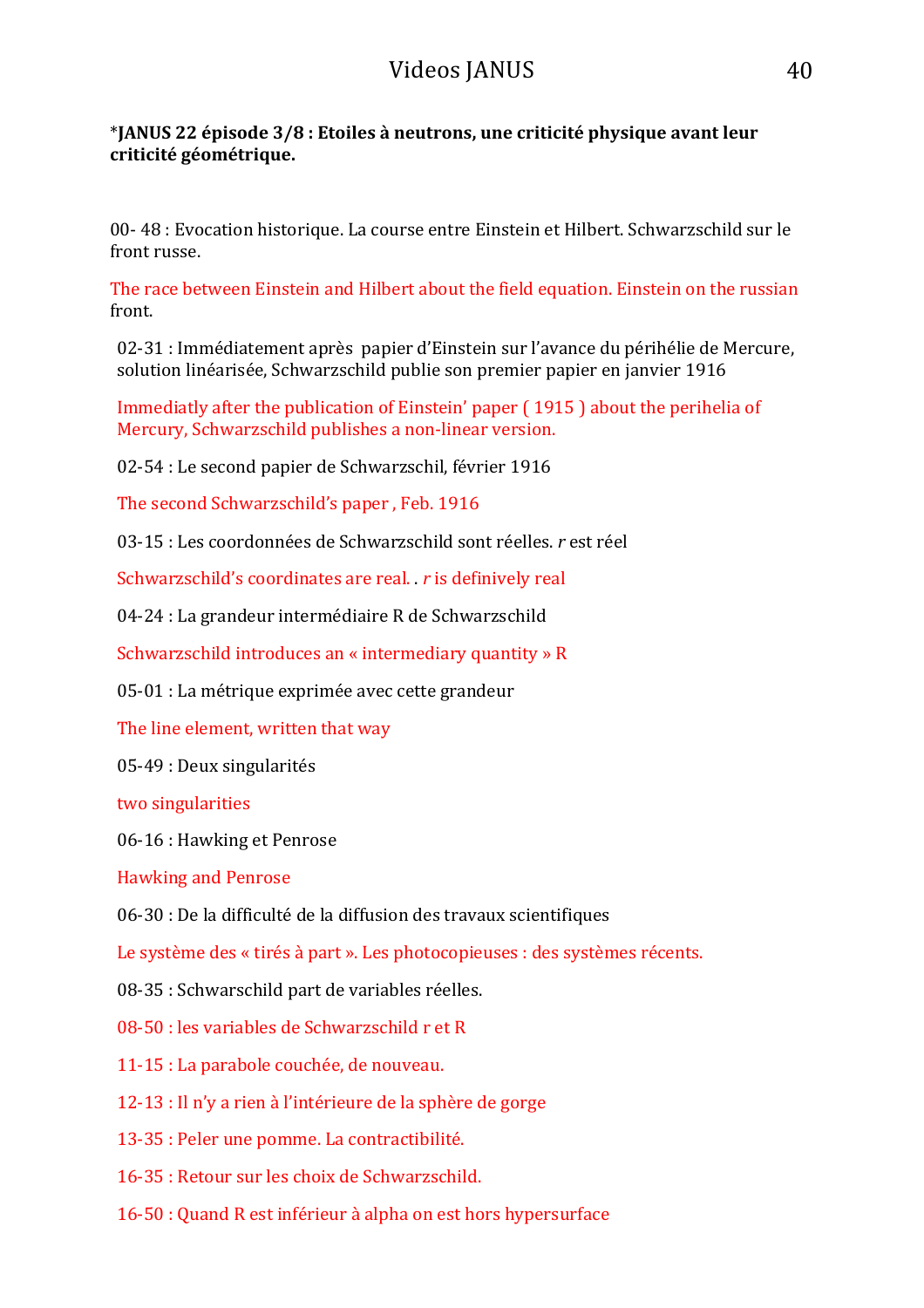***JANUS 22 épisode 3/8 : Etoiles à neutrons, une criticité physique avant leur criticité géométrique.**

00- 48 : Evocation historique. La course entre Einstein et Hilbert. Schwarzschild sur le front russe.

The race between Einstein and Hilbert about the field equation. Einstein on the russian front.

02-31 : Immédiatement après papier d'Einstein sur l'avance du périhélie de Mercure, solution linéarisée, Schwarzschild publie son premier papier en janvier 1916

Immediatly after the publication of Einstein' paper ( 1915 ) about the perihelia of Mercury, Schwarzschild publishes a non-linear version.

02-54 : Le second papier de Schwarzschil, février 1916

The second Schwarzschild's paper , Feb. 1916

03-15 : Les coordonnées de Schwarzschild sont réelles. *r* est réel

Schwarzschild's coordinates are real. . *r* is definively real

04-24 : La grandeur intermédiaire R de Schwarzschild

Schwarzschild introduces an « intermediary quantity » R

05-01 : La métrique exprimée avec cette grandeur

The line element, written that way

05-49 : Deux singularités

two singularities

06-16 : Hawking et Penrose

Hawking and Penrose

06-30 : De la difficulté de la diffusion des travaux scientifiques

Le système des « tirés à part ». Les photocopieuses : des systèmes récents.

08-35 : Schwarschild part de variables réelles.

08-50 : les variables de Schwarzschild r et R

11-15 : La parabole couchée, de nouveau.

12-13 : Il n'y a rien à l'intérieure de la sphère de gorge

13-35 : Peler une pomme. La contractibilité.

16-35 : Retour sur les choix de Schwarzschild.

16-50 : Quand R est inférieur à alpha on est hors hypersurface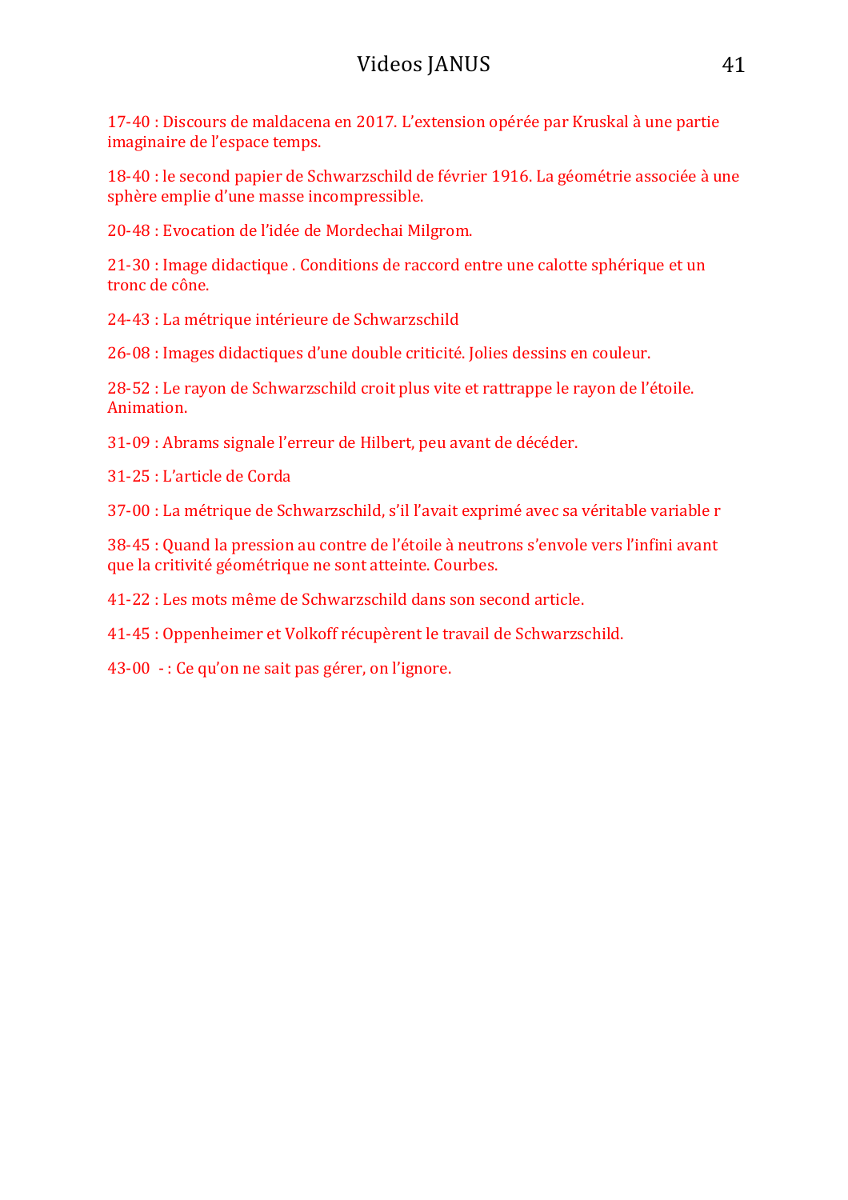17-40 : Discours de maldacena en 2017. L'extension opérée par Kruskal à une partie imaginaire de l'espace temps.

18-40 : le second papier de Schwarzschild de février 1916. La géométrie associée à une sphère emplie d'une masse incompressible.

20-48 : Evocation de l'idée de Mordechai Milgrom.

21-30 : Image didactique . Conditions de raccord entre une calotte sphérique et un tronc de cône.

24-43 : La métrique intérieure de Schwarzschild

26-08 : Images didactiques d'une double criticité. Jolies dessins en couleur.

28-52 : Le rayon de Schwarzschild croit plus vite et rattrappe le rayon de l'étoile. Animation.

31-09 : Abrams signale l'erreur de Hilbert, peu avant de décéder.

31-25 : L'article de Corda

37-00 : La métrique de Schwarzschild, s'il l'avait exprimé avec sa véritable variable r

38-45 : Quand la pression au contre de l'étoile à neutrons s'envole vers l'infini avant que la critivité géométrique ne sont atteinte. Courbes.

41-22 : Les mots même de Schwarzschild dans son second article.

41-45 : Oppenheimer et Volkoff récupèrent le travail de Schwarzschild.

43-00 - : Ce qu'on ne sait pas gérer, on l'ignore.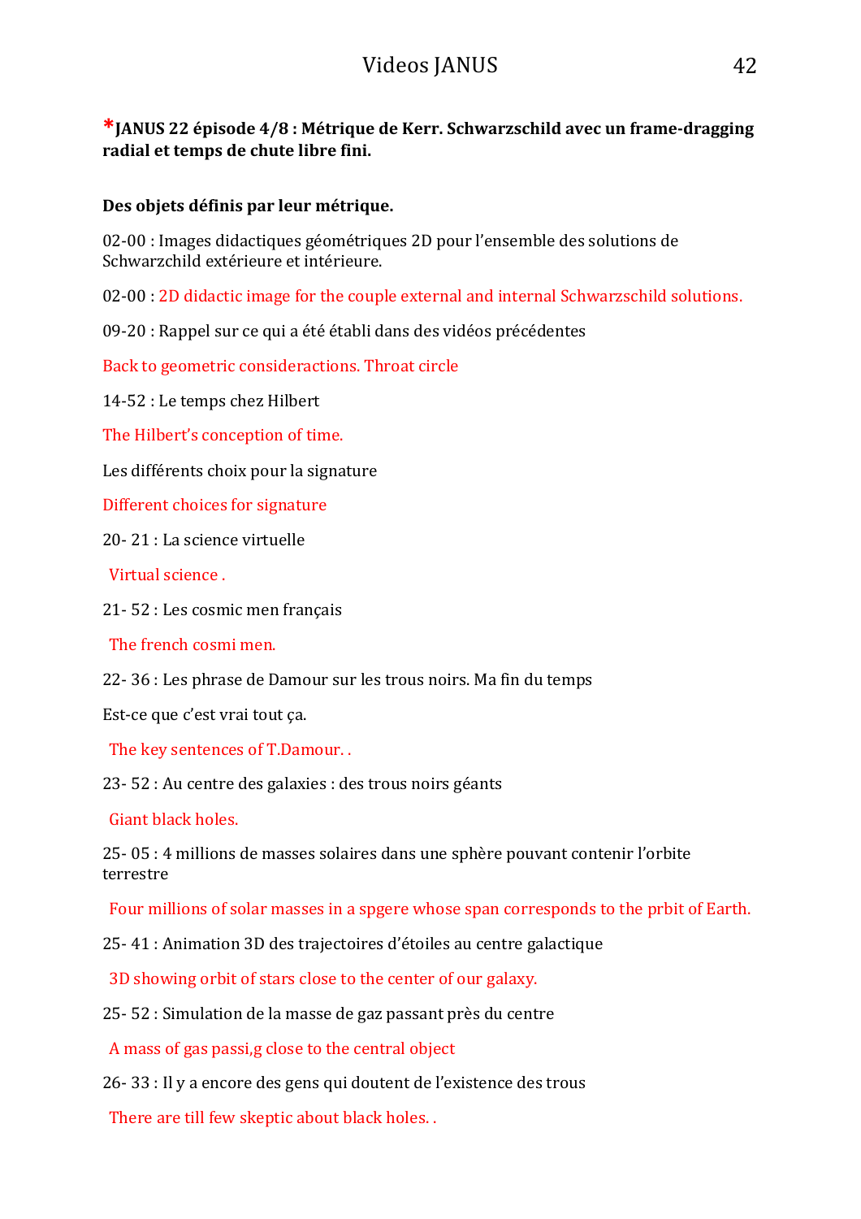**\*JANUS 22 épisode 4/8 : Métrique de Kerr. Schwarzschild avec un frame-dragging radial et temps de chute libre fini.**

**Des objets définis par leur métrique.**

02-00 : Images didactiques géométriques 2D pour l'ensemble des solutions de Schwarzchild extérieure et intérieure.

02-00 : 2D didactic image for the couple external and internal Schwarzschild solutions.

09-20 : Rappel sur ce qui a été établi dans des vidéos précédentes

Back to geometric consideractions. Throat circle

14-52 : Le temps chez Hilbert

The Hilbert's conception of time.

Les différents choix pour la signature

Different choices for signature

20- 21 : La science virtuelle

Virtual science .

21- 52 : Les cosmic men français

The french cosmi men.

22- 36 : Les phrase de Damour sur les trous noirs. Ma fin du temps

Est-ce que c'est vrai tout ça.

The key sentences of T.Damour. .

23- 52 : Au centre des galaxies : des trous noirs géants

Giant black holes.

25- 05 : 4 millions de masses solaires dans une sphère pouvant contenir l'orbite terrestre

Four millions of solar masses in a spgere whose span corresponds to the prbit of Earth.

25- 41 : Animation 3D des trajectoires d'étoiles au centre galactique

3D showing orbit of stars close to the center of our galaxy.

25- 52 : Simulation de la masse de gaz passant près du centre

A mass of gas passi,g close to the central object

26- 33 : Il y a encore des gens qui doutent de l'existence des trous

There are till few skeptic about black holes. .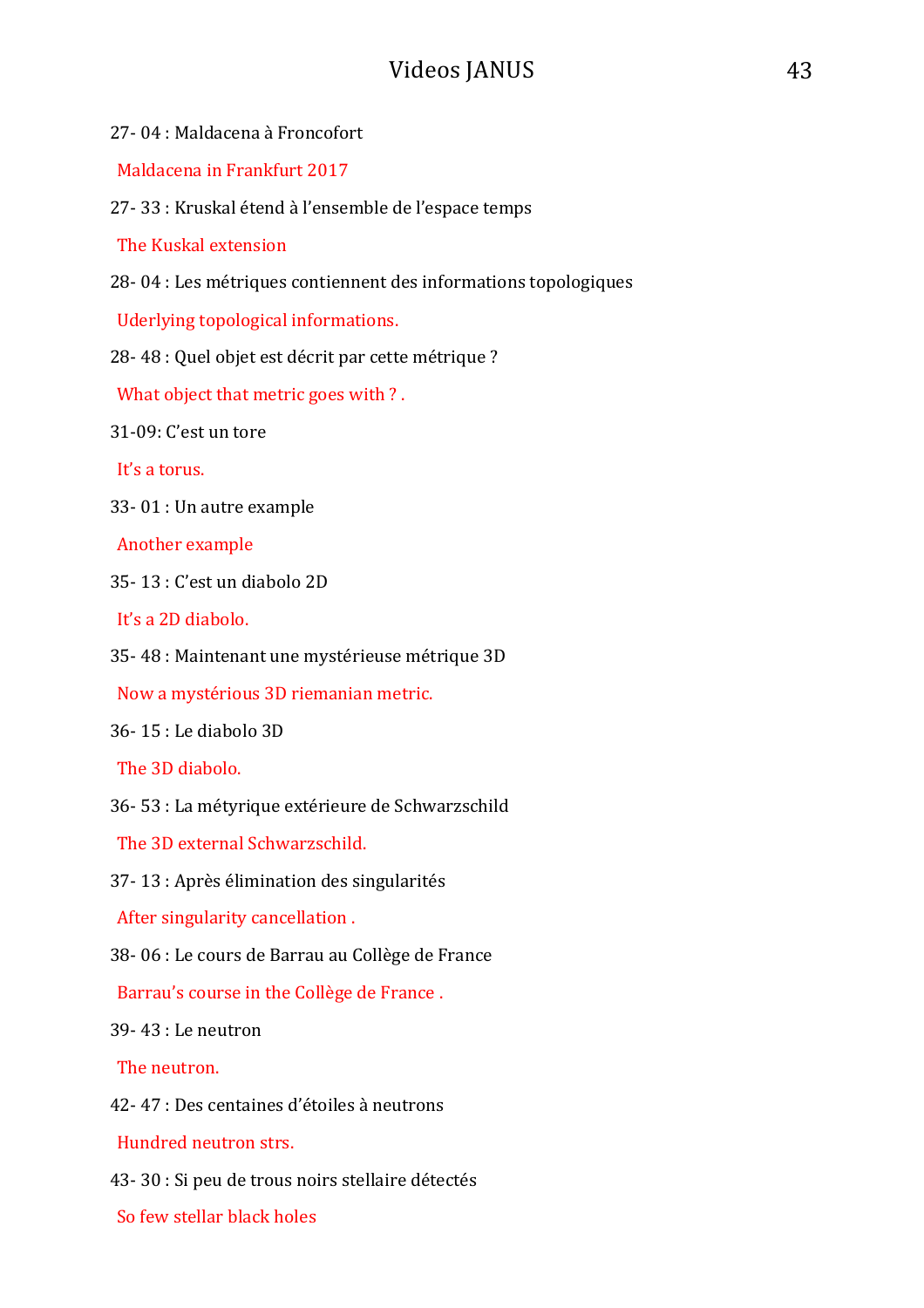27- 04 : Maldacena à Froncofort

Maldacena in Frankfurt 2017

27- 33 : Kruskal étend à l'ensemble de l'espace temps

The Kuskal extension

28- 04 : Les métriques contiennent des informations topologiques

Uderlying topological informations.

28- 48 : Quel objet est décrit par cette métrique ?

What object that metric goes with ? .

31-09: C'est un tore

It's a torus.

33- 01 : Un autre example

Another example

35- 13 : C'est un diabolo 2D

It's a 2D diabolo.

35- 48 : Maintenant une mystérieuse métrique 3D

Now a mystérious 3D riemanian metric.

36- 15 : Le diabolo 3D

The 3D diabolo.

36- 53 : La métyrique extérieure de Schwarzschild

The 3D external Schwarzschild.

37- 13 : Après élimination des singularités

After singularity cancellation .

38- 06 : Le cours de Barrau au Collège de France

Barrau's course in the Collège de France .

39- 43 : Le neutron

The neutron.

42- 47 : Des centaines d'étoiles à neutrons

Hundred neutron strs.

43- 30 : Si peu de trous noirs stellaire détectés

So few stellar black holes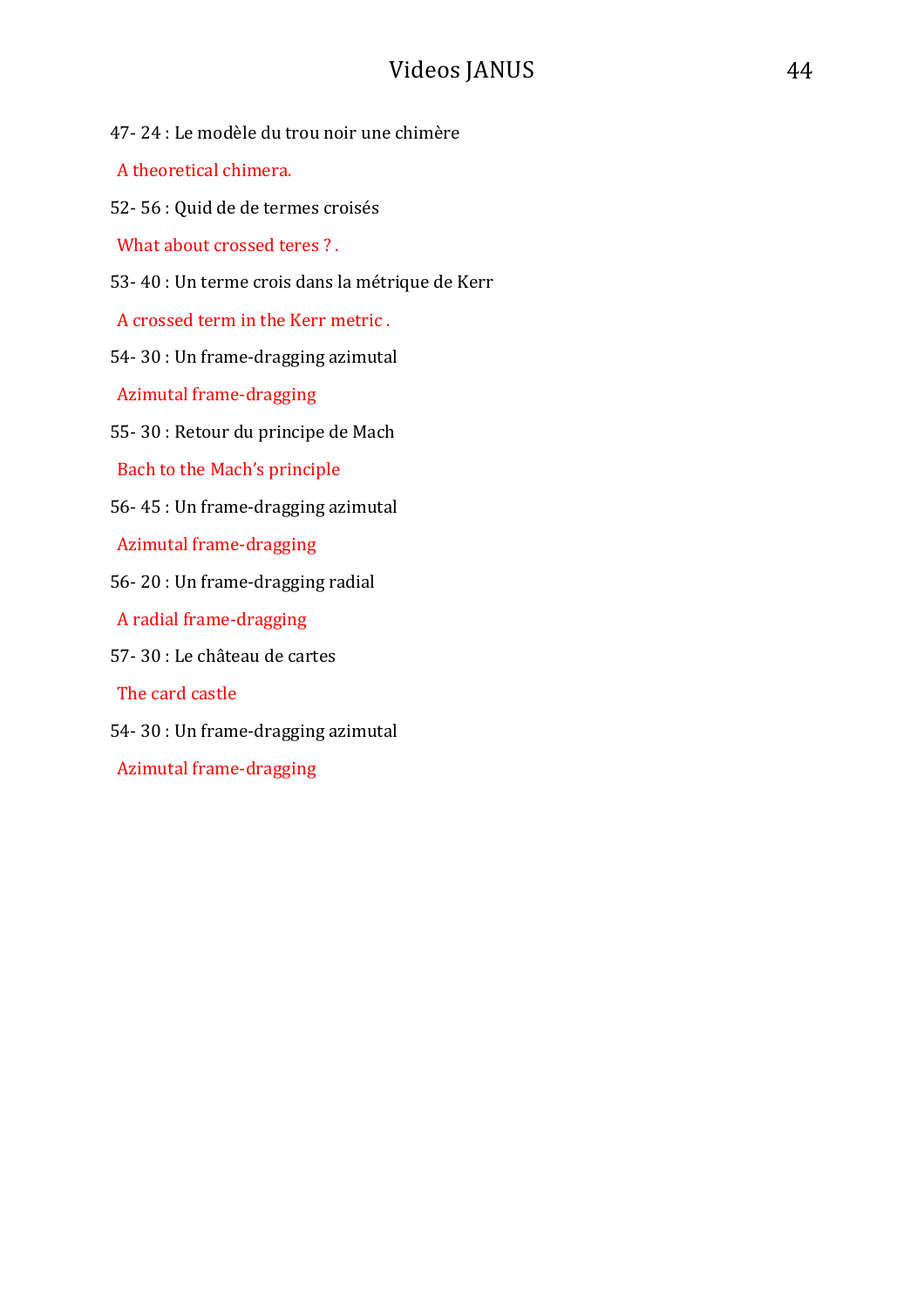47- 24 : Le modèle du trou noir une chimère

A theoretical chimera.

52- 56 : Quid de de termes croisés

What about crossed teres ? .

53- 40 : Un terme crois dans la métrique de Kerr

A crossed term in the Kerr metric .

54- 30 : Un frame-dragging azimutal

Azimutal frame-dragging

55- 30 : Retour du principe de Mach

Bach to the Mach's principle

56- 45 : Un frame-dragging azimutal

Azimutal frame-dragging

56- 20 : Un frame-dragging radial

A radial frame-dragging

57- 30 : Le château de cartes

The card castle

54- 30 : Un frame-dragging azimutal

Azimutal frame-dragging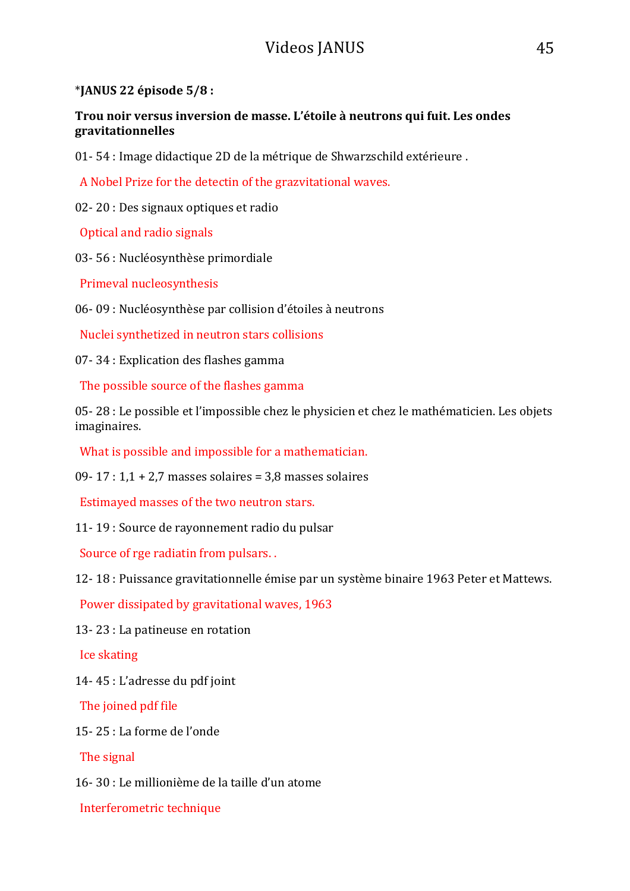***JANUS 22 épisode 5/8 :**

**Trou noir versus inversion de masse. L'étoile à neutrons qui fuit. Les ondes gravitationnelles**

01- 54 : Image didactique 2D de la métrique de Shwarzschild extérieure .

A Nobel Prize for the detectin of the grazvitational waves.

02- 20 : Des signaux optiques et radio

Optical and radio signals

03- 56 : Nucléosynthèse primordiale

Primeval nucleosynthesis

06- 09 : Nucléosynthèse par collision d'étoiles à neutrons

Nuclei synthetized in neutron stars collisions

07- 34 : Explication des flashes gamma

The possible source of the flashes gamma

05- 28 : Le possible et l'impossible chez le physicien et chez le mathématicien. Les objets imaginaires.

What is possible and impossible for a mathematician.

09- 17 : 1,1 + 2,7 masses solaires = 3,8 masses solaires

Estimayed masses of the two neutron stars.

11- 19 : Source de rayonnement radio du pulsar

Source of rge radiatin from pulsars. .

12- 18 : Puissance gravitationnelle émise par un système binaire 1963 Peter et Mattews.

Power dissipated by gravitational waves, 1963

13- 23 : La patineuse en rotation

Ice skating

14- 45 : L'adresse du pdf joint

The joined pdf file

15- 25 : La forme de l'onde

The signal

16- 30 : Le millionième de la taille d'un atome

Interferometric technique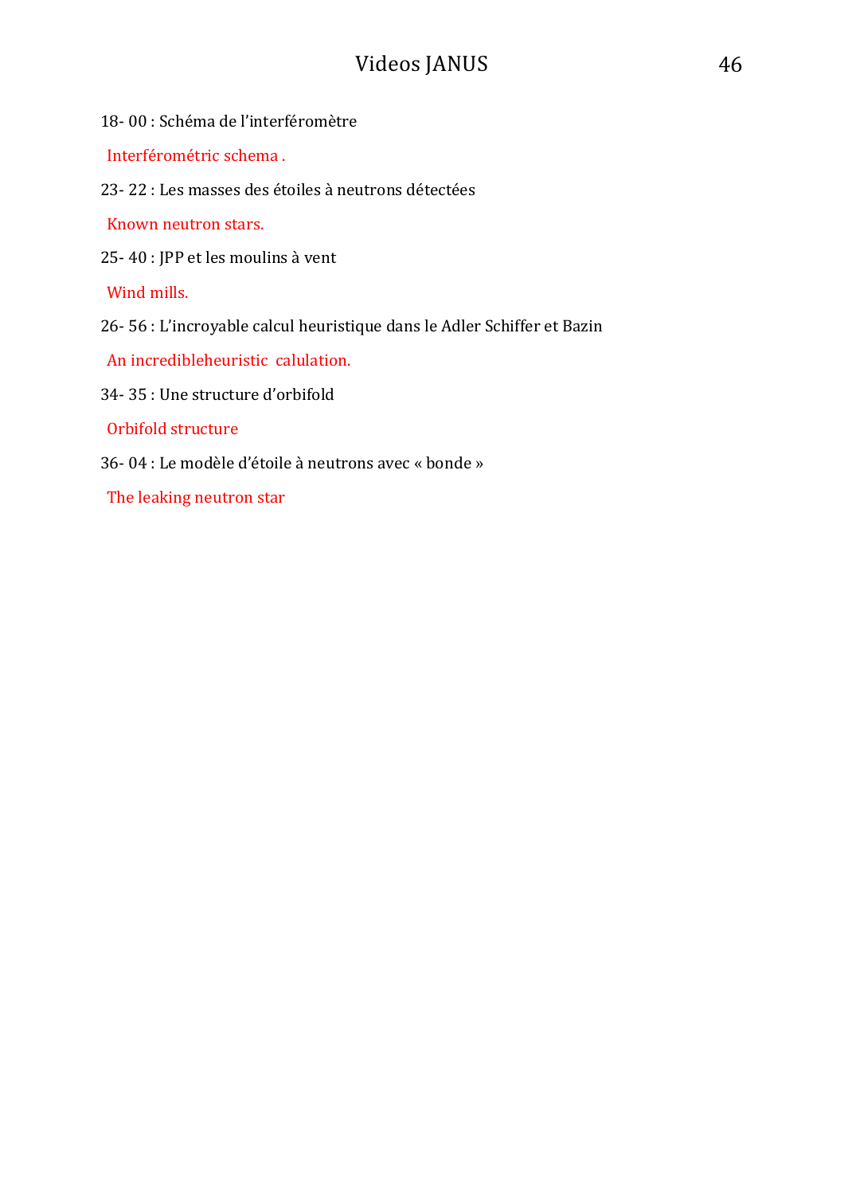18- 00 : Schéma de l'interféromètre

Interférométric schema .

23- 22 : Les masses des étoiles à neutrons détectées

Known neutron stars.

25- 40 : JPP et les moulins à vent

Wind mills.

26- 56 : L'incroyable calcul heuristique dans le Adler Schiffer et Bazin

An incredibleheuristic calulation.

34- 35 : Une structure d'orbifold

Orbifold structure

36- 04 : Le modèle d'étoile à neutrons avec « bonde »

The leaking neutron star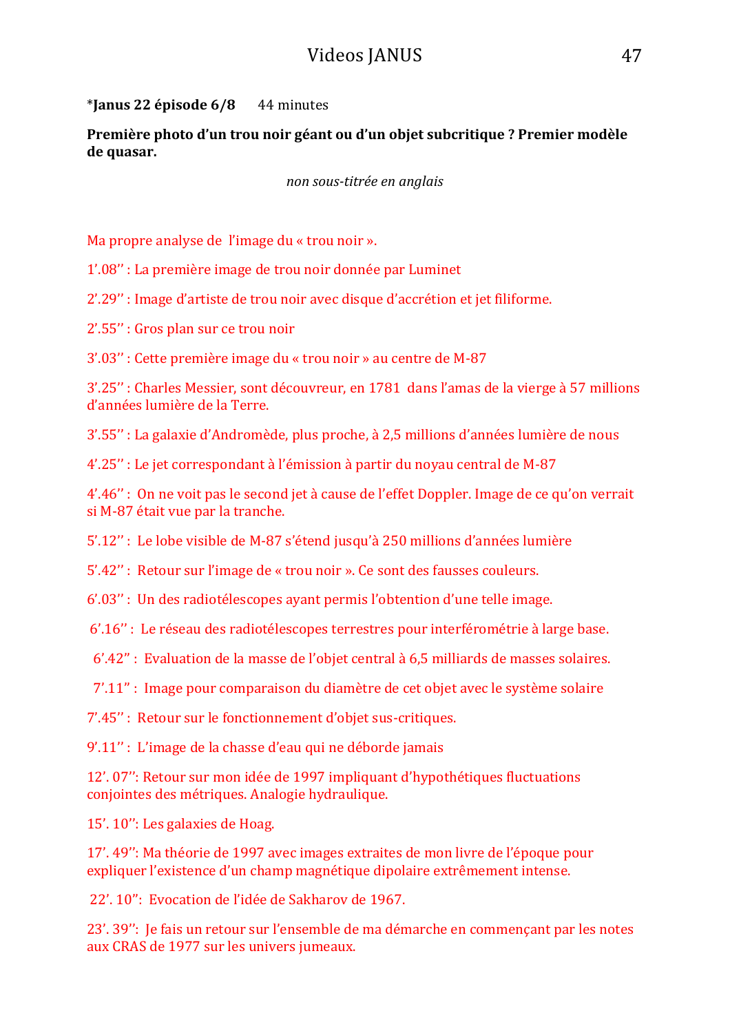*​**Janus 22 épisode 6/8** 44 minutes

**Première photo d'un trou noir géant ou d'un objet subcritique ? Premier modèle de quasar.**

*non sous-titrée en anglais*

Ma propre analyse de l'image du « trou noir ».

1'.08'' : La première image de trou noir donnée par Luminet

2'.29'' : Image d'artiste de trou noir avec disque d'accrétion et jet filiforme.

2'.55'' : Gros plan sur ce trou noir

3'.03'' : Cette première image du « trou noir » au centre de M-87

3'.25'' : Charles Messier, sont découvreur, en 1781 dans l'amas de la vierge à 57 millions d'années lumière de la Terre.

3'.55'' : La galaxie d'Andromède, plus proche, à 2,5 millions d'années lumière de nous

4'.25'' : Le jet correspondant à l'émission à partir du noyau central de M-87

4'.46'' : On ne voit pas le second jet à cause de l'effet Doppler. Image de ce qu'on verrait si M-87 était vue par la tranche.

5'.12'' : Le lobe visible de M-87 s'étend jusqu'à 250 millions d'années lumière

5'.42'' : Retour sur l'image de « trou noir ». Ce sont des fausses couleurs.

6'.03'' : Un des radiotélescopes ayant permis l'obtention d'une telle image.

6'.16'' : Le réseau des radiotélescopes terrestres pour interférométrie à large base.

6'.42'' : Evaluation de la masse de l'objet central à 6,5 milliards de masses solaires.

7'.11'' : Image pour comparaison du diamètre de cet objet avec le système solaire

7'.45'' : Retour sur le fonctionnement d'objet sus-critiques.

9'.11'' : L'image de la chasse d'eau qui ne déborde jamais

12'. 07'': Retour sur mon idée de 1997 impliquant d'hypothétiques fluctuations conjointes des métriques. Analogie hydraulique.

15'. 10'': Les galaxies de Hoag.

17'. 49'': Ma théorie de 1997 avec images extraites de mon livre de l'époque pour expliquer l'existence d'un champ magnétique dipolaire extrêmement intense.

22'. 10'': Evocation de l'idée de Sakharov de 1967.

23'. 39'': Je fais un retour sur l'ensemble de ma démarche en commençant par les notes aux CRAS de 1977 sur les univers jumeaux.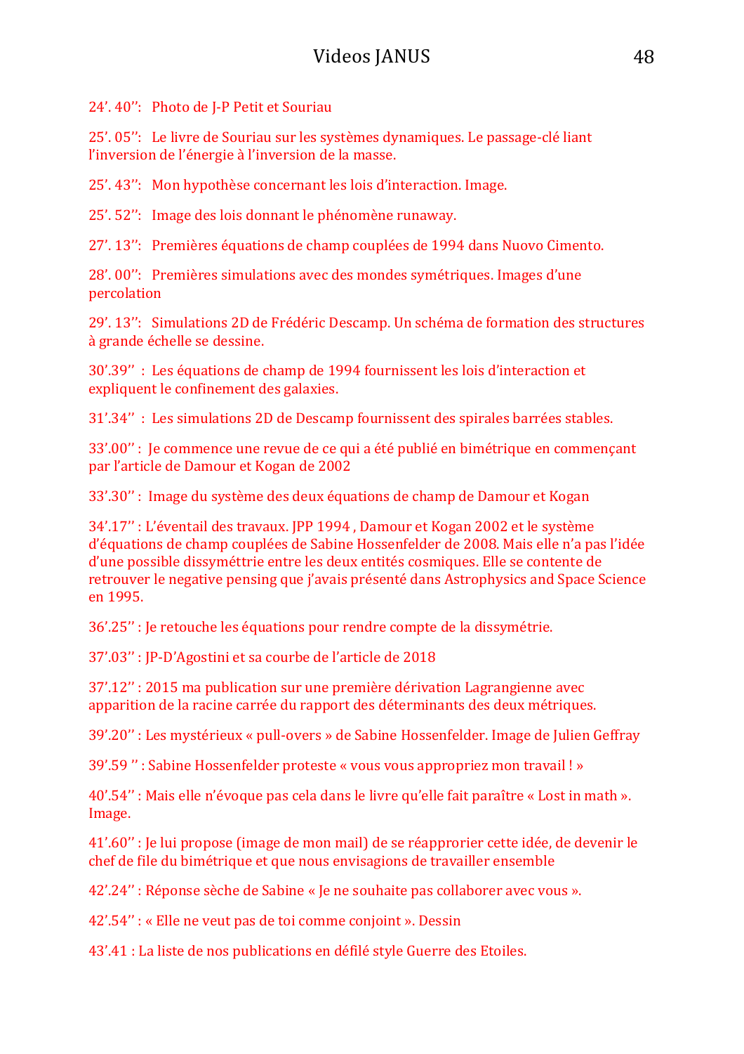24’. 40’’: Photo de J-P Petit et Souriau

25’. 05’’: Le livre de Souriau sur les systèmes dynamiques. Le passage-clé liant l’inversion de l’énergie à l’inversion de la masse.

25’. 43’’: Mon hypothèse concernant les lois d’interaction. Image.

25’. 52’’: Image des lois donnant le phénomène runaway.

27’. 13’’: Premières équations de champ couplées de 1994 dans Nuovo Cimento.

28’. 00’’: Premières simulations avec des mondes symétriques. Images d’une percolation

29’. 13’’: Simulations 2D de Frédéric Descamp. Un schéma de formation des structures à grande échelle se dessine.

30’.39’’ : Les équations de champ de 1994 fournissent les lois d’interaction et expliquent le confinement des galaxies.

31’.34’’ : Les simulations 2D de Descamp fournissent des spirales barrées stables.

33’.00’’ : Je commence une revue de ce qui a été publié en bimétrique en commençant par l’article de Damour et Kogan de 2002

33’.30’’ : Image du système des deux équations de champ de Damour et Kogan

34’.17’’ : L’éventail des travaux. JPP 1994 , Damour et Kogan 2002 et le système d’équations de champ couplées de Sabine Hossenfelder de 2008. Mais elle n’a pas l’idée d’une possible dissyméttrie entre les deux entités cosmiques. Elle se contente de retrouver le negative pensing que j’avais présenté dans Astrophysics and Space Science en 1995.

36’.25’’ : Je retouche les équations pour rendre compte de la dissymétrie.

37’.03’’ : JP-D’Agostini et sa courbe de l’article de 2018

37’.12’’ : 2015 ma publication sur une première dérivation Lagrangienne avec apparition de la racine carrée du rapport des déterminants des deux métriques.

39’.20’’ : Les mystérieux « pull-overs » de Sabine Hossenfelder. Image de Julien Geffray

39’.59 ’’ : Sabine Hossenfelder proteste « vous vous appropriez mon travail ! »

40’.54’’ : Mais elle n’évoque pas cela dans le livre qu’elle fait paraître « Lost in math ». Image.

41’.60’’ : Je lui propose (image de mon mail) de se réapprorier cette idée, de devenir le chef de file du bimétrique et que nous envisagions de travailler ensemble

42’.24’’ : Réponse sèche de Sabine « Je ne souhaite pas collaborer avec vous ».

42’.54’’ : « Elle ne veut pas de toi comme conjoint ». Dessin

43’.41 : La liste de nos publications en défilé style Guerre des Etoiles.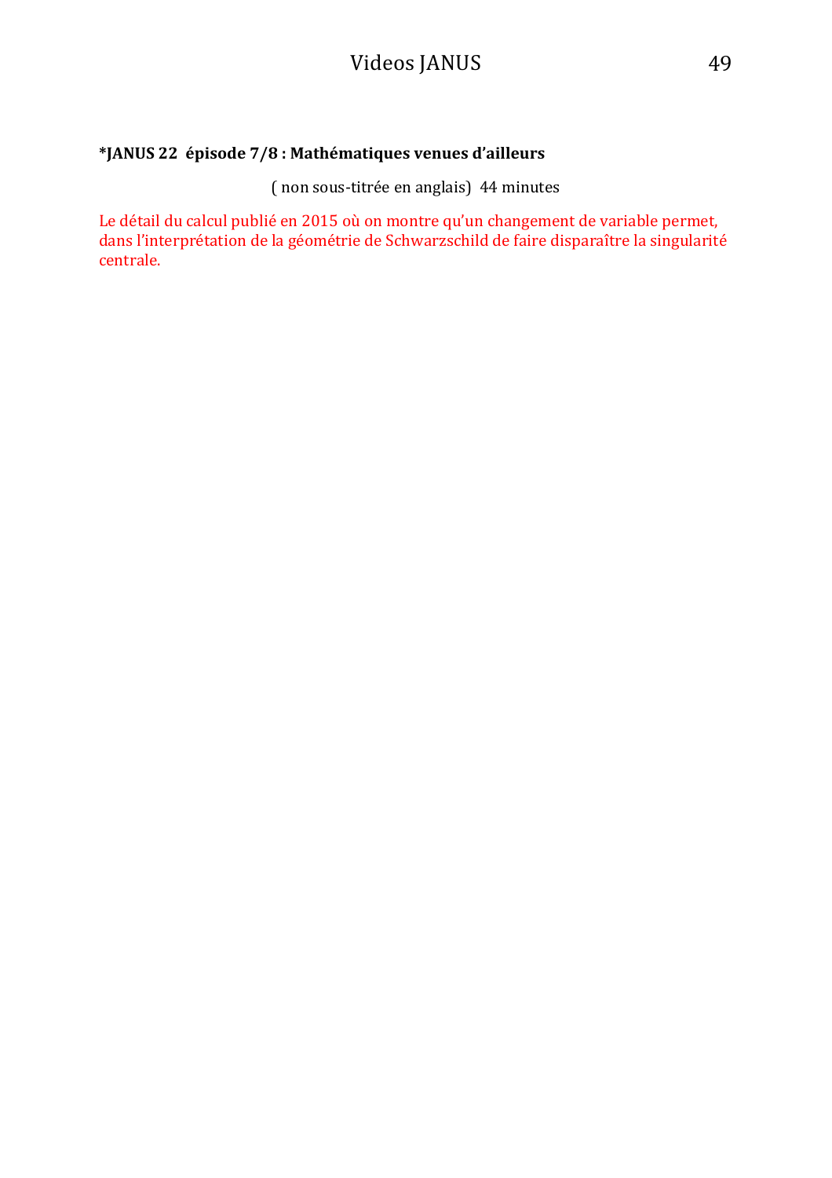**\*JANUS 22  épisode 7/8 : Mathématiques venues d'ailleurs**

( non sous-titrée en anglais)  44 minutes

Le détail du calcul publié en 2015 où on montre qu'un changement de variable permet, dans l'interprétation de la géométrie de Schwarzschild de faire disparaître la singularité centrale.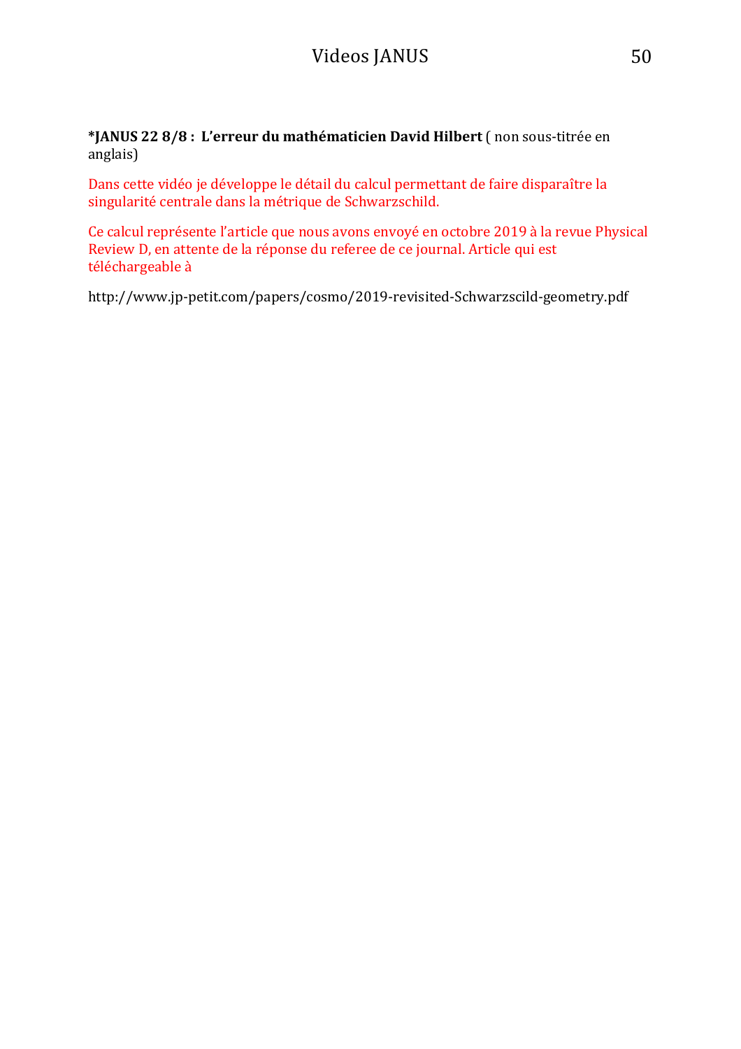**\*JANUS 22 8/8 : L'erreur du mathématicien David Hilbert** ( non sous-titrée en anglais)

Dans cette vidéo je développe le détail du calcul permettant de faire disparaître la singularité centrale dans la métrique de Schwarzschild.

Ce calcul représente l'article que nous avons envoyé en octobre 2019 à la revue Physical Review D, en attente de la réponse du referee de ce journal. Article qui est téléchargeable à

http://www.jp-petit.com/papers/cosmo/2019-revisited-Schwarzscild-geometry.pdf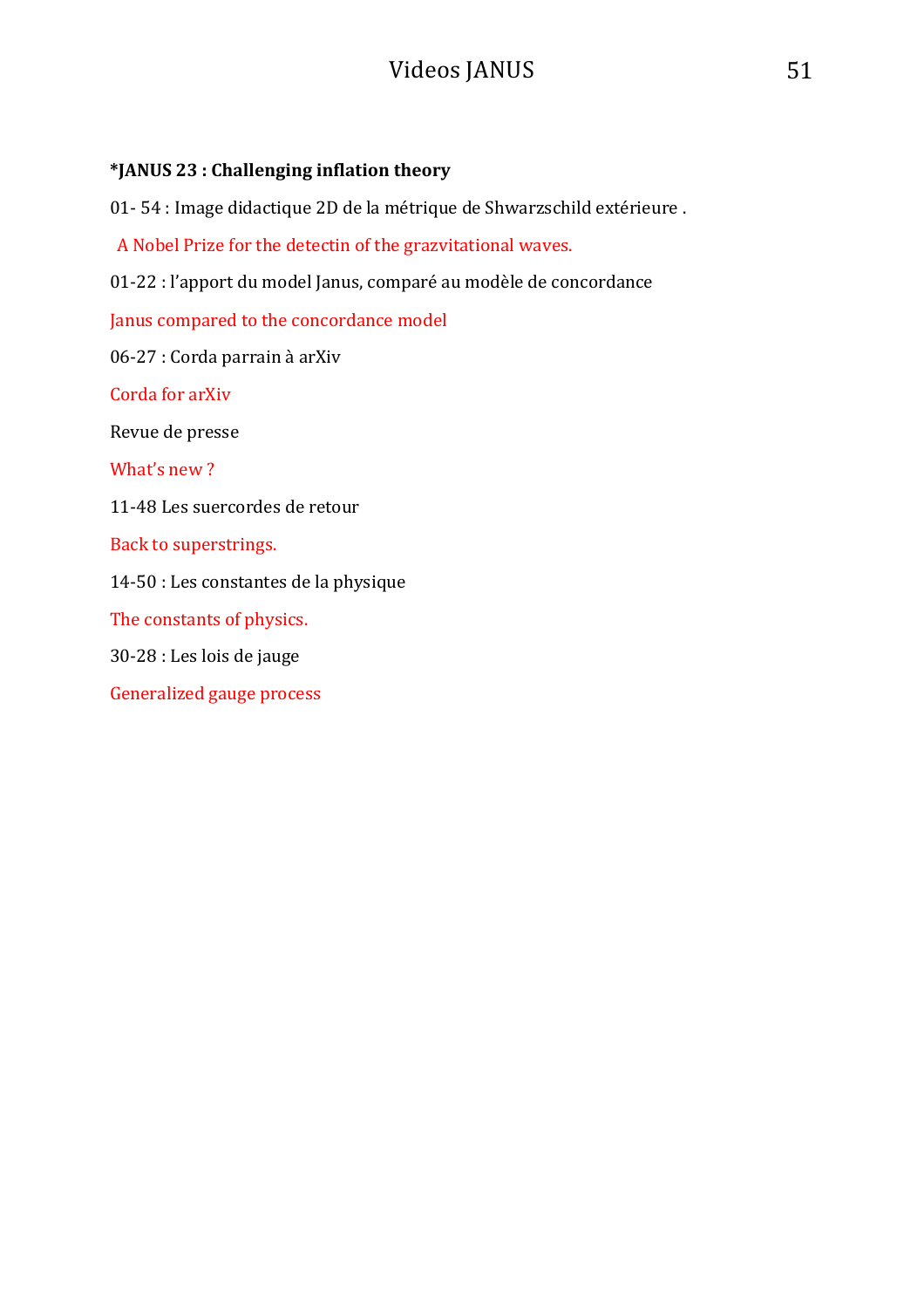**\*JANUS 23 : Challenging inflation theory**

01- 54 : Image didactique 2D de la métrique de Shwarzschild extérieure .

A Nobel Prize for the detectin of the grazvitational waves.

01-22 : l'apport du model Janus, comparé au modèle de concordance

Janus compared to the concordance model

06-27 : Corda parrain à arXiv

Corda for arXiv

Revue de presse

What's new ?

11-48 Les suercordes de retour

Back to superstrings.

14-50 : Les constantes de la physique

The constants of physics.

30-28 : Les lois de jauge

Generalized gauge process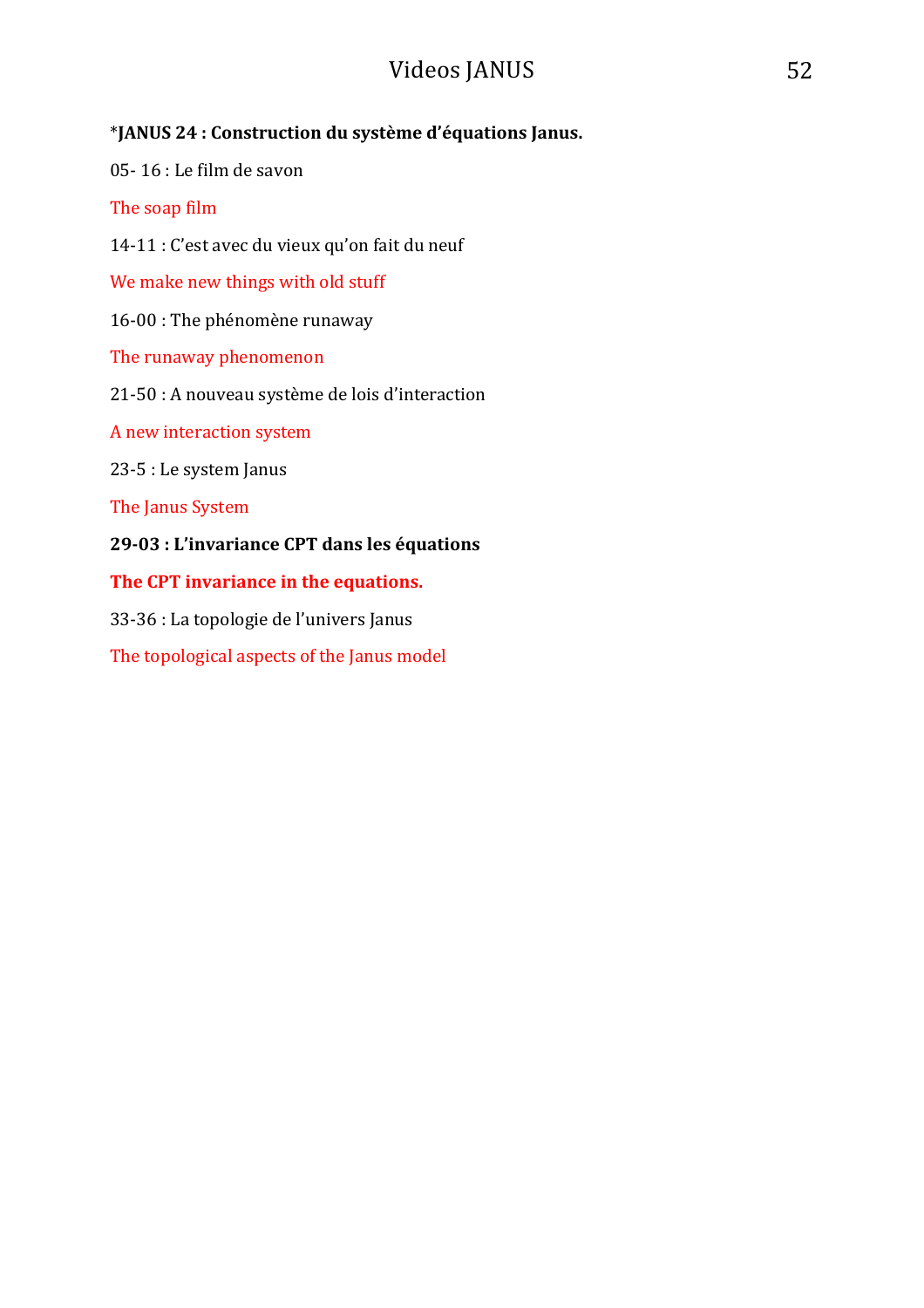***JANUS 24 : Construction du système d'équations Janus.**

05- 16 : Le film de savon

The soap film

14-11 : C'est avec du vieux qu'on fait du neuf

We make new things with old stuff

16-00 : The phénomène runaway

The runaway phenomenon

21-50 : A nouveau système de lois d'interaction

A new interaction system

23-5 : Le system Janus

The Janus System

**29-03 : L'invariance CPT dans les équations**

**The CPT invariance in the equations.**

33-36 : La topologie de l'univers Janus

The topological aspects of the Janus model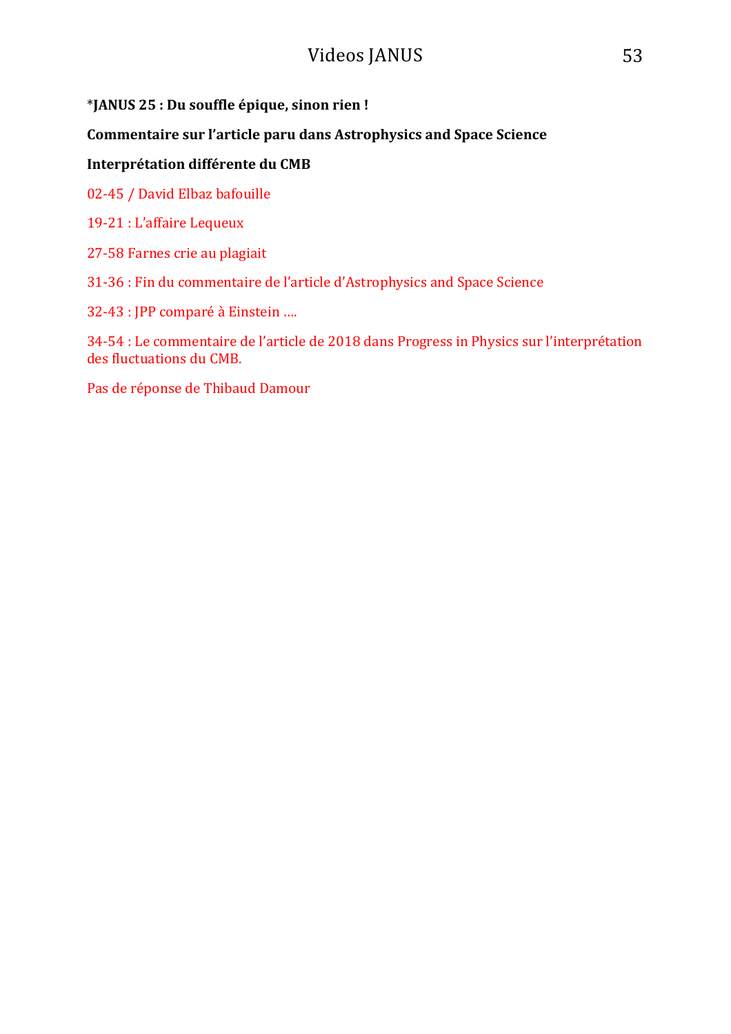*JANUS 25 : Du souffle épique, sinon rien !**

**Commentaire sur l'article paru dans Astrophysics and Space Science**

**Interprétation différente du CMB**

02-45 / David Elbaz bafouille

19-21 : L'affaire Lequeux

27-58 Farnes crie au plagiait

31-36 : Fin du commentaire de l'article d'Astrophysics and Space Science

32-43 : JPP comparé à Einstein ….

34-54 : Le commentaire de l'article de 2018 dans Progress in Physics sur l'interprétation des fluctuations du CMB.

Pas de réponse de Thibaud Damour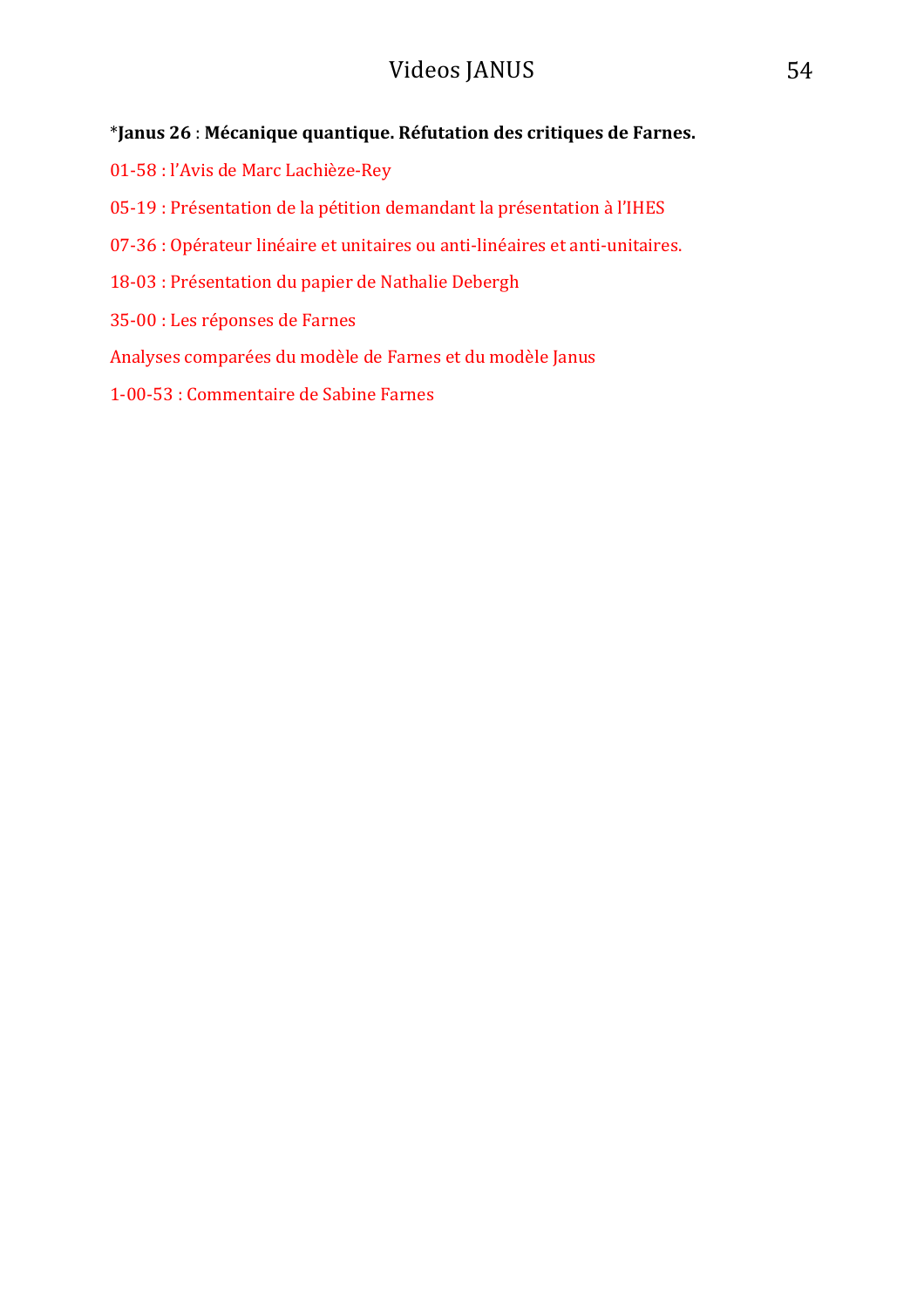*Janus 26 : **Mécanique quantique. Réfutation des critiques de Farnes.**

01-58 : l'Avis de Marc Lachièze-Rey

05-19 : Présentation de la pétition demandant la présentation à l'IHES

07-36 : Opérateur linéaire et unitaires ou anti-linéaires et anti-unitaires.

18-03 : Présentation du papier de Nathalie Debergh

35-00 : Les réponses de Farnes

Analyses comparées du modèle de Farnes et du modèle Janus

1-00-53 : Commentaire de Sabine Farnes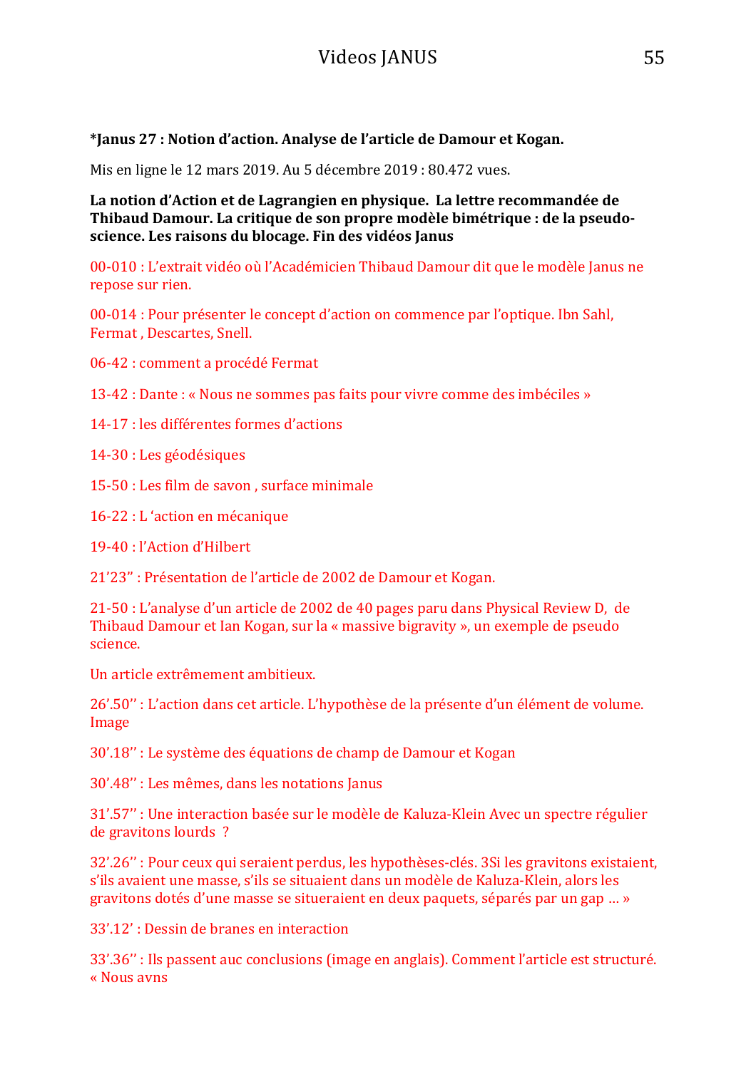**\*Janus 27 : Notion d'action. Analyse de l'article de Damour et Kogan.**

Mis en ligne le 12 mars 2019. Au 5 décembre 2019 : 80.472 vues.

**La notion d'Action et de Lagrangien en physique. La lettre recommandée de Thibaud Damour. La critique de son propre modèle bimétrique : de la pseudo-science. Les raisons du blocage. Fin des vidéos Janus**

00-010 : L'extrait vidéo où l'Académicien Thibaud Damour dit que le modèle Janus ne repose sur rien.

00-014 : Pour présenter le concept d'action on commence par l'optique. Ibn Sahl, Fermat , Descartes, Snell.

06-42 : comment a procédé Fermat

13-42 : Dante : « Nous ne sommes pas faits pour vivre comme des imbéciles »

14-17 : les différentes formes d'actions

14-30 : Les géodésiques

15-50 : Les film de savon , surface minimale

16-22 : L 'action en mécanique

19-40 : l'Action d'Hilbert

21'23" : Présentation de l'article de 2002 de Damour et Kogan.

21-50 : L'analyse d'un article de 2002 de 40 pages paru dans Physical Review D, de Thibaud Damour et Ian Kogan, sur la « massive bigravity », un exemple de pseudo science.

Un article extrêmement ambitieux.

26'.50'' : L'action dans cet article. L'hypothèse de la présente d'un élément de volume. Image

30'.18'' : Le système des équations de champ de Damour et Kogan

30'.48'' : Les mêmes, dans les notations Janus

31'.57'' : Une interaction basée sur le modèle de Kaluza-Klein Avec un spectre régulier de gravitons lourds ?

32'.26'' : Pour ceux qui seraient perdus, les hypothèses-clés. 3Si les gravitons existaient, s'ils avaient une masse, s'ils se situaient dans un modèle de Kaluza-Klein, alors les gravitons dotés d'une masse se situeraient en deux paquets, séparés par un gap … »

33'.12' : Dessin de branes en interaction

33'.36'' : Ils passent auc conclusions (image en anglais). Comment l'article est structuré. « Nous avns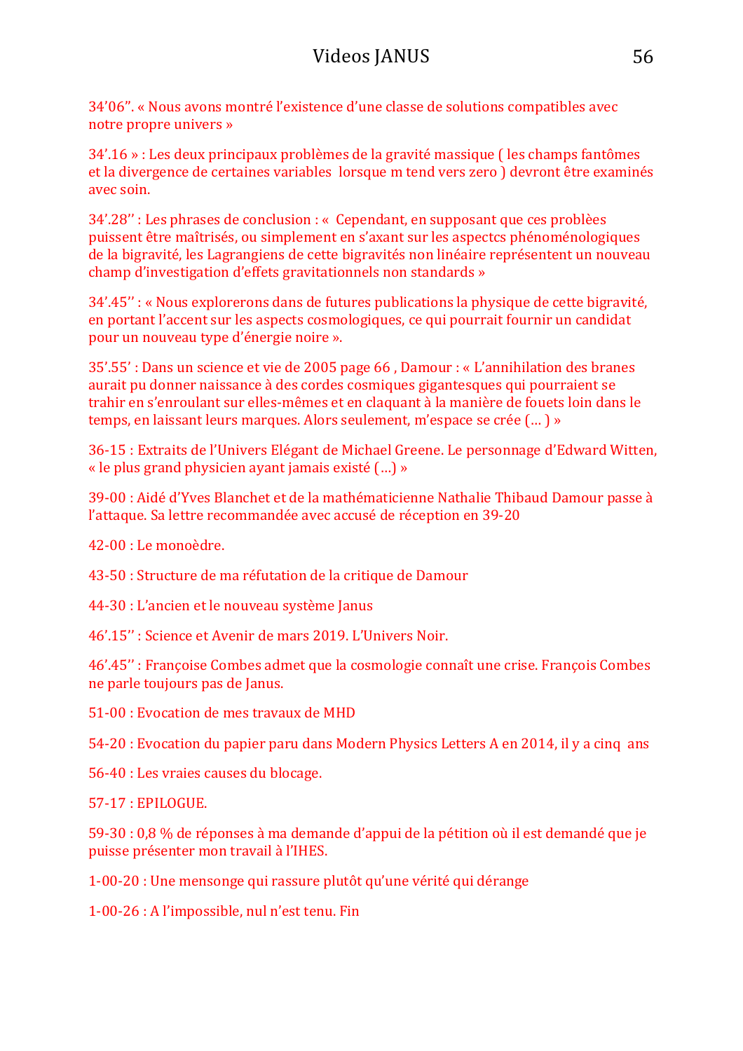34'06". « Nous avons montré l'existence d'une classe de solutions compatibles avec notre propre univers »

34'.16 » : Les deux principaux problèmes de la gravité massique ( les champs fantômes et la divergence de certaines variables lorsque m tend vers zero ) devront être examinés avec soin.

34'.28'' : Les phrases de conclusion : « Cependant, en supposant que ces problèes puissent être maîtrisés, ou simplement en s'axant sur les aspectcs phénoménologiques de la bigravité, les Lagrangiens de cette bigravités non linéaire représentent un nouveau champ d'investigation d'effets gravitationnels non standards »

34'.45'' : « Nous explorerons dans de futures publications la physique de cette bigravité, en portant l'accent sur les aspects cosmologiques, ce qui pourrait fournir un candidat pour un nouveau type d'énergie noire ».

35'.55' : Dans un science et vie de 2005 page 66 , Damour : « L'annihilation des branes aurait pu donner naissance à des cordes cosmiques gigantesques qui pourraient se trahir en s'enroulant sur elles-mêmes et en claquant à la manière de fouets loin dans le temps, en laissant leurs marques. Alors seulement, m'espace se crée (… ) »

36-15 : Extraits de l'Univers Elégant de Michael Greene. Le personnage d'Edward Witten, « le plus grand physicien ayant jamais existé (…) »

39-00 : Aidé d'Yves Blanchet et de la mathématicienne Nathalie Thibaud Damour passe à l'attaque. Sa lettre recommandée avec accusé de réception en 39-20

42-00 : Le monoèdre.

43-50 : Structure de ma réfutation de la critique de Damour

44-30 : L'ancien et le nouveau système Janus

46'.15'' : Science et Avenir de mars 2019. L'Univers Noir.

46'.45'' : Françoise Combes admet que la cosmologie connaît une crise. François Combes ne parle toujours pas de Janus.

51-00 : Evocation de mes travaux de MHD

54-20 : Evocation du papier paru dans Modern Physics Letters A en 2014, il y a cinq ans

56-40 : Les vraies causes du blocage.

57-17 : EPILOGUE.

59-30 : 0,8 % de réponses à ma demande d'appui de la pétition où il est demandé que je puisse présenter mon travail à l'IHES.

1-00-20 : Une mensonge qui rassure plutôt qu'une vérité qui dérange

1-00-26 : A l'impossible, nul n'est tenu. Fin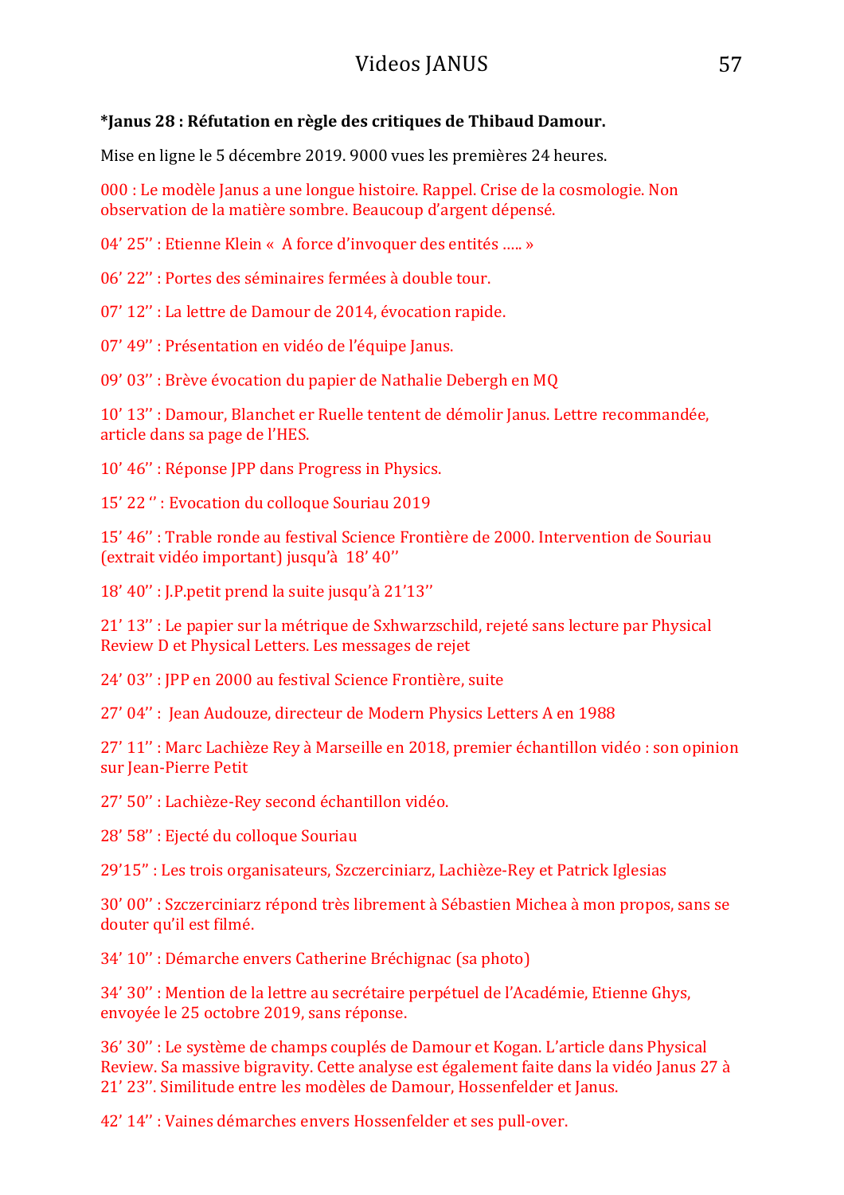**\*Janus 28 : Réfutation en règle des critiques de Thibaud Damour.**

Mise en ligne le 5 décembre 2019. 9000 vues les premières 24 heures.

000 : Le modèle Janus a une longue histoire. Rappel. Crise de la cosmologie. Non observation de la matière sombre. Beaucoup d'argent dépensé.

04' 25'' : Etienne Klein « A force d'invoquer des entités ….. »

06' 22'' : Portes des séminaires fermées à double tour.

07' 12'' : La lettre de Damour de 2014, évocation rapide.

07' 49'' : Présentation en vidéo de l'équipe Janus.

09' 03'' : Brève évocation du papier de Nathalie Debergh en MQ

10' 13'' : Damour, Blanchet er Ruelle tentent de démolir Janus. Lettre recommandée, article dans sa page de l'HES.

10' 46'' : Réponse JPP dans Progress in Physics.

15' 22 '' : Evocation du colloque Souriau 2019

15' 46'' : Trable ronde au festival Science Frontière de 2000. Intervention de Souriau (extrait vidéo important) jusqu'à 18' 40''

18' 40'' : J.P.petit prend la suite jusqu'à 21'13''

21' 13'' : Le papier sur la métrique de Sxhwarzschild, rejeté sans lecture par Physical Review D et Physical Letters. Les messages de rejet

24' 03'' : JPP en 2000 au festival Science Frontière, suite

27' 04'' : Jean Audouze, directeur de Modern Physics Letters A en 1988

27' 11'' : Marc Lachièze Rey à Marseille en 2018, premier échantillon vidéo : son opinion sur Jean-Pierre Petit

27' 50'' : Lachièze-Rey second échantillon vidéo.

28' 58'' : Ejecté du colloque Souriau

29'15'' : Les trois organisateurs, Szczerciniarz, Lachièze-Rey et Patrick Iglesias

30' 00'' : Szczerciniarz répond très librement à Sébastien Michea à mon propos, sans se douter qu'il est filmé.

34' 10'' : Démarche envers Catherine Bréchignac (sa photo)

34' 30'' : Mention de la lettre au secrétaire perpétuel de l'Académie, Etienne Ghys, envoyée le 25 octobre 2019, sans réponse.

36' 30'' : Le système de champs couplés de Damour et Kogan. L'article dans Physical Review. Sa massive bigravity. Cette analyse est également faite dans la vidéo Janus 27 à 21' 23''. Similitude entre les modèles de Damour, Hossenfelder et Janus.

42' 14'' : Vaines démarches envers Hossenfelder et ses pull-over.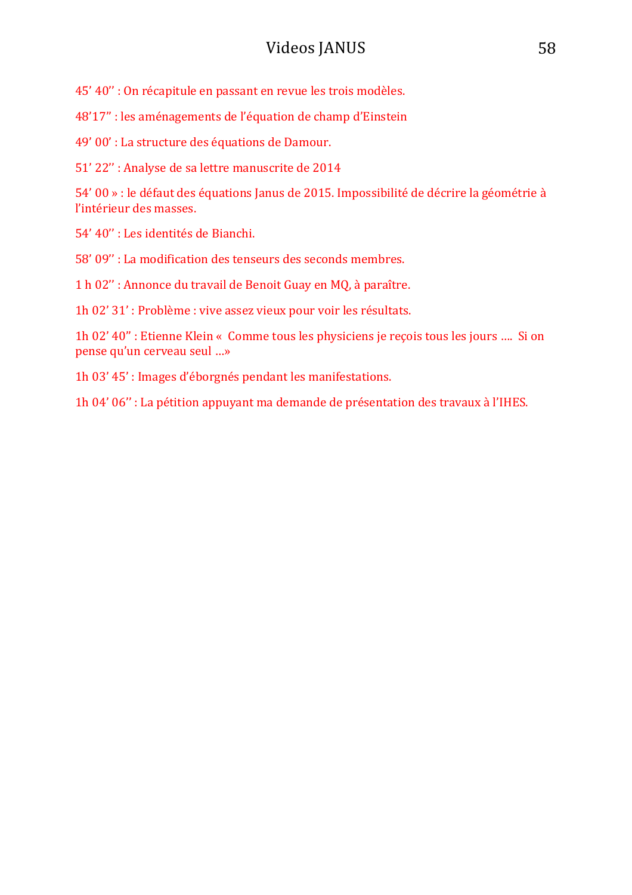45’ 40’’ : On récapitule en passant en revue les trois modèles.

48’17” : les aménagements de l’équation de champ d’Einstein

49’ 00’ : La structure des équations de Damour.

51’ 22’’ : Analyse de sa lettre manuscrite de 2014

54’ 00 » : le défaut des équations Janus de 2015. Impossibilité de décrire la géométrie à l’intérieur des masses.

54’ 40’’ : Les identités de Bianchi.

58’ 09’’ : La modification des tenseurs des seconds membres.

1 h 02’’ : Annonce du travail de Benoit Guay en MQ, à paraître.

1h 02’ 31’ : Problème : vive assez vieux pour voir les résultats.

1h 02’ 40” : Etienne Klein «  Comme tous les physiciens je reçois tous les jours ….  Si on pense qu’un cerveau seul …»

1h 03’ 45’ : Images d’éborgnés pendant les manifestations.

1h 04’ 06’’ : La pétition appuyant ma demande de présentation des travaux à l’IHES.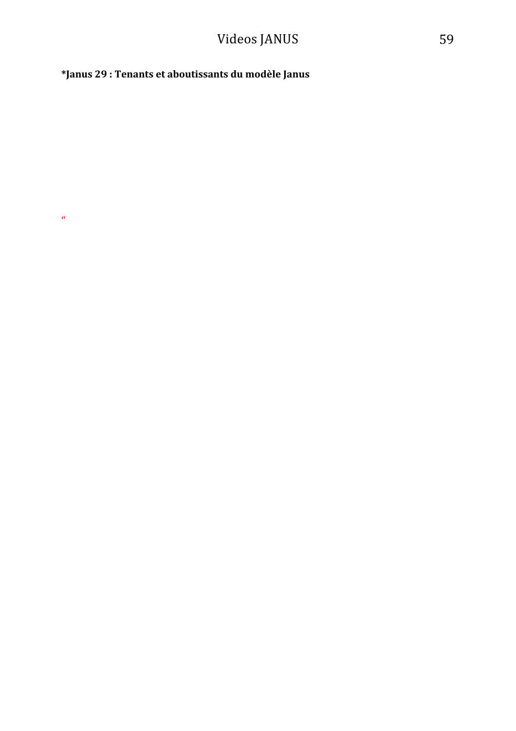**\*Janus 29 : Tenants et aboutissants du modèle Janus**

"